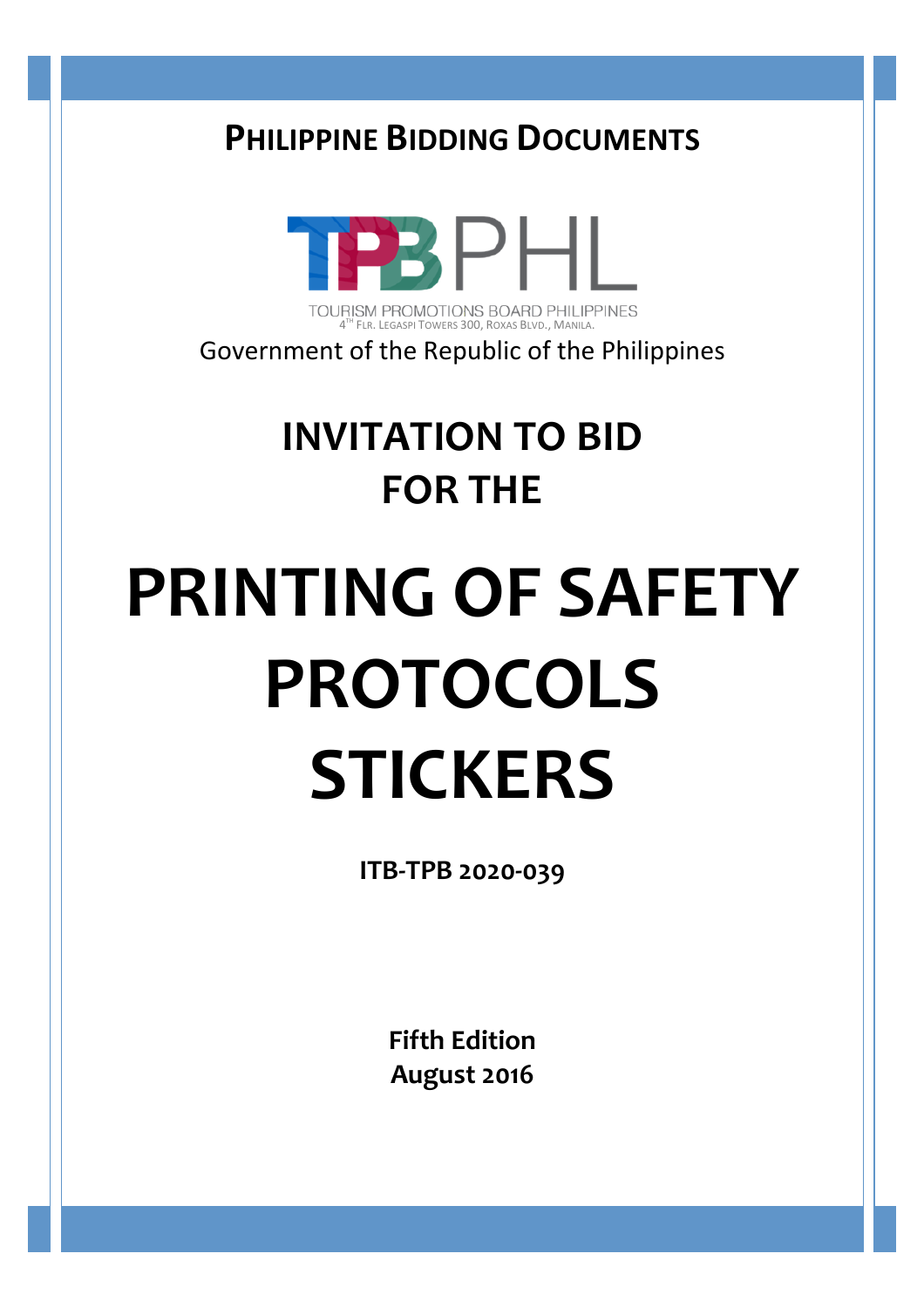# PHILIPPINE BIDDING DOCUMENTS

TPBPHL

TOURISM PROMOTIONS BOARD PHILIPPINES
4TH FLR. LEGASPI TOWERS 300, ROXAS BLVD., MANILA.

Government of the Republic of the Philippines

## INVITATION TO BID FOR THE

# PRINTING OF SAFETY PROTOCOLS STICKERS

**ITB-TPB 2020-039**

**Fifth Edition**
**August 2016**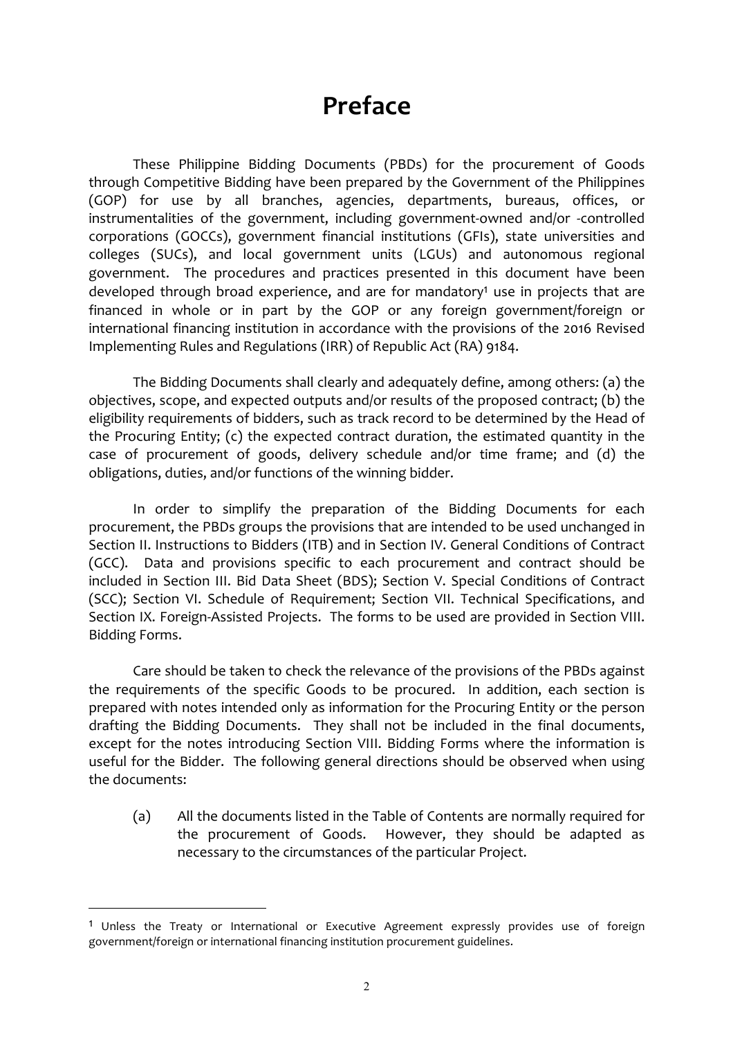# Preface

These Philippine Bidding Documents (PBDs) for the procurement of Goods through Competitive Bidding have been prepared by the Government of the Philippines (GOP) for use by all branches, agencies, departments, bureaus, offices, or instrumentalities of the government, including government-owned and/or -controlled corporations (GOCCs), government financial institutions (GFIs), state universities and colleges (SUCs), and local government units (LGUs) and autonomous regional government. The procedures and practices presented in this document have been developed through broad experience, and are for mandatory[1] use in projects that are financed in whole or in part by the GOP or any foreign government/foreign or international financing institution in accordance with the provisions of the 2016 Revised Implementing Rules and Regulations (IRR) of Republic Act (RA) 9184.

The Bidding Documents shall clearly and adequately define, among others: (a) the objectives, scope, and expected outputs and/or results of the proposed contract; (b) the eligibility requirements of bidders, such as track record to be determined by the Head of the Procuring Entity; (c) the expected contract duration, the estimated quantity in the case of procurement of goods, delivery schedule and/or time frame; and (d) the obligations, duties, and/or functions of the winning bidder.

In order to simplify the preparation of the Bidding Documents for each procurement, the PBDs groups the provisions that are intended to be used unchanged in Section II. Instructions to Bidders (ITB) and in Section IV. General Conditions of Contract (GCC). Data and provisions specific to each procurement and contract should be included in Section III. Bid Data Sheet (BDS); Section V. Special Conditions of Contract (SCC); Section VI. Schedule of Requirement; Section VII. Technical Specifications, and Section IX. Foreign-Assisted Projects. The forms to be used are provided in Section VIII. Bidding Forms.

Care should be taken to check the relevance of the provisions of the PBDs against the requirements of the specific Goods to be procured. In addition, each section is prepared with notes intended only as information for the Procuring Entity or the person drafting the Bidding Documents. They shall not be included in the final documents, except for the notes introducing Section VIII. Bidding Forms where the information is useful for the Bidder. The following general directions should be observed when using the documents:

(a) All the documents listed in the Table of Contents are normally required for the procurement of Goods. However, they should be adapted as necessary to the circumstances of the particular Project.

---

[1] Unless the Treaty or International or Executive Agreement expressly provides use of foreign government/foreign or international financing institution procurement guidelines.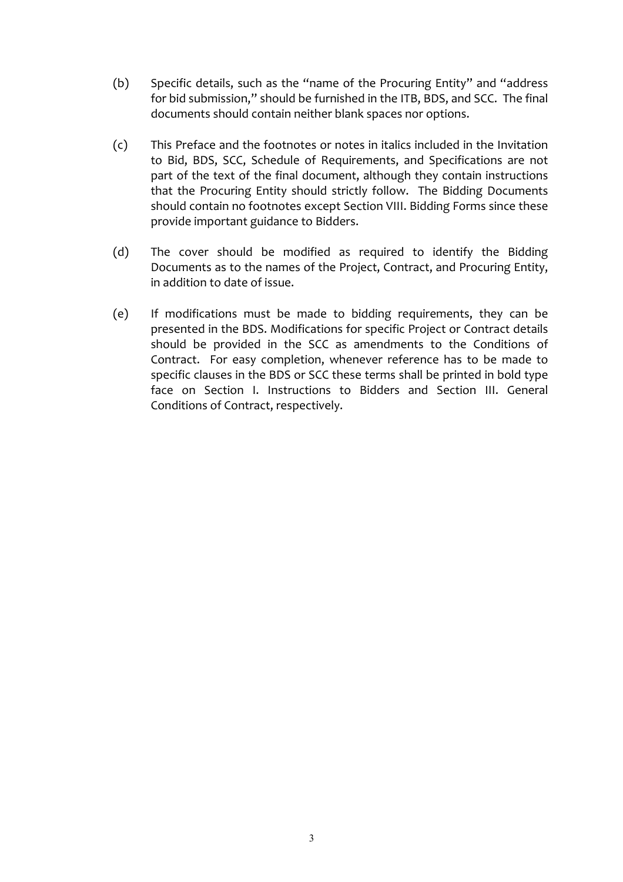(b) Specific details, such as the "name of the Procuring Entity" and "address for bid submission," should be furnished in the ITB, BDS, and SCC. The final documents should contain neither blank spaces nor options.

(c) This Preface and the footnotes or notes in italics included in the Invitation to Bid, BDS, SCC, Schedule of Requirements, and Specifications are not part of the text of the final document, although they contain instructions that the Procuring Entity should strictly follow. The Bidding Documents should contain no footnotes except Section VIII. Bidding Forms since these provide important guidance to Bidders.

(d) The cover should be modified as required to identify the Bidding Documents as to the names of the Project, Contract, and Procuring Entity, in addition to date of issue.

(e) If modifications must be made to bidding requirements, they can be presented in the BDS. Modifications for specific Project or Contract details should be provided in the SCC as amendments to the Conditions of Contract. For easy completion, whenever reference has to be made to specific clauses in the BDS or SCC these terms shall be printed in bold type face on Section I. Instructions to Bidders and Section III. General Conditions of Contract, respectively.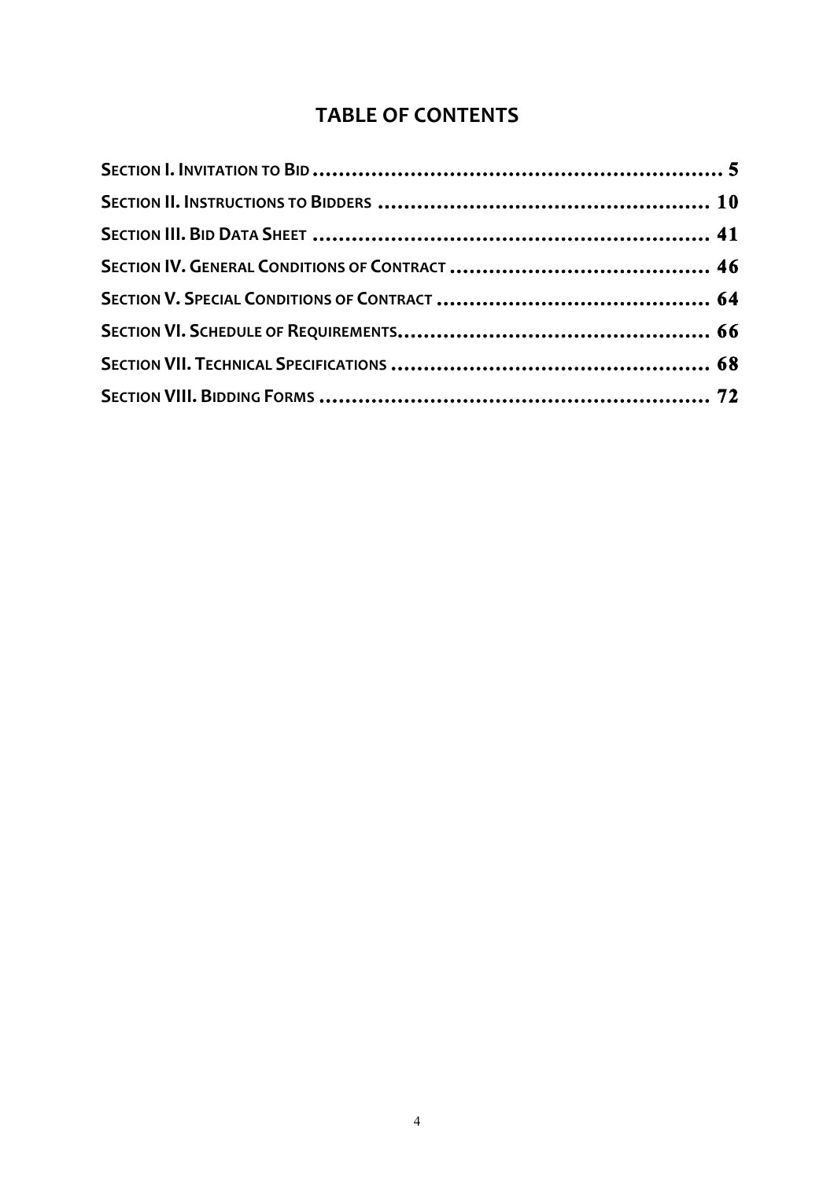# TABLE OF CONTENTS

**SECTION I. INVITATION TO BID ................................................................ 5**

**SECTION II. INSTRUCTIONS TO BIDDERS ................................................... 10**

**SECTION III. BID DATA SHEET ............................................................. 41**

**SECTION IV. GENERAL CONDITIONS OF CONTRACT ........................................ 46**

**SECTION V. SPECIAL CONDITIONS OF CONTRACT .......................................... 64**

**SECTION VI. SCHEDULE OF REQUIREMENTS................................................ 66**

**SECTION VII. TECHNICAL SPECIFICATIONS ................................................. 68**

**SECTION VIII. BIDDING FORMS ............................................................ 72**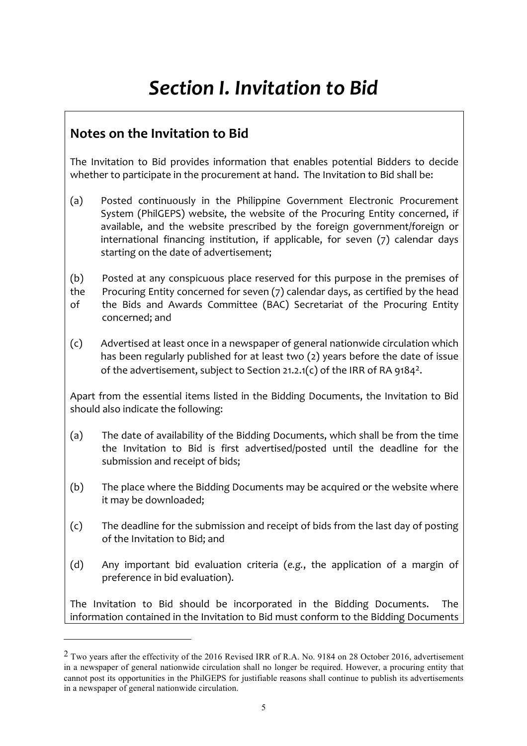# *Section I. Invitation to Bid*

## Notes on the Invitation to Bid

The Invitation to Bid provides information that enables potential Bidders to decide whether to participate in the procurement at hand. The Invitation to Bid shall be:

(a) Posted continuously in the Philippine Government Electronic Procurement System (PhilGEPS) website, the website of the Procuring Entity concerned, if available, and the website prescribed by the foreign government/foreign or international financing institution, if applicable, for seven (7) calendar days starting on the date of advertisement;

(b) Posted at any conspicuous place reserved for this purpose in the premises of the Procuring Entity concerned for seven (7) calendar days, as certified by the head of the Bids and Awards Committee (BAC) Secretariat of the Procuring Entity concerned; and

(c) Advertised at least once in a newspaper of general nationwide circulation which has been regularly published for at least two (2) years before the date of issue of the advertisement, subject to Section 21.2.1(c) of the IRR of RA 9184[2].

Apart from the essential items listed in the Bidding Documents, the Invitation to Bid should also indicate the following:

(a) The date of availability of the Bidding Documents, which shall be from the time the Invitation to Bid is first advertised/posted until the deadline for the submission and receipt of bids;

(b) The place where the Bidding Documents may be acquired or the website where it may be downloaded;

(c) The deadline for the submission and receipt of bids from the last day of posting of the Invitation to Bid; and

(d) Any important bid evaluation criteria (*e.g.*, the application of a margin of preference in bid evaluation).

The Invitation to Bid should be incorporated in the Bidding Documents. The information contained in the Invitation to Bid must conform to the Bidding Documents

[2] Two years after the effectivity of the 2016 Revised IRR of R.A. No. 9184 on 28 October 2016, advertisement in a newspaper of general nationwide circulation shall no longer be required. However, a procuring entity that cannot post its opportunities in the PhilGEPS for justifiable reasons shall continue to publish its advertisements in a newspaper of general nationwide circulation.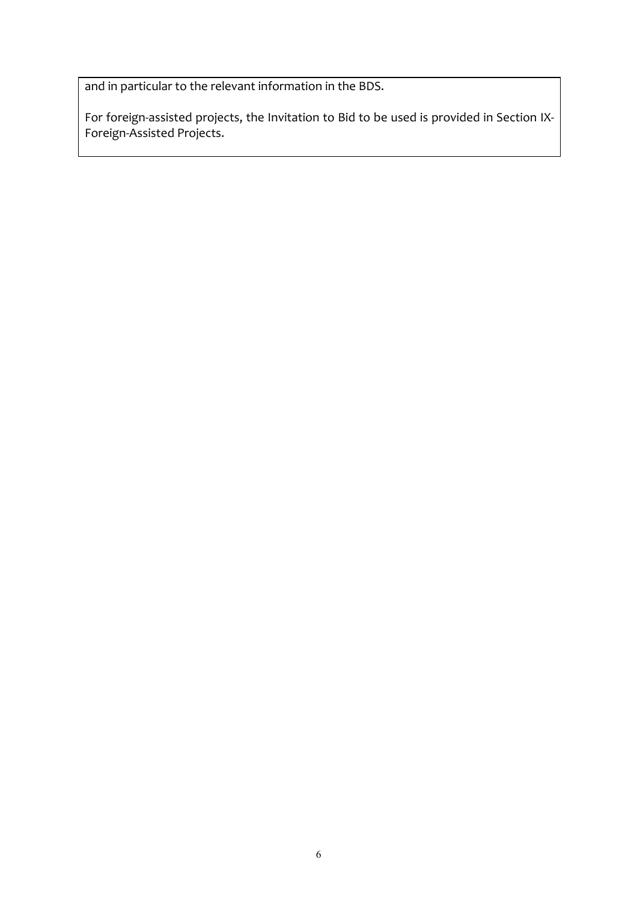and in particular to the relevant information in the BDS.

For foreign-assisted projects, the Invitation to Bid to be used is provided in Section IX-Foreign-Assisted Projects.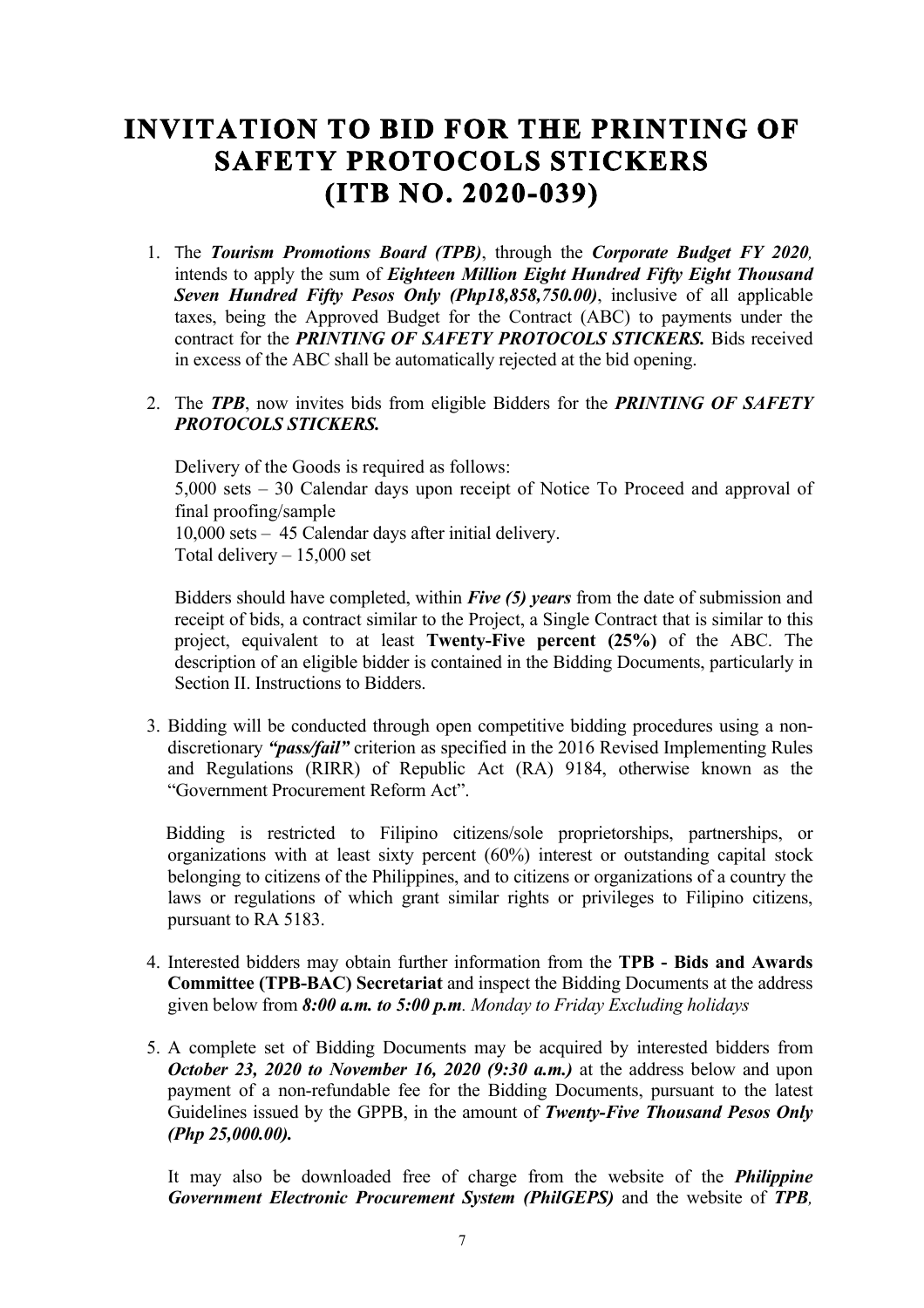# INVITATION TO BID FOR THE PRINTING OF SAFETY PROTOCOLS STICKERS (ITB NO. 2020-039)

1. The ***Tourism Promotions Board (TPB)***, through the ***Corporate Budget FY 2020,*** intends to apply the sum of ***Eighteen Million Eight Hundred Fifty Eight Thousand Seven Hundred Fifty Pesos Only (Php18,858,750.00)***, inclusive of all applicable taxes, being the Approved Budget for the Contract (ABC) to payments under the contract for the ***PRINTING OF SAFETY PROTOCOLS STICKERS.*** Bids received in excess of the ABC shall be automatically rejected at the bid opening.

2. The ***TPB***, now invites bids from eligible Bidders for the ***PRINTING OF SAFETY PROTOCOLS STICKERS.***

   Delivery of the Goods is required as follows:
   5,000 sets – 30 Calendar days upon receipt of Notice To Proceed and approval of final proofing/sample
   10,000 sets – 45 Calendar days after initial delivery.
   Total delivery – 15,000 set

   Bidders should have completed, within ***Five (5) years*** from the date of submission and receipt of bids, a contract similar to the Project, a Single Contract that is similar to this project, equivalent to at least **Twenty-Five percent (25%)** of the ABC. The description of an eligible bidder is contained in the Bidding Documents, particularly in Section II. Instructions to Bidders.

3. Bidding will be conducted through open competitive bidding procedures using a non-discretionary ***"pass/fail"*** criterion as specified in the 2016 Revised Implementing Rules and Regulations (RIRR) of Republic Act (RA) 9184, otherwise known as the "Government Procurement Reform Act".

   Bidding is restricted to Filipino citizens/sole proprietorships, partnerships, or organizations with at least sixty percent (60%) interest or outstanding capital stock belonging to citizens of the Philippines, and to citizens or organizations of a country the laws or regulations of which grant similar rights or privileges to Filipino citizens, pursuant to RA 5183.

4. Interested bidders may obtain further information from the **TPB - Bids and Awards Committee (TPB-BAC) Secretariat** and inspect the Bidding Documents at the address given below from ***8:00 a.m. to 5:00 p.m****. Monday to Friday Excluding holidays*

5. A complete set of Bidding Documents may be acquired by interested bidders from ***October 23, 2020 to November 16, 2020 (9:30 a.m.)*** at the address below and upon payment of a non-refundable fee for the Bidding Documents, pursuant to the latest Guidelines issued by the GPPB, in the amount of ***Twenty-Five Thousand Pesos Only (Php 25,000.00).***

   It may also be downloaded free of charge from the website of the ***Philippine Government Electronic Procurement System (PhilGEPS)*** and the website of ***TPB,***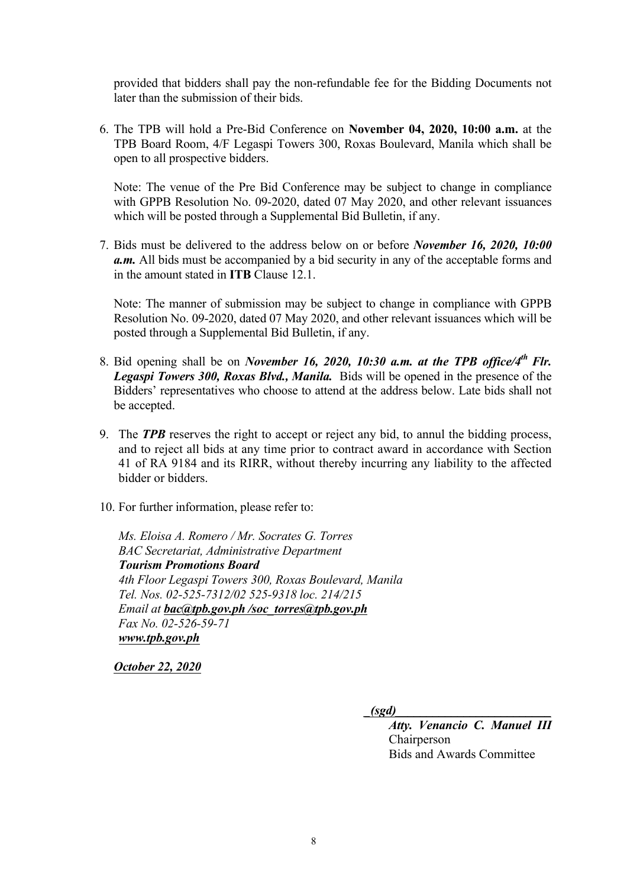provided that bidders shall pay the non-refundable fee for the Bidding Documents not later than the submission of their bids.

6. The TPB will hold a Pre-Bid Conference on **November 04, 2020, 10:00 a.m.** at the TPB Board Room, 4/F Legaspi Towers 300, Roxas Boulevard, Manila which shall be open to all prospective bidders.

   Note: The venue of the Pre Bid Conference may be subject to change in compliance with GPPB Resolution No. 09-2020, dated 07 May 2020, and other relevant issuances which will be posted through a Supplemental Bid Bulletin, if any.

7. Bids must be delivered to the address below on or before ***November 16, 2020, 10:00 a.m.*** All bids must be accompanied by a bid security in any of the acceptable forms and in the amount stated in **ITB** Clause 12.1.

   Note: The manner of submission may be subject to change in compliance with GPPB Resolution No. 09-2020, dated 07 May 2020, and other relevant issuances which will be posted through a Supplemental Bid Bulletin, if any.

8. Bid opening shall be on ***November 16, 2020, 10:30 a.m. at the TPB office/4th Flr. Legaspi Towers 300, Roxas Blvd., Manila.*** Bids will be opened in the presence of the Bidders' representatives who choose to attend at the address below. Late bids shall not be accepted.

9. The ***TPB*** reserves the right to accept or reject any bid, to annul the bidding process, and to reject all bids at any time prior to contract award in accordance with Section 41 of RA 9184 and its RIRR, without thereby incurring any liability to the affected bidder or bidders.

10. For further information, please refer to:

    *Ms. Eloisa A. Romero / Mr. Socrates G. Torres*
    *BAC Secretariat, Administrative Department*
    ***Tourism Promotions Board***
    *4th Floor Legaspi Towers 300, Roxas Boulevard, Manila*
    *Tel. Nos. 02-525-7312/02 525-9318 loc. 214/215*
    *Email at* ***bac@tpb.gov.ph /soc_torres@tpb.gov.ph***
    *Fax No. 02-526-59-71*
    ***www.tpb.gov.ph***

    ***October 22, 2020***

*(sgd)*

***Atty. Venancio C. Manuel III***
Chairperson
Bids and Awards Committee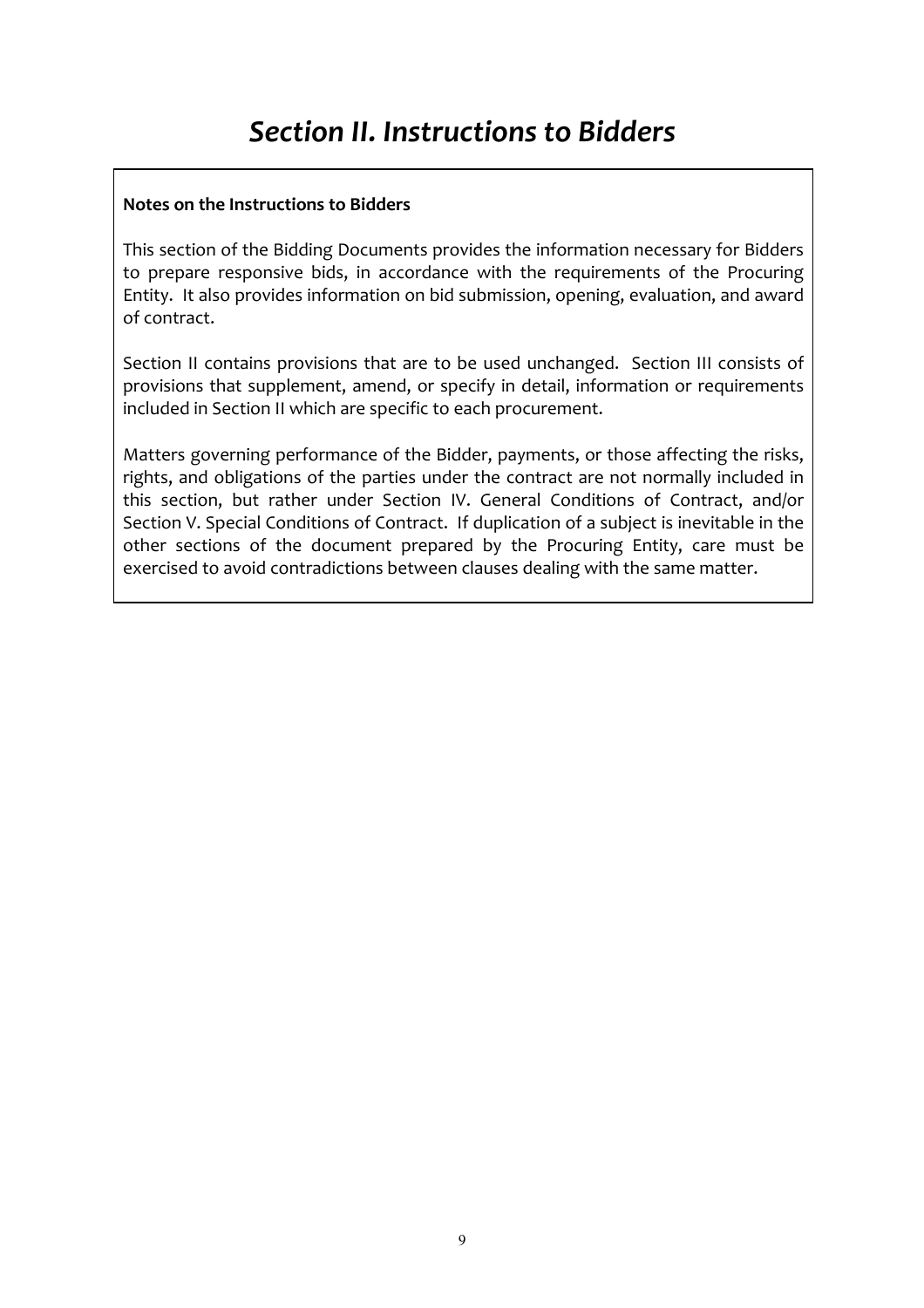# *Section II. Instructions to Bidders*

**Notes on the Instructions to Bidders**

This section of the Bidding Documents provides the information necessary for Bidders to prepare responsive bids, in accordance with the requirements of the Procuring Entity. It also provides information on bid submission, opening, evaluation, and award of contract.

Section II contains provisions that are to be used unchanged. Section III consists of provisions that supplement, amend, or specify in detail, information or requirements included in Section II which are specific to each procurement.

Matters governing performance of the Bidder, payments, or those affecting the risks, rights, and obligations of the parties under the contract are not normally included in this section, but rather under Section IV. General Conditions of Contract, and/or Section V. Special Conditions of Contract. If duplication of a subject is inevitable in the other sections of the document prepared by the Procuring Entity, care must be exercised to avoid contradictions between clauses dealing with the same matter.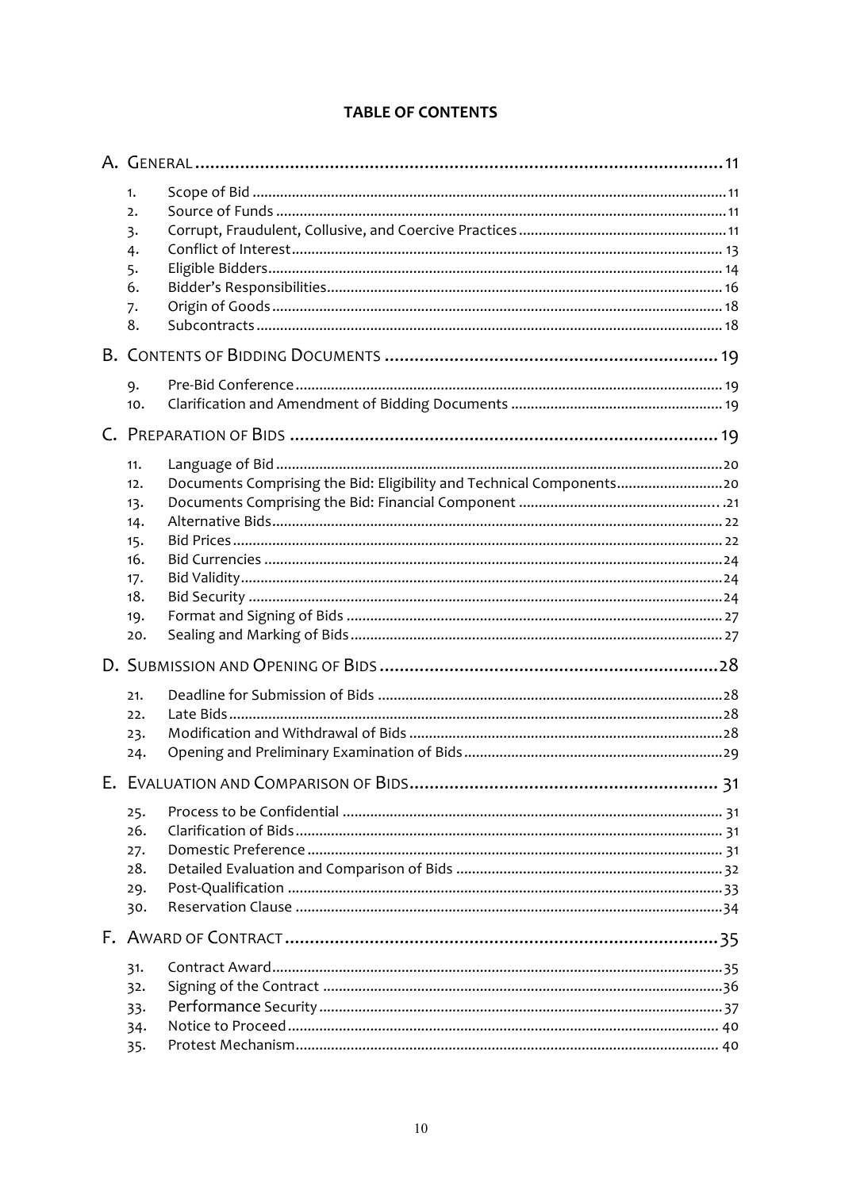# TABLE OF CONTENTS

A. GENERAL ........................................................................................................ 11

1. Scope of Bid ........................................................................................................ 11
2. Source of Funds ........................................................................................................ 11
3. Corrupt, Fraudulent, Collusive, and Coercive Practices ........................................ 11
4. Conflict of Interest ........................................................................................................ 13
5. Eligible Bidders ........................................................................................................ 14
6. Bidder's Responsibilities ........................................................................................................ 16
7. Origin of Goods ........................................................................................................ 18
8. Subcontracts ........................................................................................................ 18

B. CONTENTS OF BIDDING DOCUMENTS ........................................................................ 19

9. Pre-Bid Conference ........................................................................................................ 19
10. Clarification and Amendment of Bidding Documents ........................................ 19

C. PREPARATION OF BIDS ........................................................................................ 19

11. Language of Bid ........................................................................................................ 20
12. Documents Comprising the Bid: Eligibility and Technical Components ........................ 20
13. Documents Comprising the Bid: Financial Component ........................................ 21
14. Alternative Bids ........................................................................................................ 22
15. Bid Prices ........................................................................................................ 22
16. Bid Currencies ........................................................................................................ 24
17. Bid Validity ........................................................................................................ 24
18. Bid Security ........................................................................................................ 24
19. Format and Signing of Bids ........................................................................................................ 27
20. Sealing and Marking of Bids ........................................................................................................ 27

D. SUBMISSION AND OPENING OF BIDS ........................................................................ 28

21. Deadline for Submission of Bids ........................................................................................................ 28
22. Late Bids ........................................................................................................ 28
23. Modification and Withdrawal of Bids ........................................................................................................ 28
24. Opening and Preliminary Examination of Bids ........................................................ 29

E. EVALUATION AND COMPARISON OF BIDS ........................................................................ 31

25. Process to be Confidential ........................................................................................................ 31
26. Clarification of Bids ........................................................................................................ 31
27. Domestic Preference ........................................................................................................ 31
28. Detailed Evaluation and Comparison of Bids ........................................................ 32
29. Post-Qualification ........................................................................................................ 33
30. Reservation Clause ........................................................................................................ 34

F. AWARD OF CONTRACT ........................................................................................ 35

31. Contract Award ........................................................................................................ 35
32. Signing of the Contract ........................................................................................................ 36
33. Performance Security ........................................................................................................ 37
34. Notice to Proceed ........................................................................................................ 40
35. Protest Mechanism ........................................................................................................ 40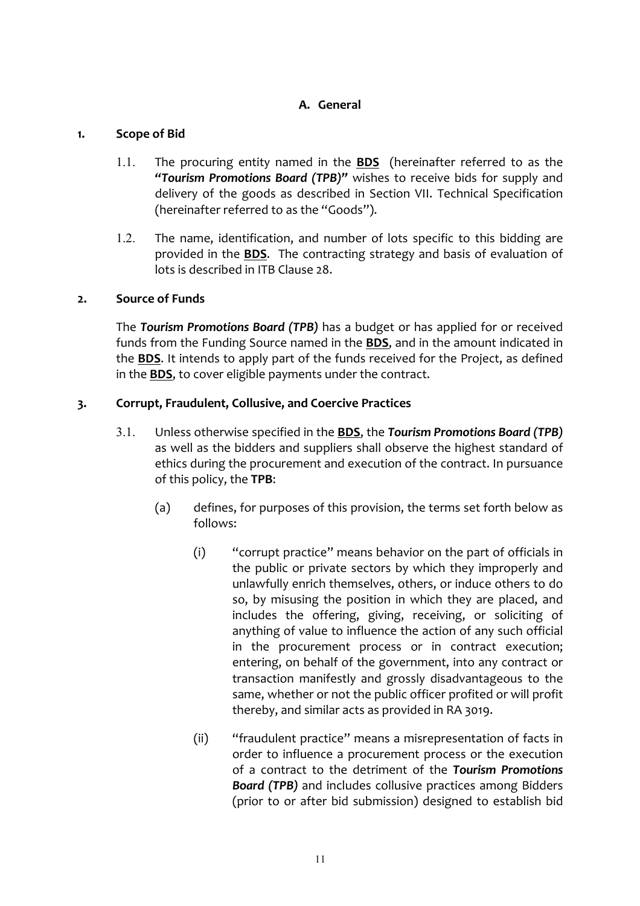## A. General

### 1. Scope of Bid

1.1. The procuring entity named in the **BDS** (hereinafter referred to as the ***"Tourism Promotions Board (TPB)"*** wishes to receive bids for supply and delivery of the goods as described in Section VII. Technical Specification (hereinafter referred to as the "Goods").

1.2. The name, identification, and number of lots specific to this bidding are provided in the **BDS**. The contracting strategy and basis of evaluation of lots is described in ITB Clause 28.

### 2. Source of Funds

The ***Tourism Promotions Board (TPB)*** has a budget or has applied for or received funds from the Funding Source named in the **BDS**, and in the amount indicated in the **BDS**. It intends to apply part of the funds received for the Project, as defined in the **BDS**, to cover eligible payments under the contract.

### 3. Corrupt, Fraudulent, Collusive, and Coercive Practices

3.1. Unless otherwise specified in the **BDS**, the ***Tourism Promotions Board (TPB)*** as well as the bidders and suppliers shall observe the highest standard of ethics during the procurement and execution of the contract. In pursuance of this policy, the **TPB**:

(a) defines, for purposes of this provision, the terms set forth below as follows:

(i) "corrupt practice" means behavior on the part of officials in the public or private sectors by which they improperly and unlawfully enrich themselves, others, or induce others to do so, by misusing the position in which they are placed, and includes the offering, giving, receiving, or soliciting of anything of value to influence the action of any such official in the procurement process or in contract execution; entering, on behalf of the government, into any contract or transaction manifestly and grossly disadvantageous to the same, whether or not the public officer profited or will profit thereby, and similar acts as provided in RA 3019.

(ii) "fraudulent practice" means a misrepresentation of facts in order to influence a procurement process or the execution of a contract to the detriment of the ***Tourism Promotions Board (TPB)*** and includes collusive practices among Bidders (prior to or after bid submission) designed to establish bid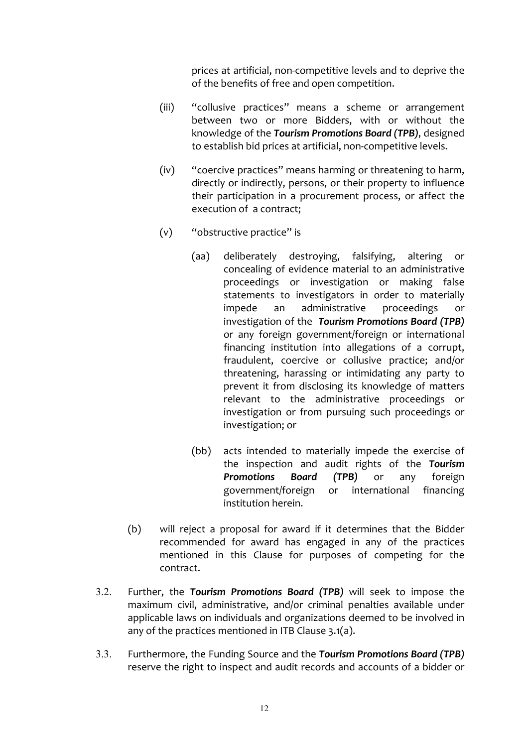prices at artificial, non-competitive levels and to deprive the of the benefits of free and open competition.

(iii) "collusive practices" means a scheme or arrangement between two or more Bidders, with or without the knowledge of the ***Tourism Promotions Board (TPB)***, designed to establish bid prices at artificial, non-competitive levels.

(iv) "coercive practices" means harming or threatening to harm, directly or indirectly, persons, or their property to influence their participation in a procurement process, or affect the execution of a contract;

(v) "obstructive practice" is

(aa) deliberately destroying, falsifying, altering or concealing of evidence material to an administrative proceedings or investigation or making false statements to investigators in order to materially impede an administrative proceedings or investigation of the ***Tourism Promotions Board (TPB)*** or any foreign government/foreign or international financing institution into allegations of a corrupt, fraudulent, coercive or collusive practice; and/or threatening, harassing or intimidating any party to prevent it from disclosing its knowledge of matters relevant to the administrative proceedings or investigation or from pursuing such proceedings or investigation; or

(bb) acts intended to materially impede the exercise of the inspection and audit rights of the ***Tourism Promotions Board (TPB)*** or any foreign government/foreign or international financing institution herein.

(b) will reject a proposal for award if it determines that the Bidder recommended for award has engaged in any of the practices mentioned in this Clause for purposes of competing for the contract.

3.2. Further, the ***Tourism Promotions Board (TPB)*** will seek to impose the maximum civil, administrative, and/or criminal penalties available under applicable laws on individuals and organizations deemed to be involved in any of the practices mentioned in ITB Clause 3.1(a).

3.3. Furthermore, the Funding Source and the ***Tourism Promotions Board (TPB)*** reserve the right to inspect and audit records and accounts of a bidder or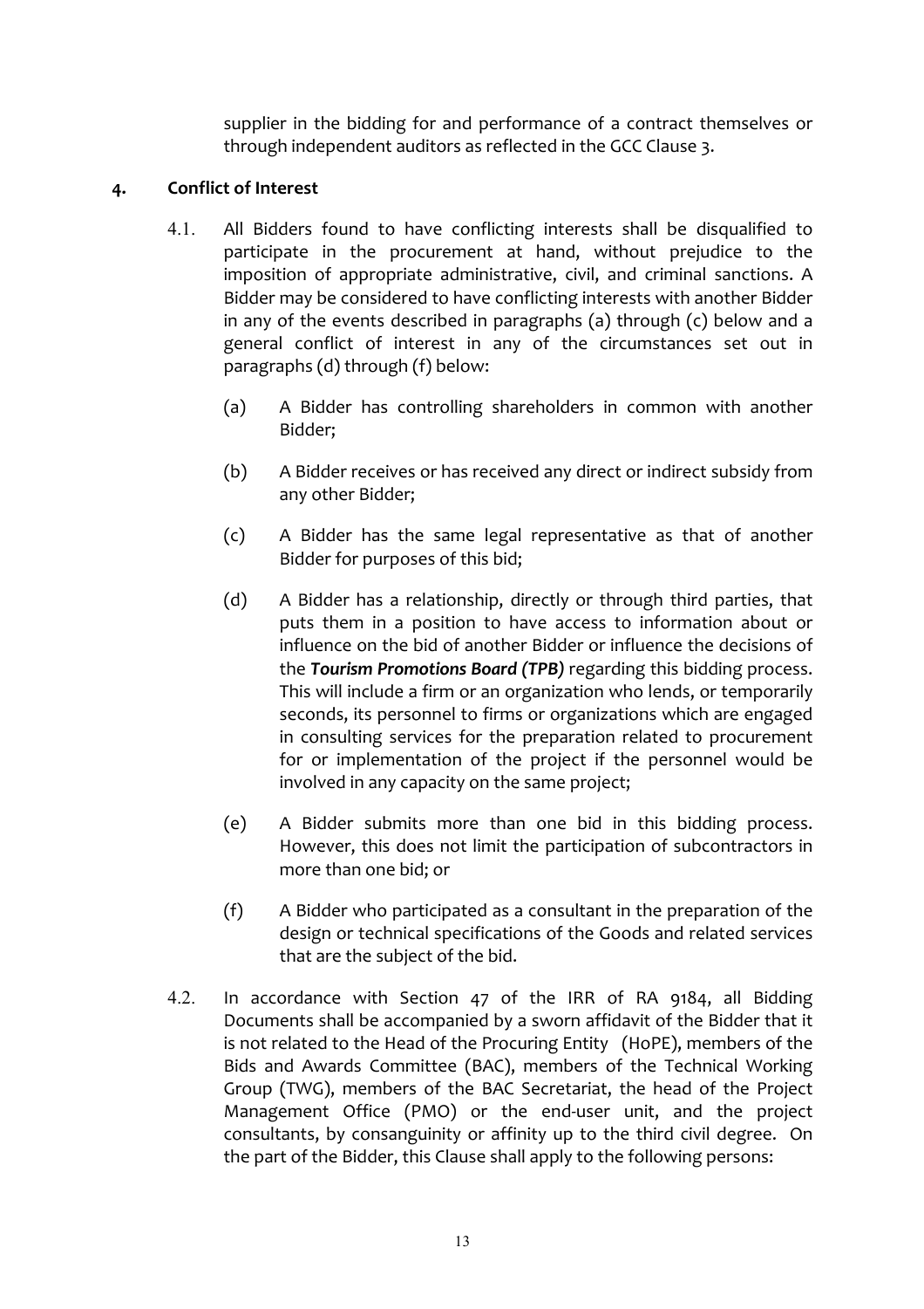supplier in the bidding for and performance of a contract themselves or through independent auditors as reflected in the GCC Clause 3.

## 4. Conflict of Interest

4.1. All Bidders found to have conflicting interests shall be disqualified to participate in the procurement at hand, without prejudice to the imposition of appropriate administrative, civil, and criminal sanctions. A Bidder may be considered to have conflicting interests with another Bidder in any of the events described in paragraphs (a) through (c) below and a general conflict of interest in any of the circumstances set out in paragraphs (d) through (f) below:

(a) A Bidder has controlling shareholders in common with another Bidder;

(b) A Bidder receives or has received any direct or indirect subsidy from any other Bidder;

(c) A Bidder has the same legal representative as that of another Bidder for purposes of this bid;

(d) A Bidder has a relationship, directly or through third parties, that puts them in a position to have access to information about or influence on the bid of another Bidder or influence the decisions of the ***Tourism Promotions Board (TPB)*** regarding this bidding process. This will include a firm or an organization who lends, or temporarily seconds, its personnel to firms or organizations which are engaged in consulting services for the preparation related to procurement for or implementation of the project if the personnel would be involved in any capacity on the same project;

(e) A Bidder submits more than one bid in this bidding process. However, this does not limit the participation of subcontractors in more than one bid; or

(f) A Bidder who participated as a consultant in the preparation of the design or technical specifications of the Goods and related services that are the subject of the bid.

4.2. In accordance with Section 47 of the IRR of RA 9184, all Bidding Documents shall be accompanied by a sworn affidavit of the Bidder that it is not related to the Head of the Procuring Entity (HoPE), members of the Bids and Awards Committee (BAC), members of the Technical Working Group (TWG), members of the BAC Secretariat, the head of the Project Management Office (PMO) or the end-user unit, and the project consultants, by consanguinity or affinity up to the third civil degree. On the part of the Bidder, this Clause shall apply to the following persons: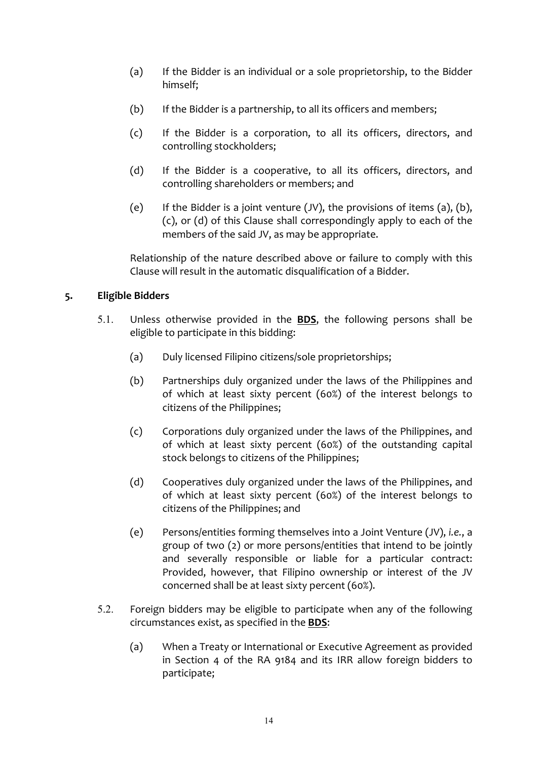(a) If the Bidder is an individual or a sole proprietorship, to the Bidder himself;

(b) If the Bidder is a partnership, to all its officers and members;

(c) If the Bidder is a corporation, to all its officers, directors, and controlling stockholders;

(d) If the Bidder is a cooperative, to all its officers, directors, and controlling shareholders or members; and

(e) If the Bidder is a joint venture (JV), the provisions of items (a), (b), (c), or (d) of this Clause shall correspondingly apply to each of the members of the said JV, as may be appropriate.

Relationship of the nature described above or failure to comply with this Clause will result in the automatic disqualification of a Bidder.

## 5. Eligible Bidders

5.1. Unless otherwise provided in the **BDS**, the following persons shall be eligible to participate in this bidding:

(a) Duly licensed Filipino citizens/sole proprietorships;

(b) Partnerships duly organized under the laws of the Philippines and of which at least sixty percent (60%) of the interest belongs to citizens of the Philippines;

(c) Corporations duly organized under the laws of the Philippines, and of which at least sixty percent (60%) of the outstanding capital stock belongs to citizens of the Philippines;

(d) Cooperatives duly organized under the laws of the Philippines, and of which at least sixty percent (60%) of the interest belongs to citizens of the Philippines; and

(e) Persons/entities forming themselves into a Joint Venture (JV), *i.e.*, a group of two (2) or more persons/entities that intend to be jointly and severally responsible or liable for a particular contract: Provided, however, that Filipino ownership or interest of the JV concerned shall be at least sixty percent (60%).

5.2. Foreign bidders may be eligible to participate when any of the following circumstances exist, as specified in the **BDS**:

(a) When a Treaty or International or Executive Agreement as provided in Section 4 of the RA 9184 and its IRR allow foreign bidders to participate;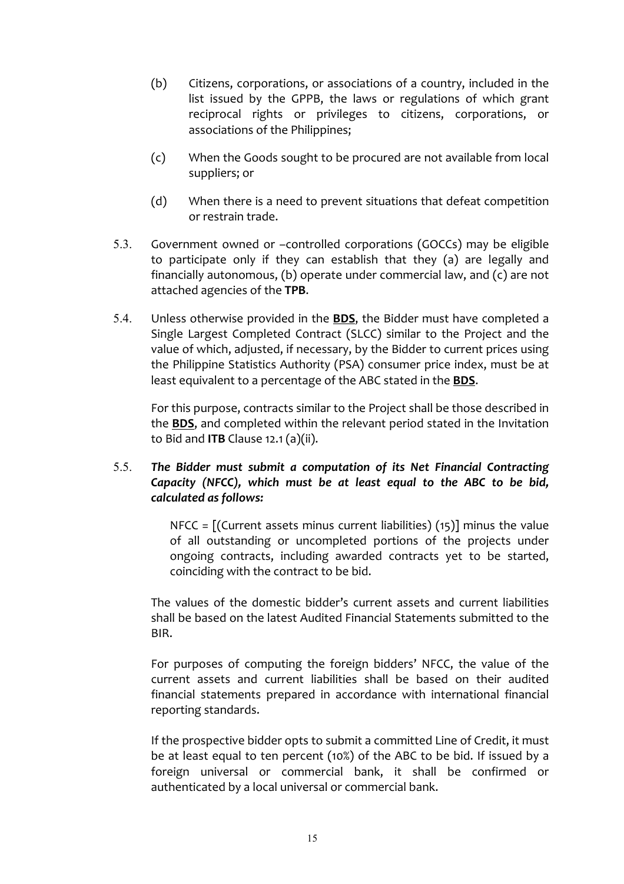(b) Citizens, corporations, or associations of a country, included in the list issued by the GPPB, the laws or regulations of which grant reciprocal rights or privileges to citizens, corporations, or associations of the Philippines;

(c) When the Goods sought to be procured are not available from local suppliers; or

(d) When there is a need to prevent situations that defeat competition or restrain trade.

5.3. Government owned or –controlled corporations (GOCCs) may be eligible to participate only if they can establish that they (a) are legally and financially autonomous, (b) operate under commercial law, and (c) are not attached agencies of the **TPB**.

5.4. Unless otherwise provided in the **<u>BDS</u>**, the Bidder must have completed a Single Largest Completed Contract (SLCC) similar to the Project and the value of which, adjusted, if necessary, by the Bidder to current prices using the Philippine Statistics Authority (PSA) consumer price index, must be at least equivalent to a percentage of the ABC stated in the **<u>BDS</u>**.

For this purpose, contracts similar to the Project shall be those described in the **<u>BDS</u>**, and completed within the relevant period stated in the Invitation to Bid and **ITB** Clause 12.1 (a)(ii).

5.5. ***The Bidder must submit a computation of its Net Financial Contracting Capacity (NFCC), which must be at least equal to the ABC to be bid, calculated as follows:***

NFCC = [(Current assets minus current liabilities) (15)] minus the value of all outstanding or uncompleted portions of the projects under ongoing contracts, including awarded contracts yet to be started, coinciding with the contract to be bid.

The values of the domestic bidder's current assets and current liabilities shall be based on the latest Audited Financial Statements submitted to the BIR.

For purposes of computing the foreign bidders' NFCC, the value of the current assets and current liabilities shall be based on their audited financial statements prepared in accordance with international financial reporting standards.

If the prospective bidder opts to submit a committed Line of Credit, it must be at least equal to ten percent (10%) of the ABC to be bid. If issued by a foreign universal or commercial bank, it shall be confirmed or authenticated by a local universal or commercial bank.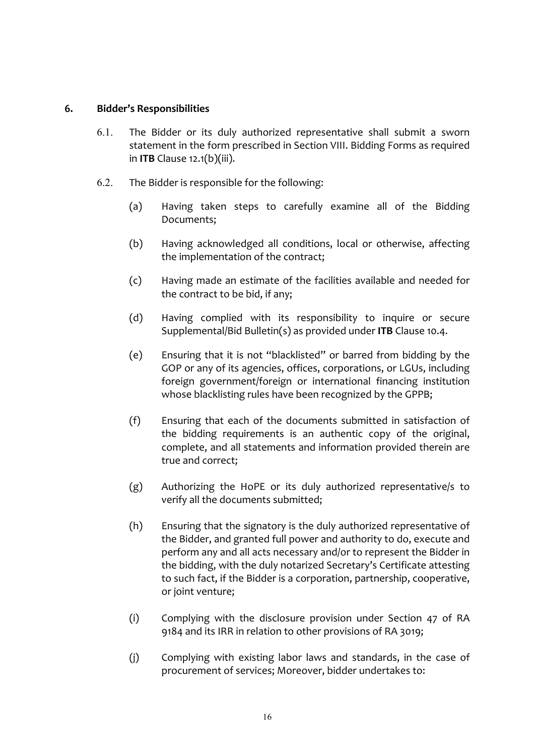## 6. Bidder's Responsibilities

6.1. The Bidder or its duly authorized representative shall submit a sworn statement in the form prescribed in Section VIII. Bidding Forms as required in **ITB** Clause 12.1(b)(iii).

6.2. The Bidder is responsible for the following:

(a) Having taken steps to carefully examine all of the Bidding Documents;

(b) Having acknowledged all conditions, local or otherwise, affecting the implementation of the contract;

(c) Having made an estimate of the facilities available and needed for the contract to be bid, if any;

(d) Having complied with its responsibility to inquire or secure Supplemental/Bid Bulletin(s) as provided under **ITB** Clause 10.4.

(e) Ensuring that it is not "blacklisted" or barred from bidding by the GOP or any of its agencies, offices, corporations, or LGUs, including foreign government/foreign or international financing institution whose blacklisting rules have been recognized by the GPPB;

(f) Ensuring that each of the documents submitted in satisfaction of the bidding requirements is an authentic copy of the original, complete, and all statements and information provided therein are true and correct;

(g) Authorizing the HoPE or its duly authorized representative/s to verify all the documents submitted;

(h) Ensuring that the signatory is the duly authorized representative of the Bidder, and granted full power and authority to do, execute and perform any and all acts necessary and/or to represent the Bidder in the bidding, with the duly notarized Secretary's Certificate attesting to such fact, if the Bidder is a corporation, partnership, cooperative, or joint venture;

(i) Complying with the disclosure provision under Section 47 of RA 9184 and its IRR in relation to other provisions of RA 3019;

(j) Complying with existing labor laws and standards, in the case of procurement of services; Moreover, bidder undertakes to: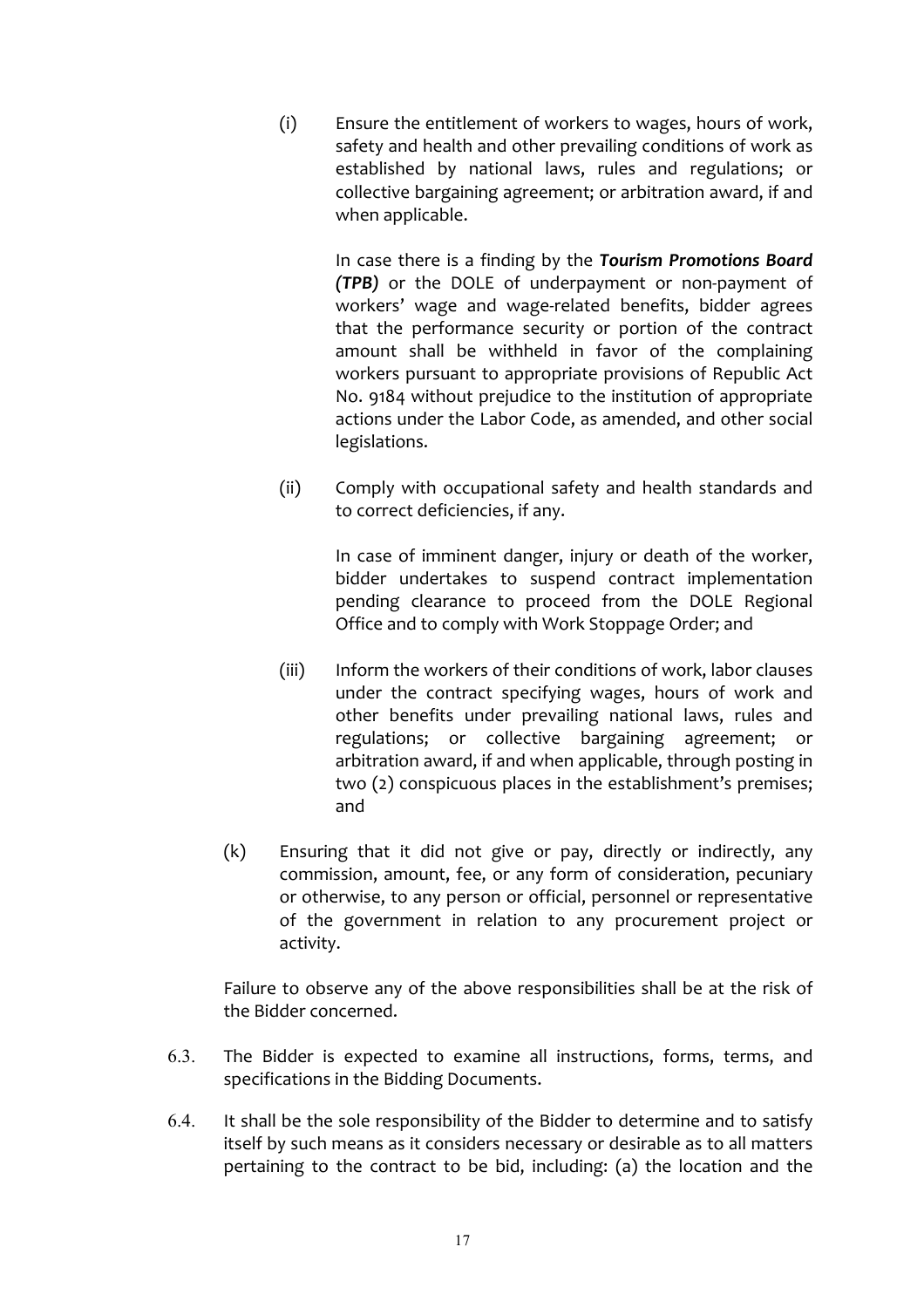(i) Ensure the entitlement of workers to wages, hours of work, safety and health and other prevailing conditions of work as established by national laws, rules and regulations; or collective bargaining agreement; or arbitration award, if and when applicable.

In case there is a finding by the ***Tourism Promotions Board (TPB)*** or the DOLE of underpayment or non-payment of workers' wage and wage-related benefits, bidder agrees that the performance security or portion of the contract amount shall be withheld in favor of the complaining workers pursuant to appropriate provisions of Republic Act No. 9184 without prejudice to the institution of appropriate actions under the Labor Code, as amended, and other social legislations.

(ii) Comply with occupational safety and health standards and to correct deficiencies, if any.

In case of imminent danger, injury or death of the worker, bidder undertakes to suspend contract implementation pending clearance to proceed from the DOLE Regional Office and to comply with Work Stoppage Order; and

(iii) Inform the workers of their conditions of work, labor clauses under the contract specifying wages, hours of work and other benefits under prevailing national laws, rules and regulations; or collective bargaining agreement; or arbitration award, if and when applicable, through posting in two (2) conspicuous places in the establishment's premises; and

(k) Ensuring that it did not give or pay, directly or indirectly, any commission, amount, fee, or any form of consideration, pecuniary or otherwise, to any person or official, personnel or representative of the government in relation to any procurement project or activity.

Failure to observe any of the above responsibilities shall be at the risk of the Bidder concerned.

6.3. The Bidder is expected to examine all instructions, forms, terms, and specifications in the Bidding Documents.

6.4. It shall be the sole responsibility of the Bidder to determine and to satisfy itself by such means as it considers necessary or desirable as to all matters pertaining to the contract to be bid, including: (a) the location and the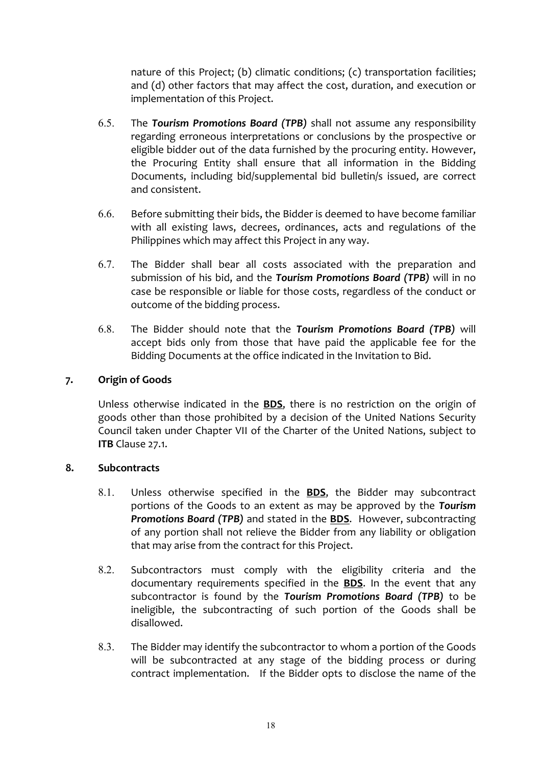nature of this Project; (b) climatic conditions; (c) transportation facilities; and (d) other factors that may affect the cost, duration, and execution or implementation of this Project.

6.5. The ***Tourism Promotions Board (TPB)*** shall not assume any responsibility regarding erroneous interpretations or conclusions by the prospective or eligible bidder out of the data furnished by the procuring entity. However, the Procuring Entity shall ensure that all information in the Bidding Documents, including bid/supplemental bid bulletin/s issued, are correct and consistent.

6.6. Before submitting their bids, the Bidder is deemed to have become familiar with all existing laws, decrees, ordinances, acts and regulations of the Philippines which may affect this Project in any way.

6.7. The Bidder shall bear all costs associated with the preparation and submission of his bid, and the ***Tourism Promotions Board (TPB)*** will in no case be responsible or liable for those costs, regardless of the conduct or outcome of the bidding process.

6.8. The Bidder should note that the ***Tourism Promotions Board (TPB)*** will accept bids only from those that have paid the applicable fee for the Bidding Documents at the office indicated in the Invitation to Bid.

## 7. Origin of Goods

Unless otherwise indicated in the **BDS**, there is no restriction on the origin of goods other than those prohibited by a decision of the United Nations Security Council taken under Chapter VII of the Charter of the United Nations, subject to **ITB** Clause 27.1.

## 8. Subcontracts

8.1. Unless otherwise specified in the **BDS**, the Bidder may subcontract portions of the Goods to an extent as may be approved by the ***Tourism Promotions Board (TPB)*** and stated in the **BDS**. However, subcontracting of any portion shall not relieve the Bidder from any liability or obligation that may arise from the contract for this Project.

8.2. Subcontractors must comply with the eligibility criteria and the documentary requirements specified in the **BDS**. In the event that any subcontractor is found by the ***Tourism Promotions Board (TPB)*** to be ineligible, the subcontracting of such portion of the Goods shall be disallowed.

8.3. The Bidder may identify the subcontractor to whom a portion of the Goods will be subcontracted at any stage of the bidding process or during contract implementation. If the Bidder opts to disclose the name of the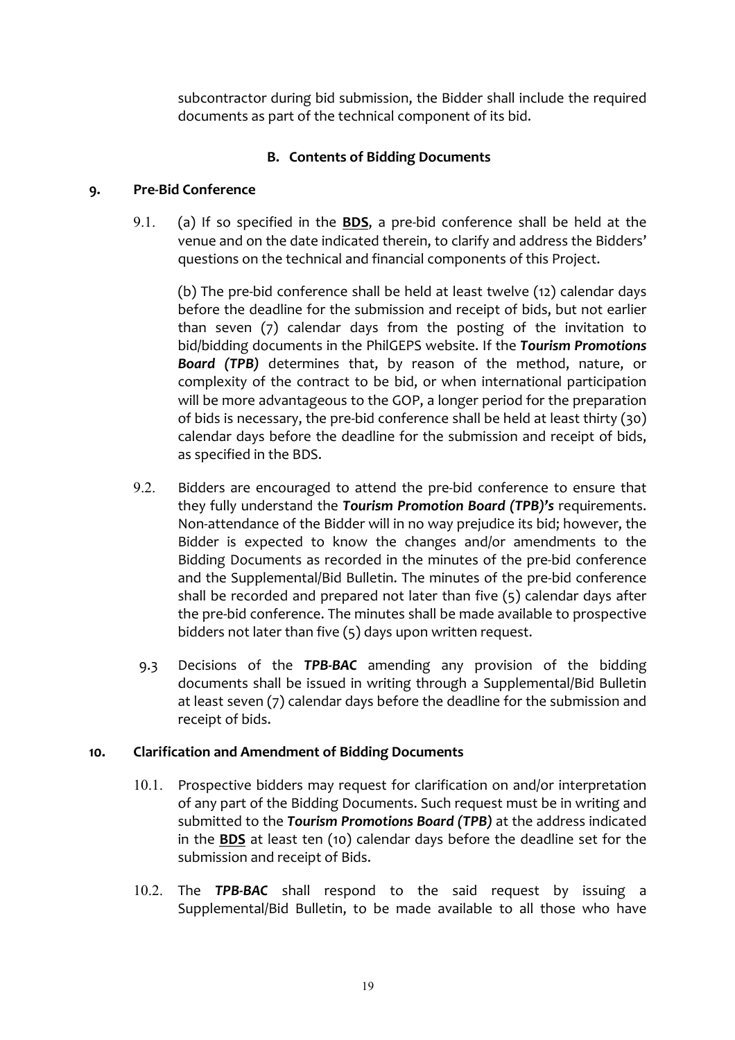subcontractor during bid submission, the Bidder shall include the required documents as part of the technical component of its bid.

## B. Contents of Bidding Documents

### 9. Pre-Bid Conference

9.1. (a) If so specified in the **BDS**, a pre-bid conference shall be held at the venue and on the date indicated therein, to clarify and address the Bidders' questions on the technical and financial components of this Project.

(b) The pre-bid conference shall be held at least twelve (12) calendar days before the deadline for the submission and receipt of bids, but not earlier than seven (7) calendar days from the posting of the invitation to bid/bidding documents in the PhilGEPS website. If the ***Tourism Promotions Board (TPB)*** determines that, by reason of the method, nature, or complexity of the contract to be bid, or when international participation will be more advantageous to the GOP, a longer period for the preparation of bids is necessary, the pre-bid conference shall be held at least thirty (30) calendar days before the deadline for the submission and receipt of bids, as specified in the BDS.

9.2. Bidders are encouraged to attend the pre-bid conference to ensure that they fully understand the ***Tourism Promotion Board (TPB)'s*** requirements. Non-attendance of the Bidder will in no way prejudice its bid; however, the Bidder is expected to know the changes and/or amendments to the Bidding Documents as recorded in the minutes of the pre-bid conference and the Supplemental/Bid Bulletin. The minutes of the pre-bid conference shall be recorded and prepared not later than five (5) calendar days after the pre-bid conference. The minutes shall be made available to prospective bidders not later than five (5) days upon written request.

9.3 Decisions of the ***TPB-BAC*** amending any provision of the bidding documents shall be issued in writing through a Supplemental/Bid Bulletin at least seven (7) calendar days before the deadline for the submission and receipt of bids.

### 10. Clarification and Amendment of Bidding Documents

10.1. Prospective bidders may request for clarification on and/or interpretation of any part of the Bidding Documents. Such request must be in writing and submitted to the ***Tourism Promotions Board (TPB)*** at the address indicated in the **BDS** at least ten (10) calendar days before the deadline set for the submission and receipt of Bids.

10.2. The ***TPB-BAC*** shall respond to the said request by issuing a Supplemental/Bid Bulletin, to be made available to all those who have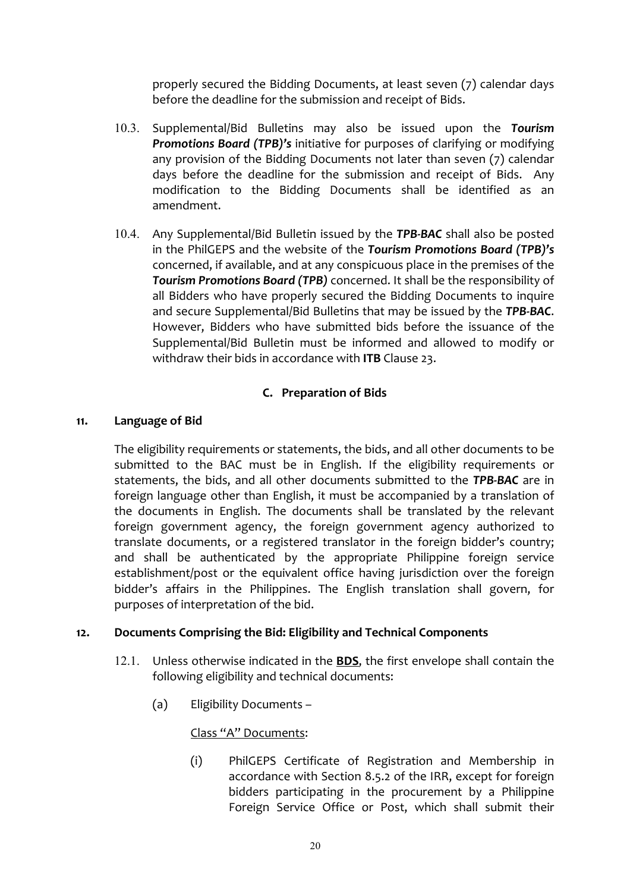properly secured the Bidding Documents, at least seven (7) calendar days before the deadline for the submission and receipt of Bids.

10.3. Supplemental/Bid Bulletins may also be issued upon the ***Tourism Promotions Board (TPB)'s*** initiative for purposes of clarifying or modifying any provision of the Bidding Documents not later than seven (7) calendar days before the deadline for the submission and receipt of Bids. Any modification to the Bidding Documents shall be identified as an amendment.

10.4. Any Supplemental/Bid Bulletin issued by the ***TPB-BAC*** shall also be posted in the PhilGEPS and the website of the ***Tourism Promotions Board (TPB)'s*** concerned, if available, and at any conspicuous place in the premises of the ***Tourism Promotions Board (TPB)*** concerned. It shall be the responsibility of all Bidders who have properly secured the Bidding Documents to inquire and secure Supplemental/Bid Bulletins that may be issued by the ***TPB-BAC***. However, Bidders who have submitted bids before the issuance of the Supplemental/Bid Bulletin must be informed and allowed to modify or withdraw their bids in accordance with **ITB** Clause 23.

## C. Preparation of Bids

### 11. Language of Bid

The eligibility requirements or statements, the bids, and all other documents to be submitted to the BAC must be in English. If the eligibility requirements or statements, the bids, and all other documents submitted to the ***TPB-BAC*** are in foreign language other than English, it must be accompanied by a translation of the documents in English. The documents shall be translated by the relevant foreign government agency, the foreign government agency authorized to translate documents, or a registered translator in the foreign bidder's country; and shall be authenticated by the appropriate Philippine foreign service establishment/post or the equivalent office having jurisdiction over the foreign bidder's affairs in the Philippines. The English translation shall govern, for purposes of interpretation of the bid.

### 12. Documents Comprising the Bid: Eligibility and Technical Components

12.1. Unless otherwise indicated in the **BDS**, the first envelope shall contain the following eligibility and technical documents:

(a) Eligibility Documents –

Class "A" Documents:

(i) PhilGEPS Certificate of Registration and Membership in accordance with Section 8.5.2 of the IRR, except for foreign bidders participating in the procurement by a Philippine Foreign Service Office or Post, which shall submit their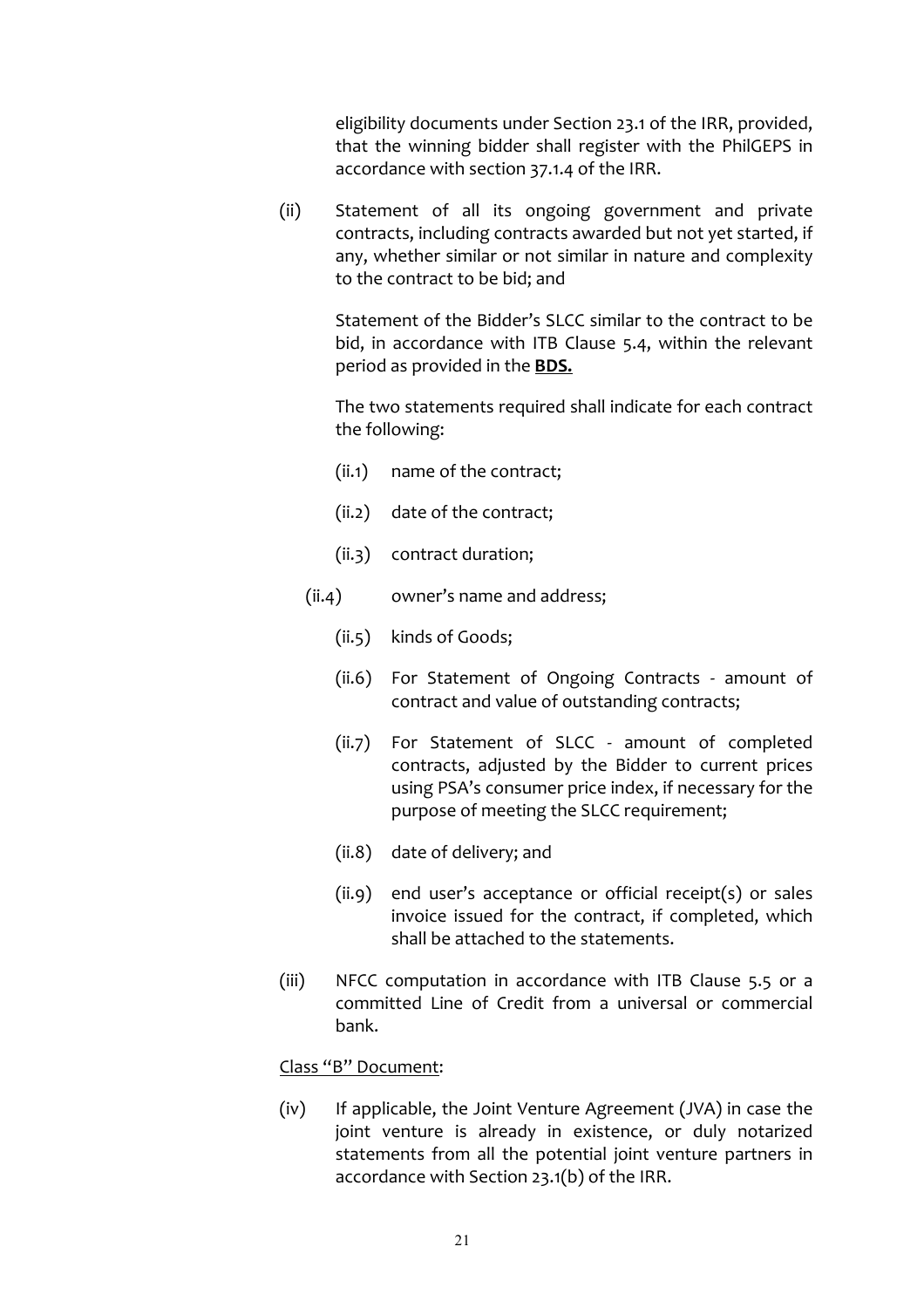eligibility documents under Section 23.1 of the IRR, provided, that the winning bidder shall register with the PhilGEPS in accordance with section 37.1.4 of the IRR.

(ii) Statement of all its ongoing government and private contracts, including contracts awarded but not yet started, if any, whether similar or not similar in nature and complexity to the contract to be bid; and

Statement of the Bidder's SLCC similar to the contract to be bid, in accordance with ITB Clause 5.4, within the relevant period as provided in the **BDS.**

The two statements required shall indicate for each contract the following:

(ii.1) name of the contract;

(ii.2) date of the contract;

(ii.3) contract duration;

(ii.4) owner's name and address;

(ii.5) kinds of Goods;

(ii.6) For Statement of Ongoing Contracts - amount of contract and value of outstanding contracts;

(ii.7) For Statement of SLCC - amount of completed contracts, adjusted by the Bidder to current prices using PSA's consumer price index, if necessary for the purpose of meeting the SLCC requirement;

(ii.8) date of delivery; and

(ii.9) end user's acceptance or official receipt(s) or sales invoice issued for the contract, if completed, which shall be attached to the statements.

(iii) NFCC computation in accordance with ITB Clause 5.5 or a committed Line of Credit from a universal or commercial bank.

Class "B" Document:

(iv) If applicable, the Joint Venture Agreement (JVA) in case the joint venture is already in existence, or duly notarized statements from all the potential joint venture partners in accordance with Section 23.1(b) of the IRR.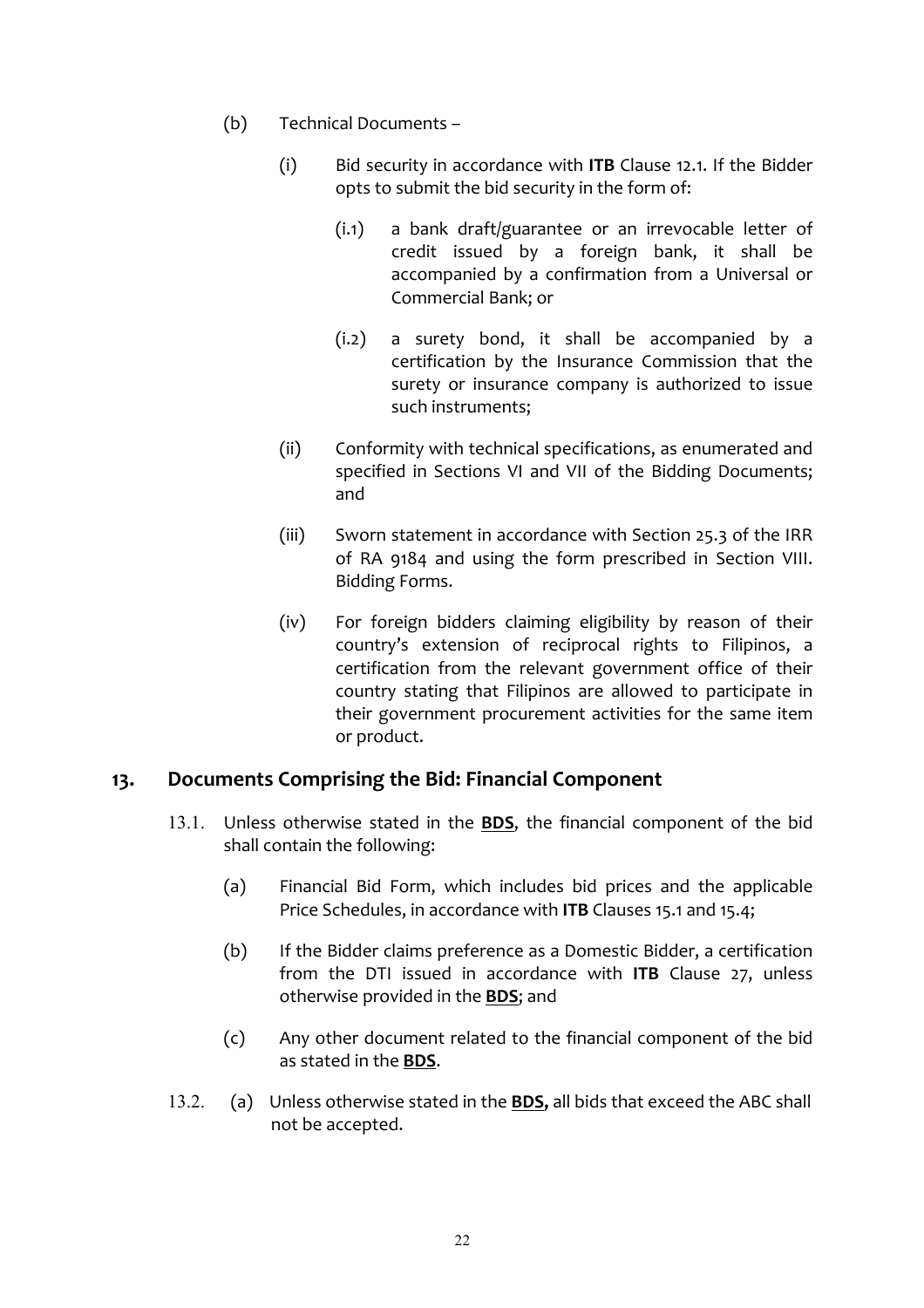(b) Technical Documents –

   (i) Bid security in accordance with **ITB** Clause 12.1. If the Bidder opts to submit the bid security in the form of:

      (i.1) a bank draft/guarantee or an irrevocable letter of credit issued by a foreign bank, it shall be accompanied by a confirmation from a Universal or Commercial Bank; or

      (i.2) a surety bond, it shall be accompanied by a certification by the Insurance Commission that the surety or insurance company is authorized to issue such instruments;

   (ii) Conformity with technical specifications, as enumerated and specified in Sections VI and VII of the Bidding Documents; and

   (iii) Sworn statement in accordance with Section 25.3 of the IRR of RA 9184 and using the form prescribed in Section VIII. Bidding Forms.

   (iv) For foreign bidders claiming eligibility by reason of their country's extension of reciprocal rights to Filipinos, a certification from the relevant government office of their country stating that Filipinos are allowed to participate in their government procurement activities for the same item or product.

## 13. Documents Comprising the Bid: Financial Component

13.1. Unless otherwise stated in the **BDS**, the financial component of the bid shall contain the following:

   (a) Financial Bid Form, which includes bid prices and the applicable Price Schedules, in accordance with **ITB** Clauses 15.1 and 15.4;

   (b) If the Bidder claims preference as a Domestic Bidder, a certification from the DTI issued in accordance with **ITB** Clause 27, unless otherwise provided in the **BDS**; and

   (c) Any other document related to the financial component of the bid as stated in the **BDS**.

13.2. (a) Unless otherwise stated in the **BDS,** all bids that exceed the ABC shall not be accepted.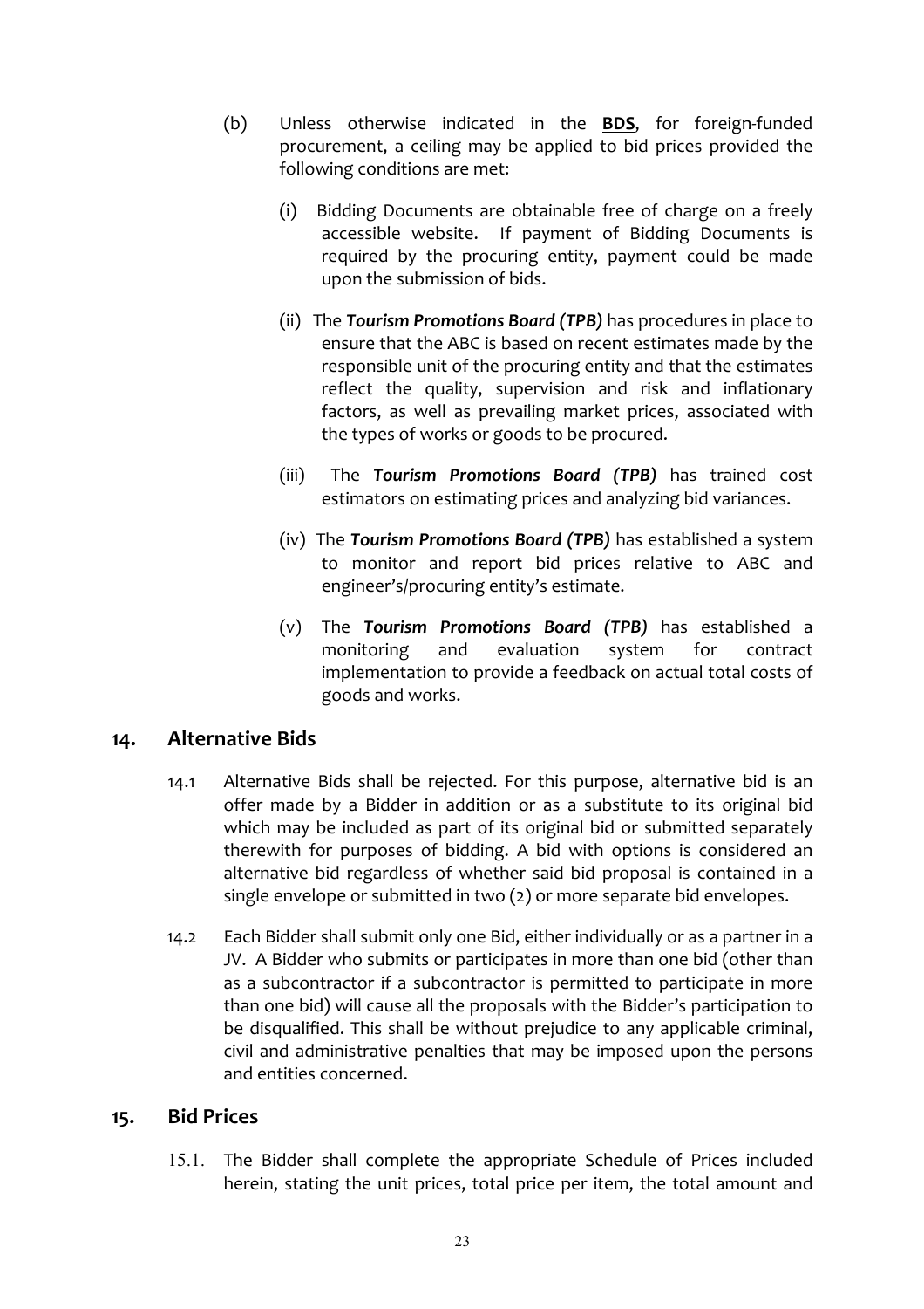(b) Unless otherwise indicated in the **BDS**, for foreign-funded procurement, a ceiling may be applied to bid prices provided the following conditions are met:

(i) Bidding Documents are obtainable free of charge on a freely accessible website. If payment of Bidding Documents is required by the procuring entity, payment could be made upon the submission of bids.

(ii) The ***Tourism Promotions Board (TPB)*** has procedures in place to ensure that the ABC is based on recent estimates made by the responsible unit of the procuring entity and that the estimates reflect the quality, supervision and risk and inflationary factors, as well as prevailing market prices, associated with the types of works or goods to be procured.

(iii) The ***Tourism Promotions Board (TPB)*** has trained cost estimators on estimating prices and analyzing bid variances.

(iv) The ***Tourism Promotions Board (TPB)*** has established a system to monitor and report bid prices relative to ABC and engineer's/procuring entity's estimate.

(v) The ***Tourism Promotions Board (TPB)*** has established a monitoring and evaluation system for contract implementation to provide a feedback on actual total costs of goods and works.

## 14. Alternative Bids

14.1 Alternative Bids shall be rejected. For this purpose, alternative bid is an offer made by a Bidder in addition or as a substitute to its original bid which may be included as part of its original bid or submitted separately therewith for purposes of bidding. A bid with options is considered an alternative bid regardless of whether said bid proposal is contained in a single envelope or submitted in two (2) or more separate bid envelopes.

14.2 Each Bidder shall submit only one Bid, either individually or as a partner in a JV. A Bidder who submits or participates in more than one bid (other than as a subcontractor if a subcontractor is permitted to participate in more than one bid) will cause all the proposals with the Bidder's participation to be disqualified. This shall be without prejudice to any applicable criminal, civil and administrative penalties that may be imposed upon the persons and entities concerned.

## 15. Bid Prices

15.1. The Bidder shall complete the appropriate Schedule of Prices included herein, stating the unit prices, total price per item, the total amount and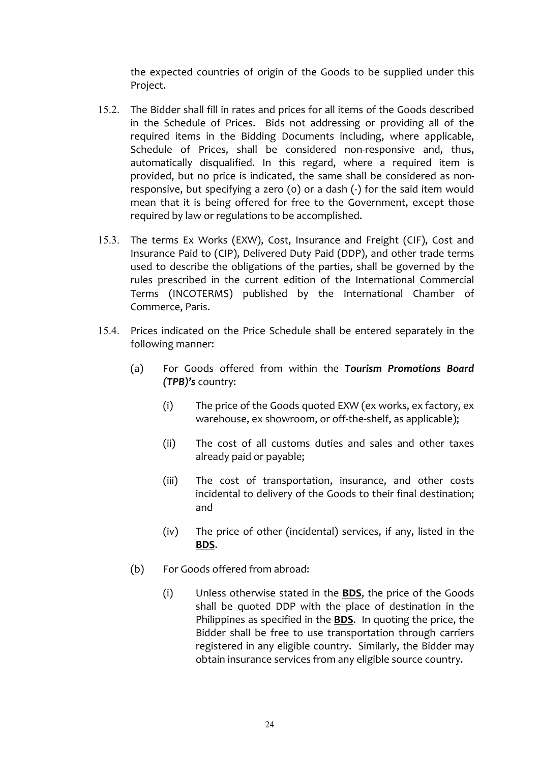the expected countries of origin of the Goods to be supplied under this Project.

15.2. The Bidder shall fill in rates and prices for all items of the Goods described in the Schedule of Prices. Bids not addressing or providing all of the required items in the Bidding Documents including, where applicable, Schedule of Prices, shall be considered non-responsive and, thus, automatically disqualified. In this regard, where a required item is provided, but no price is indicated, the same shall be considered as non-responsive, but specifying a zero (0) or a dash (-) for the said item would mean that it is being offered for free to the Government, except those required by law or regulations to be accomplished.

15.3. The terms Ex Works (EXW), Cost, Insurance and Freight (CIF), Cost and Insurance Paid to (CIP), Delivered Duty Paid (DDP), and other trade terms used to describe the obligations of the parties, shall be governed by the rules prescribed in the current edition of the International Commercial Terms (INCOTERMS) published by the International Chamber of Commerce, Paris.

15.4. Prices indicated on the Price Schedule shall be entered separately in the following manner:

(a) For Goods offered from within the ***Tourism Promotions Board (TPB)'s*** country:

(i) The price of the Goods quoted EXW (ex works, ex factory, ex warehouse, ex showroom, or off-the-shelf, as applicable);

(ii) The cost of all customs duties and sales and other taxes already paid or payable;

(iii) The cost of transportation, insurance, and other costs incidental to delivery of the Goods to their final destination; and

(iv) The price of other (incidental) services, if any, listed in the **BDS**.

(b) For Goods offered from abroad:

(i) Unless otherwise stated in the **BDS**, the price of the Goods shall be quoted DDP with the place of destination in the Philippines as specified in the **BDS**. In quoting the price, the Bidder shall be free to use transportation through carriers registered in any eligible country. Similarly, the Bidder may obtain insurance services from any eligible source country.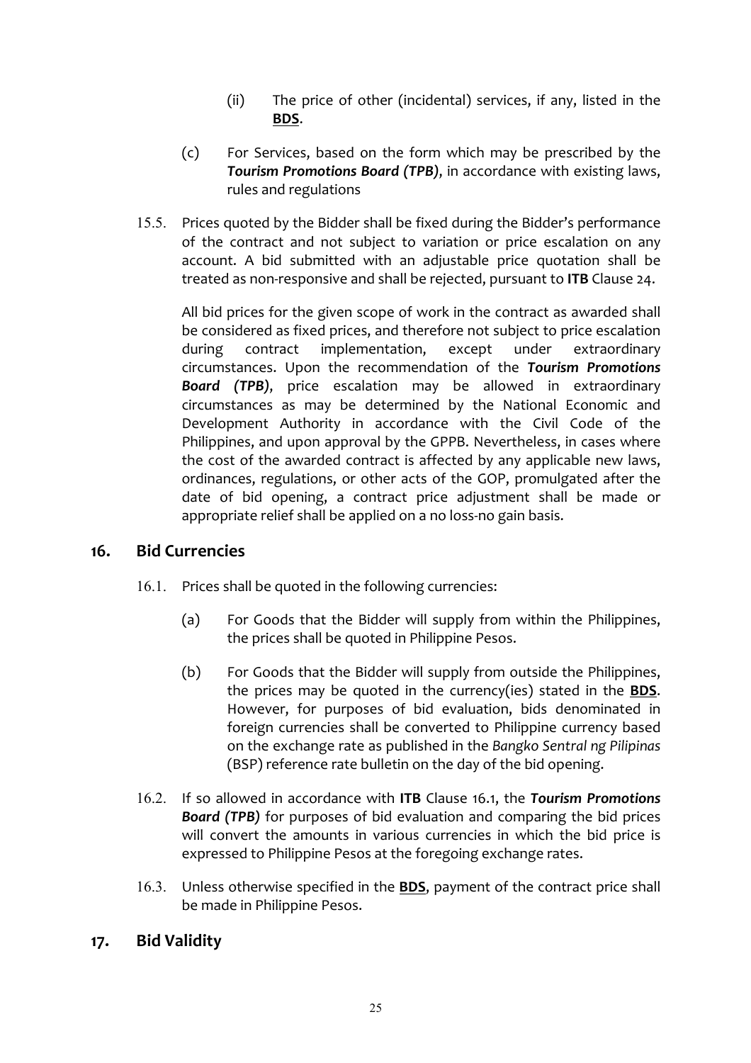(ii) The price of other (incidental) services, if any, listed in the **BDS**.

(c) For Services, based on the form which may be prescribed by the ***Tourism Promotions Board (TPB)***, in accordance with existing laws, rules and regulations

15.5. Prices quoted by the Bidder shall be fixed during the Bidder's performance of the contract and not subject to variation or price escalation on any account. A bid submitted with an adjustable price quotation shall be treated as non-responsive and shall be rejected, pursuant to **ITB** Clause 24.

All bid prices for the given scope of work in the contract as awarded shall be considered as fixed prices, and therefore not subject to price escalation during contract implementation, except under extraordinary circumstances. Upon the recommendation of the ***Tourism Promotions Board (TPB)***, price escalation may be allowed in extraordinary circumstances as may be determined by the National Economic and Development Authority in accordance with the Civil Code of the Philippines, and upon approval by the GPPB. Nevertheless, in cases where the cost of the awarded contract is affected by any applicable new laws, ordinances, regulations, or other acts of the GOP, promulgated after the date of bid opening, a contract price adjustment shall be made or appropriate relief shall be applied on a no loss-no gain basis.

## 16. Bid Currencies

16.1. Prices shall be quoted in the following currencies:

(a) For Goods that the Bidder will supply from within the Philippines, the prices shall be quoted in Philippine Pesos.

(b) For Goods that the Bidder will supply from outside the Philippines, the prices may be quoted in the currency(ies) stated in the **BDS**. However, for purposes of bid evaluation, bids denominated in foreign currencies shall be converted to Philippine currency based on the exchange rate as published in the *Bangko Sentral ng Pilipinas* (BSP) reference rate bulletin on the day of the bid opening.

16.2. If so allowed in accordance with **ITB** Clause 16.1, the ***Tourism Promotions Board (TPB)*** for purposes of bid evaluation and comparing the bid prices will convert the amounts in various currencies in which the bid price is expressed to Philippine Pesos at the foregoing exchange rates.

16.3. Unless otherwise specified in the **BDS**, payment of the contract price shall be made in Philippine Pesos.

## 17. Bid Validity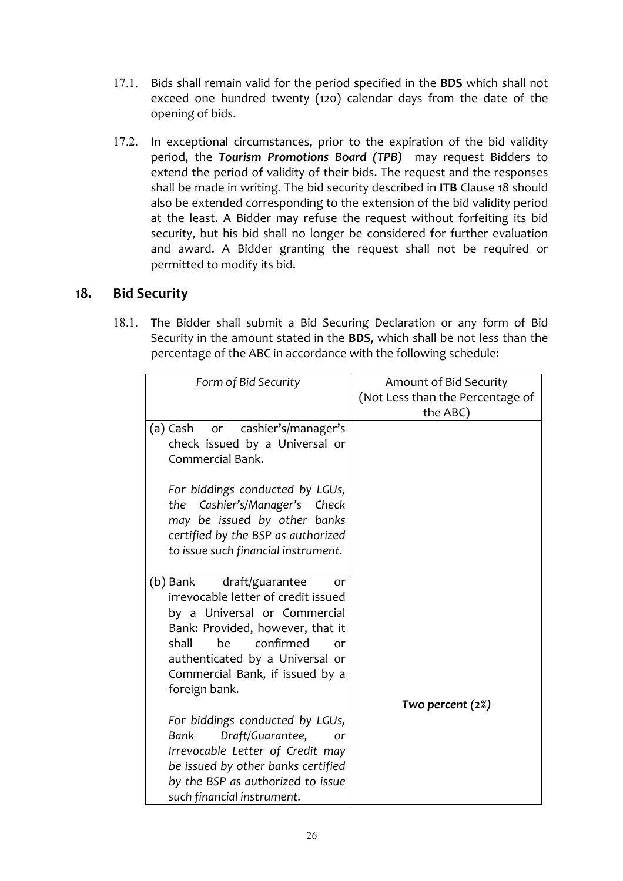17.1. Bids shall remain valid for the period specified in the **BDS** which shall not exceed one hundred twenty (120) calendar days from the date of the opening of bids.

17.2. In exceptional circumstances, prior to the expiration of the bid validity period, the ***Tourism Promotions Board (TPB)*** may request Bidders to extend the period of validity of their bids. The request and the responses shall be made in writing. The bid security described in **ITB** Clause 18 should also be extended corresponding to the extension of the bid validity period at the least. A Bidder may refuse the request without forfeiting its bid security, but his bid shall no longer be considered for further evaluation and award. A Bidder granting the request shall not be required or permitted to modify its bid.

## 18. Bid Security

18.1. The Bidder shall submit a Bid Securing Declaration or any form of Bid Security in the amount stated in the **BDS**, which shall be not less than the percentage of the ABC in accordance with the following schedule:

| *Form of Bid Security* | Amount of Bid Security (Not Less than the Percentage of the ABC) |
|---|---|
| (a) Cash or cashier's/manager's check issued by a Universal or Commercial Bank.<br><br>*For biddings conducted by LGUs, the Cashier's/Manager's Check may be issued by other banks certified by the BSP as authorized to issue such financial instrument.* | |
| (b) Bank draft/guarantee or irrevocable letter of credit issued by a Universal or Commercial Bank: Provided, however, that it shall be confirmed or authenticated by a Universal or Commercial Bank, if issued by a foreign bank.<br><br>*For biddings conducted by LGUs, Bank Draft/Guarantee, or Irrevocable Letter of Credit may be issued by other banks certified by the BSP as authorized to issue such financial instrument.* | ***Two percent (2%)*** |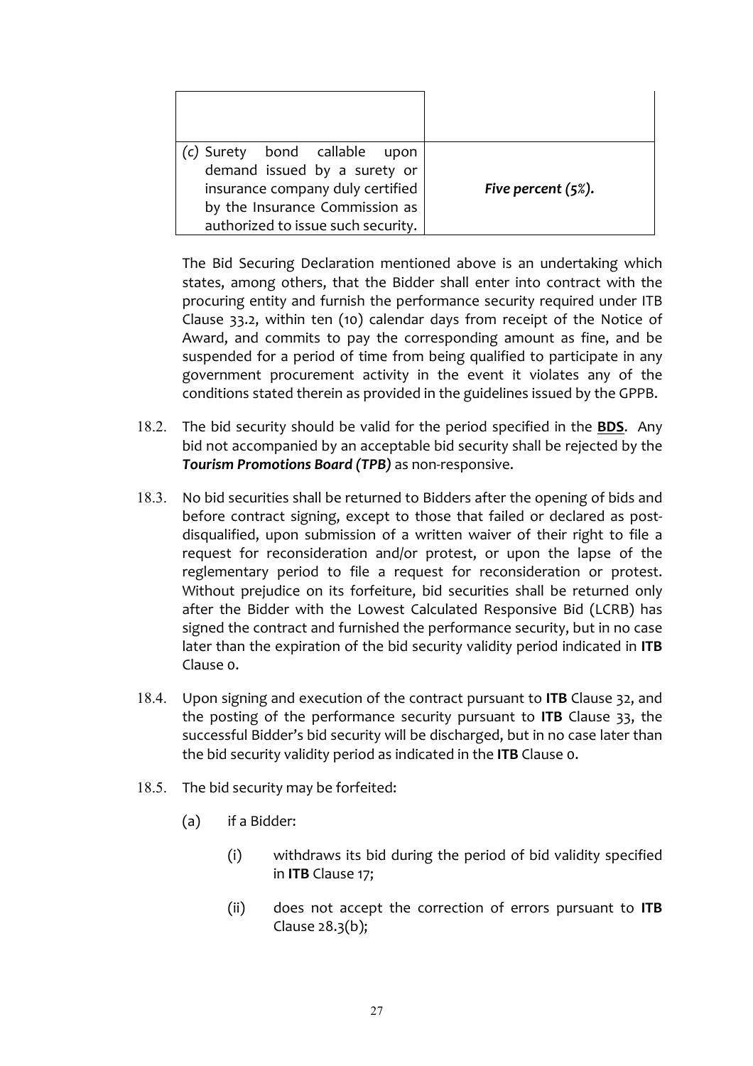| | |
|---|---|
| | |
| *(c)* Surety bond callable upon demand issued by a surety or insurance company duly certified by the Insurance Commission as authorized to issue such security. | ***Five percent (5%).*** |

The Bid Securing Declaration mentioned above is an undertaking which states, among others, that the Bidder shall enter into contract with the procuring entity and furnish the performance security required under ITB Clause 33.2, within ten (10) calendar days from receipt of the Notice of Award, and commits to pay the corresponding amount as fine, and be suspended for a period of time from being qualified to participate in any government procurement activity in the event it violates any of the conditions stated therein as provided in the guidelines issued by the GPPB.

18.2. The bid security should be valid for the period specified in the **BDS**. Any bid not accompanied by an acceptable bid security shall be rejected by the ***Tourism Promotions Board (TPB)*** as non-responsive.

18.3. No bid securities shall be returned to Bidders after the opening of bids and before contract signing, except to those that failed or declared as post-disqualified, upon submission of a written waiver of their right to file a request for reconsideration and/or protest, or upon the lapse of the reglementary period to file a request for reconsideration or protest. Without prejudice on its forfeiture, bid securities shall be returned only after the Bidder with the Lowest Calculated Responsive Bid (LCRB) has signed the contract and furnished the performance security, but in no case later than the expiration of the bid security validity period indicated in **ITB** Clause 0.

18.4. Upon signing and execution of the contract pursuant to **ITB** Clause 32, and the posting of the performance security pursuant to **ITB** Clause 33, the successful Bidder's bid security will be discharged, but in no case later than the bid security validity period as indicated in the **ITB** Clause 0.

18.5. The bid security may be forfeited:

(a) if a Bidder:

(i) withdraws its bid during the period of bid validity specified in **ITB** Clause 17;

(ii) does not accept the correction of errors pursuant to **ITB** Clause 28.3(b);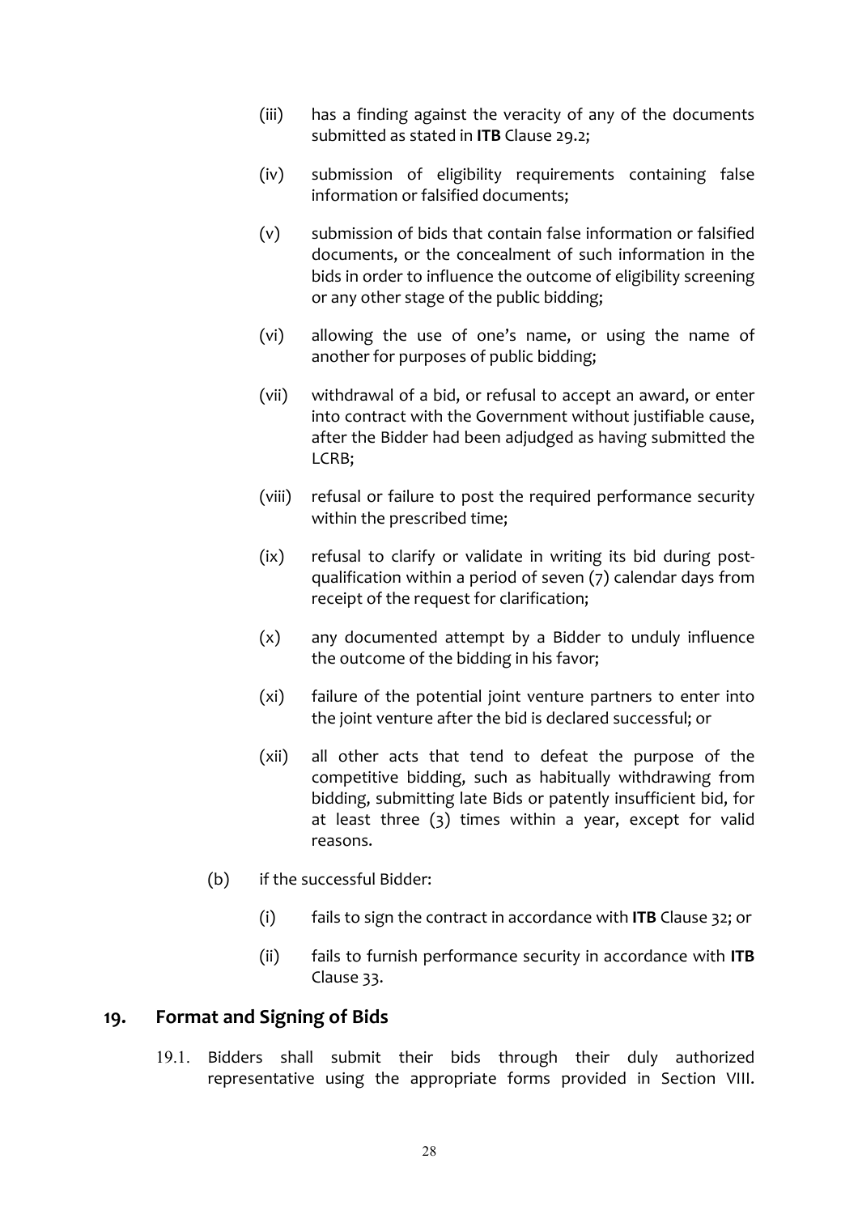(iii) has a finding against the veracity of any of the documents submitted as stated in **ITB** Clause 29.2;

(iv) submission of eligibility requirements containing false information or falsified documents;

(v) submission of bids that contain false information or falsified documents, or the concealment of such information in the bids in order to influence the outcome of eligibility screening or any other stage of the public bidding;

(vi) allowing the use of one's name, or using the name of another for purposes of public bidding;

(vii) withdrawal of a bid, or refusal to accept an award, or enter into contract with the Government without justifiable cause, after the Bidder had been adjudged as having submitted the LCRB;

(viii) refusal or failure to post the required performance security within the prescribed time;

(ix) refusal to clarify or validate in writing its bid during post-qualification within a period of seven (7) calendar days from receipt of the request for clarification;

(x) any documented attempt by a Bidder to unduly influence the outcome of the bidding in his favor;

(xi) failure of the potential joint venture partners to enter into the joint venture after the bid is declared successful; or

(xii) all other acts that tend to defeat the purpose of the competitive bidding, such as habitually withdrawing from bidding, submitting late Bids or patently insufficient bid, for at least three (3) times within a year, except for valid reasons.

(b) if the successful Bidder:

(i) fails to sign the contract in accordance with **ITB** Clause 32; or

(ii) fails to furnish performance security in accordance with **ITB** Clause 33.

## 19. Format and Signing of Bids

19.1. Bidders shall submit their bids through their duly authorized representative using the appropriate forms provided in Section VIII.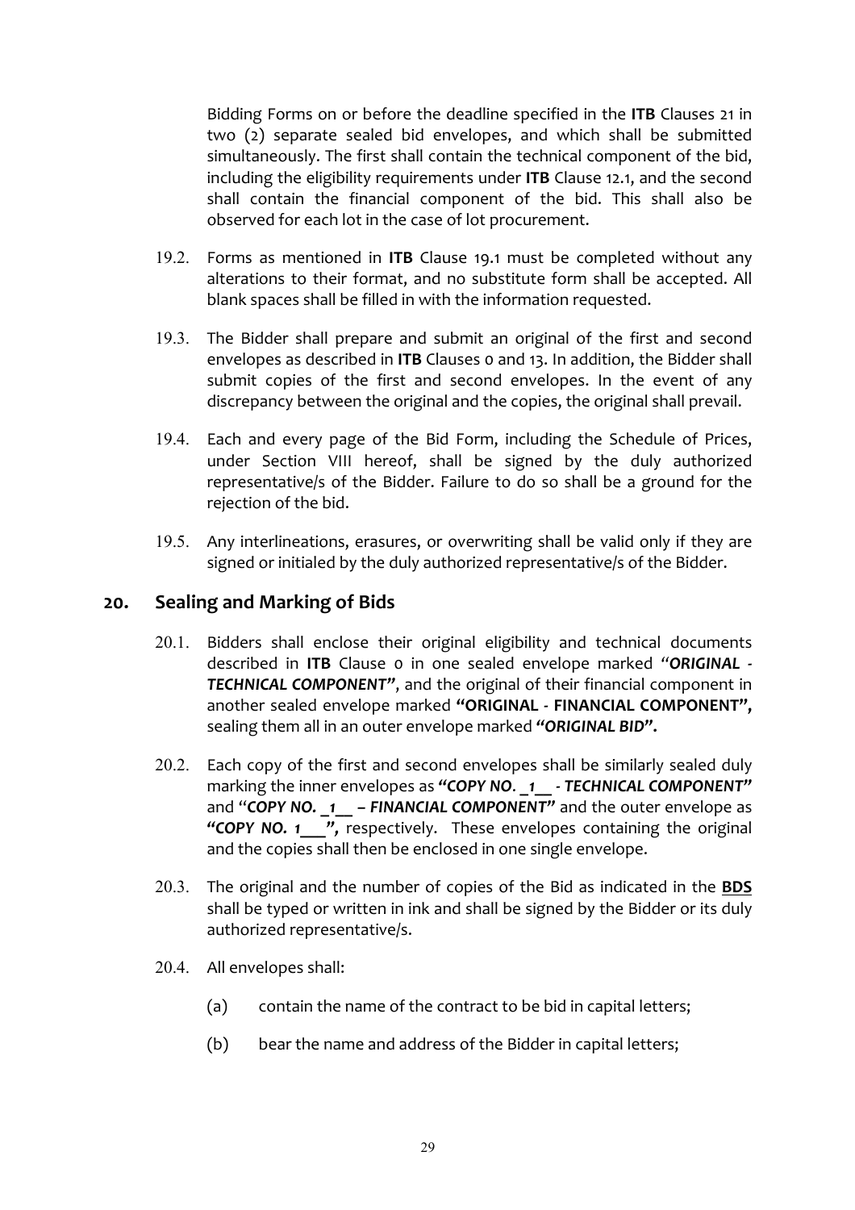Bidding Forms on or before the deadline specified in the **ITB** Clauses 21 in two (2) separate sealed bid envelopes, and which shall be submitted simultaneously. The first shall contain the technical component of the bid, including the eligibility requirements under **ITB** Clause 12.1, and the second shall contain the financial component of the bid. This shall also be observed for each lot in the case of lot procurement.

19.2. Forms as mentioned in **ITB** Clause 19.1 must be completed without any alterations to their format, and no substitute form shall be accepted. All blank spaces shall be filled in with the information requested.

19.3. The Bidder shall prepare and submit an original of the first and second envelopes as described in **ITB** Clauses 0 and 13. In addition, the Bidder shall submit copies of the first and second envelopes. In the event of any discrepancy between the original and the copies, the original shall prevail.

19.4. Each and every page of the Bid Form, including the Schedule of Prices, under Section VIII hereof, shall be signed by the duly authorized representative/s of the Bidder. Failure to do so shall be a ground for the rejection of the bid.

19.5. Any interlineations, erasures, or overwriting shall be valid only if they are signed or initialed by the duly authorized representative/s of the Bidder.

## 20. Sealing and Marking of Bids

20.1. Bidders shall enclose their original eligibility and technical documents described in **ITB** Clause 0 in one sealed envelope marked "***ORIGINAL - TECHNICAL COMPONENT"***, and the original of their financial component in another sealed envelope marked **"ORIGINAL - FINANCIAL COMPONENT",** sealing them all in an outer envelope marked ***"ORIGINAL BID".***

20.2. Each copy of the first and second envelopes shall be similarly sealed duly marking the inner envelopes as ***"COPY NO. _1__ - TECHNICAL COMPONENT"*** and "***COPY NO. _1__ – FINANCIAL COMPONENT"*** and the outer envelope as ***"COPY NO. 1___",*** respectively. These envelopes containing the original and the copies shall then be enclosed in one single envelope.

20.3. The original and the number of copies of the Bid as indicated in the **BDS** shall be typed or written in ink and shall be signed by the Bidder or its duly authorized representative/s.

20.4. All envelopes shall:

(a) contain the name of the contract to be bid in capital letters;

(b) bear the name and address of the Bidder in capital letters;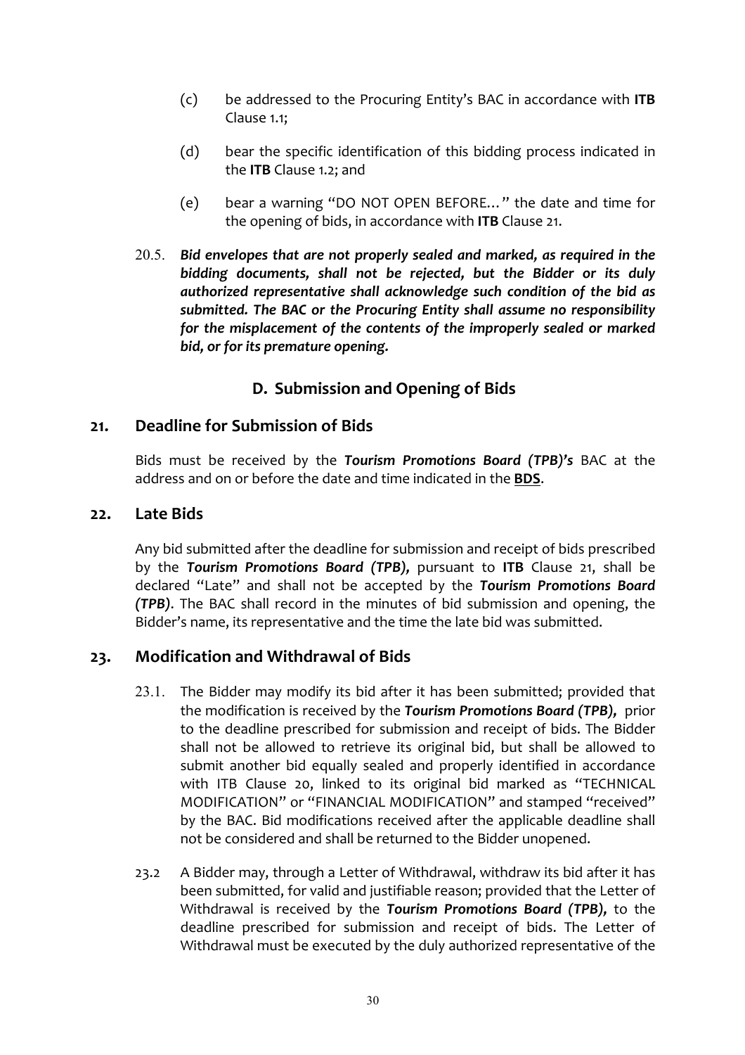(c) be addressed to the Procuring Entity's BAC in accordance with **ITB** Clause 1.1;

(d) bear the specific identification of this bidding process indicated in the **ITB** Clause 1.2; and

(e) bear a warning "DO NOT OPEN BEFORE…" the date and time for the opening of bids, in accordance with **ITB** Clause 21.

20.5. ***Bid envelopes that are not properly sealed and marked, as required in the bidding documents, shall not be rejected, but the Bidder or its duly authorized representative shall acknowledge such condition of the bid as submitted. The BAC or the Procuring Entity shall assume no responsibility for the misplacement of the contents of the improperly sealed or marked bid, or for its premature opening.***

## D. Submission and Opening of Bids

### 21. Deadline for Submission of Bids

Bids must be received by the ***Tourism Promotions Board (TPB)'s*** BAC at the address and on or before the date and time indicated in the **BDS**.

### 22. Late Bids

Any bid submitted after the deadline for submission and receipt of bids prescribed by the ***Tourism Promotions Board (TPB),*** pursuant to **ITB** Clause 21, shall be declared "Late" and shall not be accepted by the ***Tourism Promotions Board (TPB)***. The BAC shall record in the minutes of bid submission and opening, the Bidder's name, its representative and the time the late bid was submitted.

### 23. Modification and Withdrawal of Bids

23.1. The Bidder may modify its bid after it has been submitted; provided that the modification is received by the ***Tourism Promotions Board (TPB),*** prior to the deadline prescribed for submission and receipt of bids. The Bidder shall not be allowed to retrieve its original bid, but shall be allowed to submit another bid equally sealed and properly identified in accordance with ITB Clause 20, linked to its original bid marked as "TECHNICAL MODIFICATION" or "FINANCIAL MODIFICATION" and stamped "received" by the BAC. Bid modifications received after the applicable deadline shall not be considered and shall be returned to the Bidder unopened.

23.2 A Bidder may, through a Letter of Withdrawal, withdraw its bid after it has been submitted, for valid and justifiable reason; provided that the Letter of Withdrawal is received by the ***Tourism Promotions Board (TPB),*** to the deadline prescribed for submission and receipt of bids. The Letter of Withdrawal must be executed by the duly authorized representative of the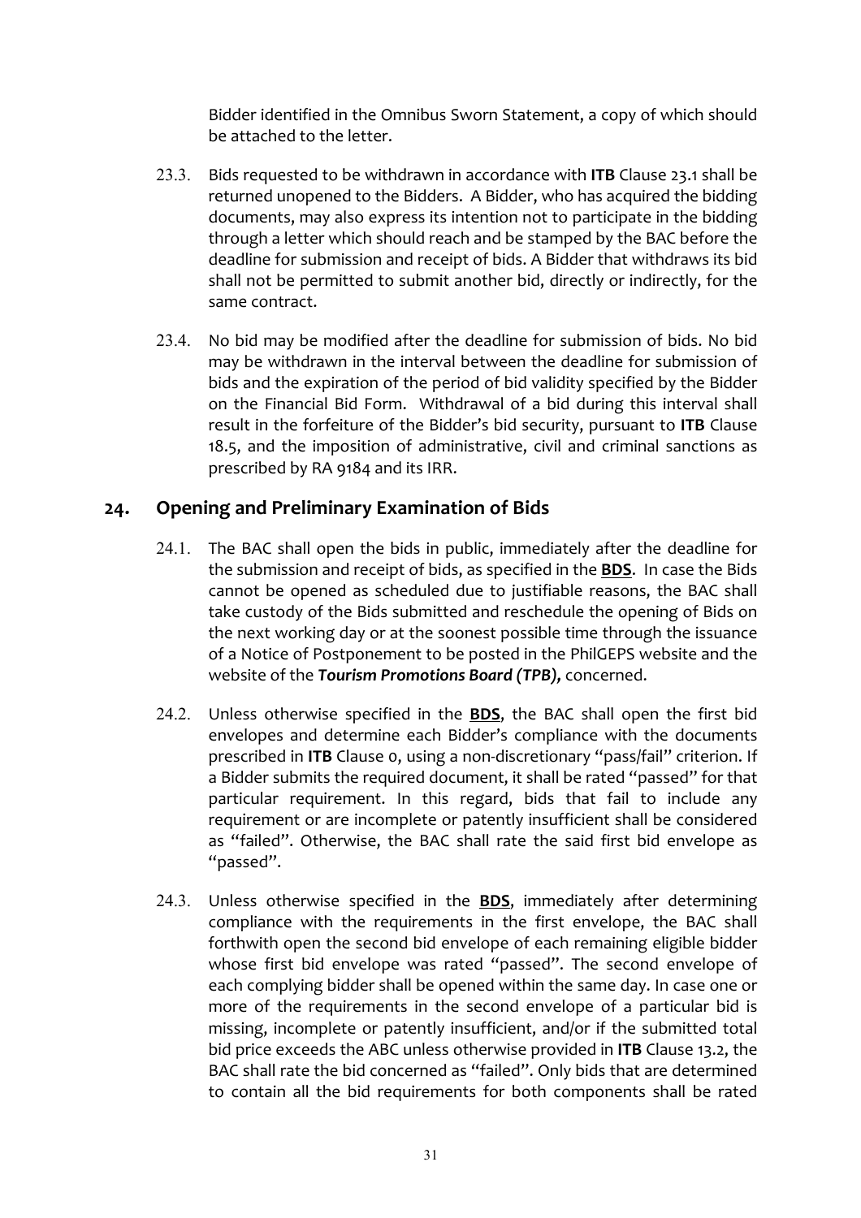Bidder identified in the Omnibus Sworn Statement, a copy of which should be attached to the letter.

23.3. Bids requested to be withdrawn in accordance with **ITB** Clause 23.1 shall be returned unopened to the Bidders. A Bidder, who has acquired the bidding documents, may also express its intention not to participate in the bidding through a letter which should reach and be stamped by the BAC before the deadline for submission and receipt of bids. A Bidder that withdraws its bid shall not be permitted to submit another bid, directly or indirectly, for the same contract.

23.4. No bid may be modified after the deadline for submission of bids. No bid may be withdrawn in the interval between the deadline for submission of bids and the expiration of the period of bid validity specified by the Bidder on the Financial Bid Form. Withdrawal of a bid during this interval shall result in the forfeiture of the Bidder's bid security, pursuant to **ITB** Clause 18.5, and the imposition of administrative, civil and criminal sanctions as prescribed by RA 9184 and its IRR.

## 24. Opening and Preliminary Examination of Bids

24.1. The BAC shall open the bids in public, immediately after the deadline for the submission and receipt of bids, as specified in the **BDS**. In case the Bids cannot be opened as scheduled due to justifiable reasons, the BAC shall take custody of the Bids submitted and reschedule the opening of Bids on the next working day or at the soonest possible time through the issuance of a Notice of Postponement to be posted in the PhilGEPS website and the website of the ***Tourism Promotions Board (TPB),*** concerned.

24.2. Unless otherwise specified in the **BDS**, the BAC shall open the first bid envelopes and determine each Bidder's compliance with the documents prescribed in **ITB** Clause 0, using a non-discretionary "pass/fail" criterion. If a Bidder submits the required document, it shall be rated "passed" for that particular requirement. In this regard, bids that fail to include any requirement or are incomplete or patently insufficient shall be considered as "failed". Otherwise, the BAC shall rate the said first bid envelope as "passed".

24.3. Unless otherwise specified in the **BDS**, immediately after determining compliance with the requirements in the first envelope, the BAC shall forthwith open the second bid envelope of each remaining eligible bidder whose first bid envelope was rated "passed". The second envelope of each complying bidder shall be opened within the same day. In case one or more of the requirements in the second envelope of a particular bid is missing, incomplete or patently insufficient, and/or if the submitted total bid price exceeds the ABC unless otherwise provided in **ITB** Clause 13.2, the BAC shall rate the bid concerned as "failed". Only bids that are determined to contain all the bid requirements for both components shall be rated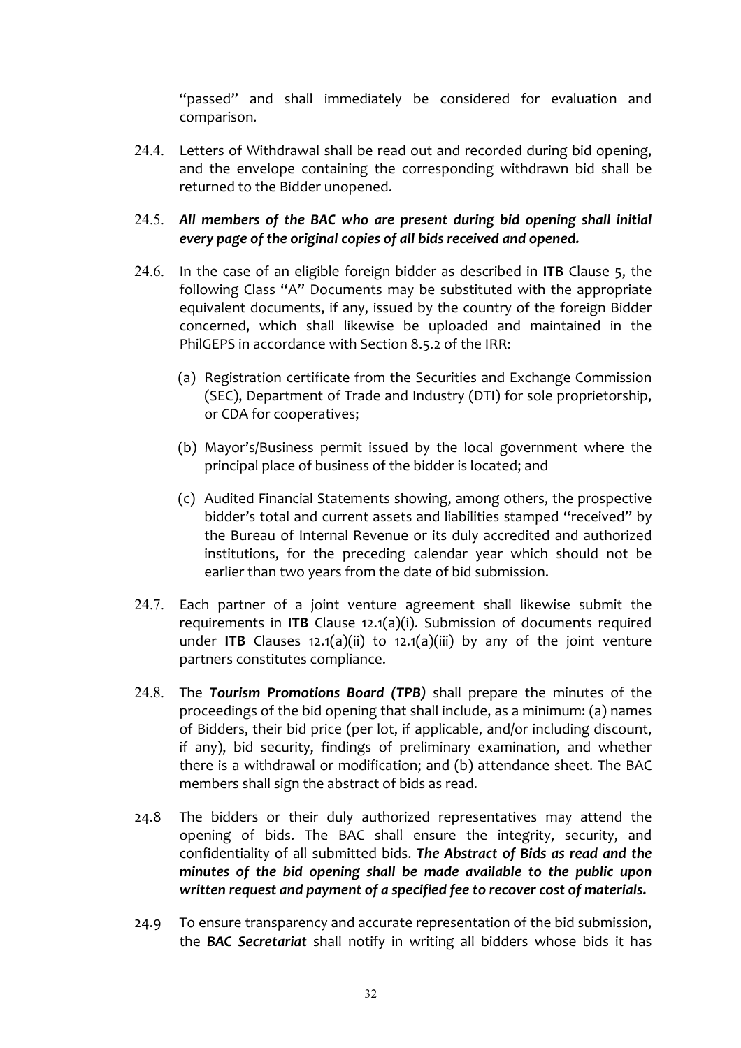"passed" and shall immediately be considered for evaluation and comparison.

24.4. Letters of Withdrawal shall be read out and recorded during bid opening, and the envelope containing the corresponding withdrawn bid shall be returned to the Bidder unopened.

24.5. ***All members of the BAC who are present during bid opening shall initial every page of the original copies of all bids received and opened.***

24.6. In the case of an eligible foreign bidder as described in **ITB** Clause 5, the following Class "A" Documents may be substituted with the appropriate equivalent documents, if any, issued by the country of the foreign Bidder concerned, which shall likewise be uploaded and maintained in the PhilGEPS in accordance with Section 8.5.2 of the IRR:

(a) Registration certificate from the Securities and Exchange Commission (SEC), Department of Trade and Industry (DTI) for sole proprietorship, or CDA for cooperatives;

(b) Mayor's/Business permit issued by the local government where the principal place of business of the bidder is located; and

(c) Audited Financial Statements showing, among others, the prospective bidder's total and current assets and liabilities stamped "received" by the Bureau of Internal Revenue or its duly accredited and authorized institutions, for the preceding calendar year which should not be earlier than two years from the date of bid submission.

24.7. Each partner of a joint venture agreement shall likewise submit the requirements in **ITB** Clause 12.1(a)(i). Submission of documents required under **ITB** Clauses 12.1(a)(ii) to 12.1(a)(iii) by any of the joint venture partners constitutes compliance.

24.8. The ***Tourism Promotions Board (TPB)*** shall prepare the minutes of the proceedings of the bid opening that shall include, as a minimum: (a) names of Bidders, their bid price (per lot, if applicable, and/or including discount, if any), bid security, findings of preliminary examination, and whether there is a withdrawal or modification; and (b) attendance sheet. The BAC members shall sign the abstract of bids as read.

24.8 The bidders or their duly authorized representatives may attend the opening of bids. The BAC shall ensure the integrity, security, and confidentiality of all submitted bids. ***The Abstract of Bids as read and the minutes of the bid opening shall be made available to the public upon written request and payment of a specified fee to recover cost of materials.***

24.9 To ensure transparency and accurate representation of the bid submission, the ***BAC Secretariat*** shall notify in writing all bidders whose bids it has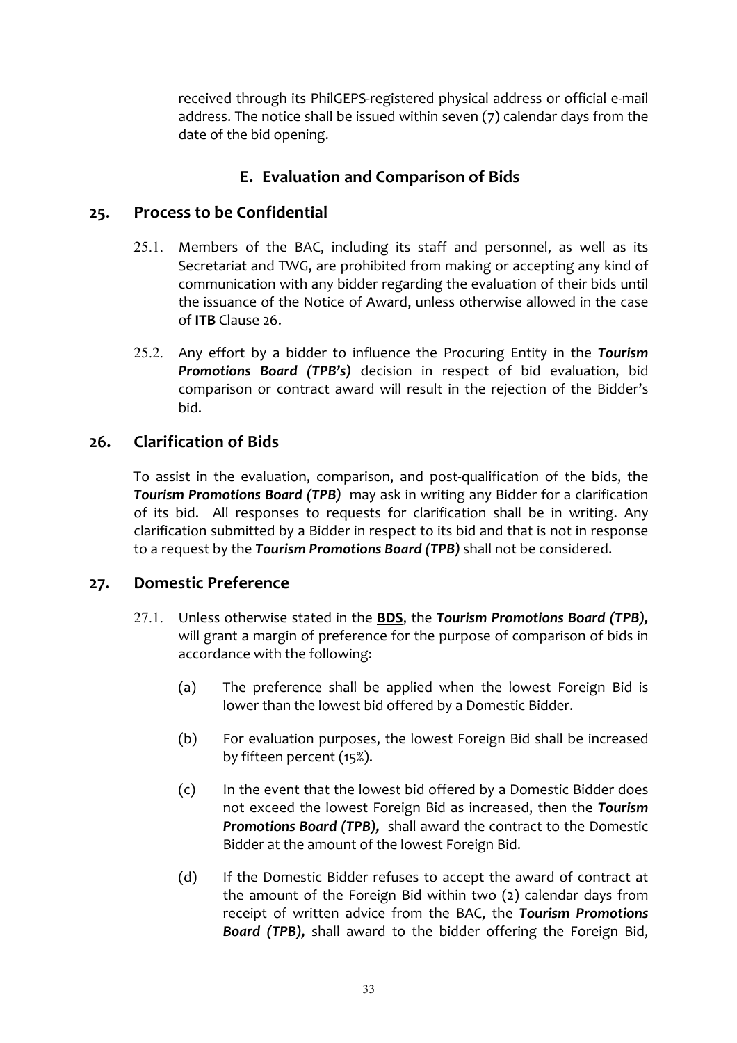received through its PhilGEPS-registered physical address or official e-mail address. The notice shall be issued within seven (7) calendar days from the date of the bid opening.

## E. Evaluation and Comparison of Bids

### 25. Process to be Confidential

25.1. Members of the BAC, including its staff and personnel, as well as its Secretariat and TWG, are prohibited from making or accepting any kind of communication with any bidder regarding the evaluation of their bids until the issuance of the Notice of Award, unless otherwise allowed in the case of **ITB** Clause 26.

25.2. Any effort by a bidder to influence the Procuring Entity in the ***Tourism Promotions Board (TPB's)*** decision in respect of bid evaluation, bid comparison or contract award will result in the rejection of the Bidder's bid.

### 26. Clarification of Bids

To assist in the evaluation, comparison, and post-qualification of the bids, the ***Tourism Promotions Board (TPB)*** may ask in writing any Bidder for a clarification of its bid. All responses to requests for clarification shall be in writing. Any clarification submitted by a Bidder in respect to its bid and that is not in response to a request by the ***Tourism Promotions Board (TPB)*** shall not be considered.

### 27. Domestic Preference

27.1. Unless otherwise stated in the **BDS**, the ***Tourism Promotions Board (TPB),*** will grant a margin of preference for the purpose of comparison of bids in accordance with the following:

(a) The preference shall be applied when the lowest Foreign Bid is lower than the lowest bid offered by a Domestic Bidder.

(b) For evaluation purposes, the lowest Foreign Bid shall be increased by fifteen percent (15%).

(c) In the event that the lowest bid offered by a Domestic Bidder does not exceed the lowest Foreign Bid as increased, then the ***Tourism Promotions Board (TPB),*** shall award the contract to the Domestic Bidder at the amount of the lowest Foreign Bid.

(d) If the Domestic Bidder refuses to accept the award of contract at the amount of the Foreign Bid within two (2) calendar days from receipt of written advice from the BAC, the ***Tourism Promotions Board (TPB),*** shall award to the bidder offering the Foreign Bid,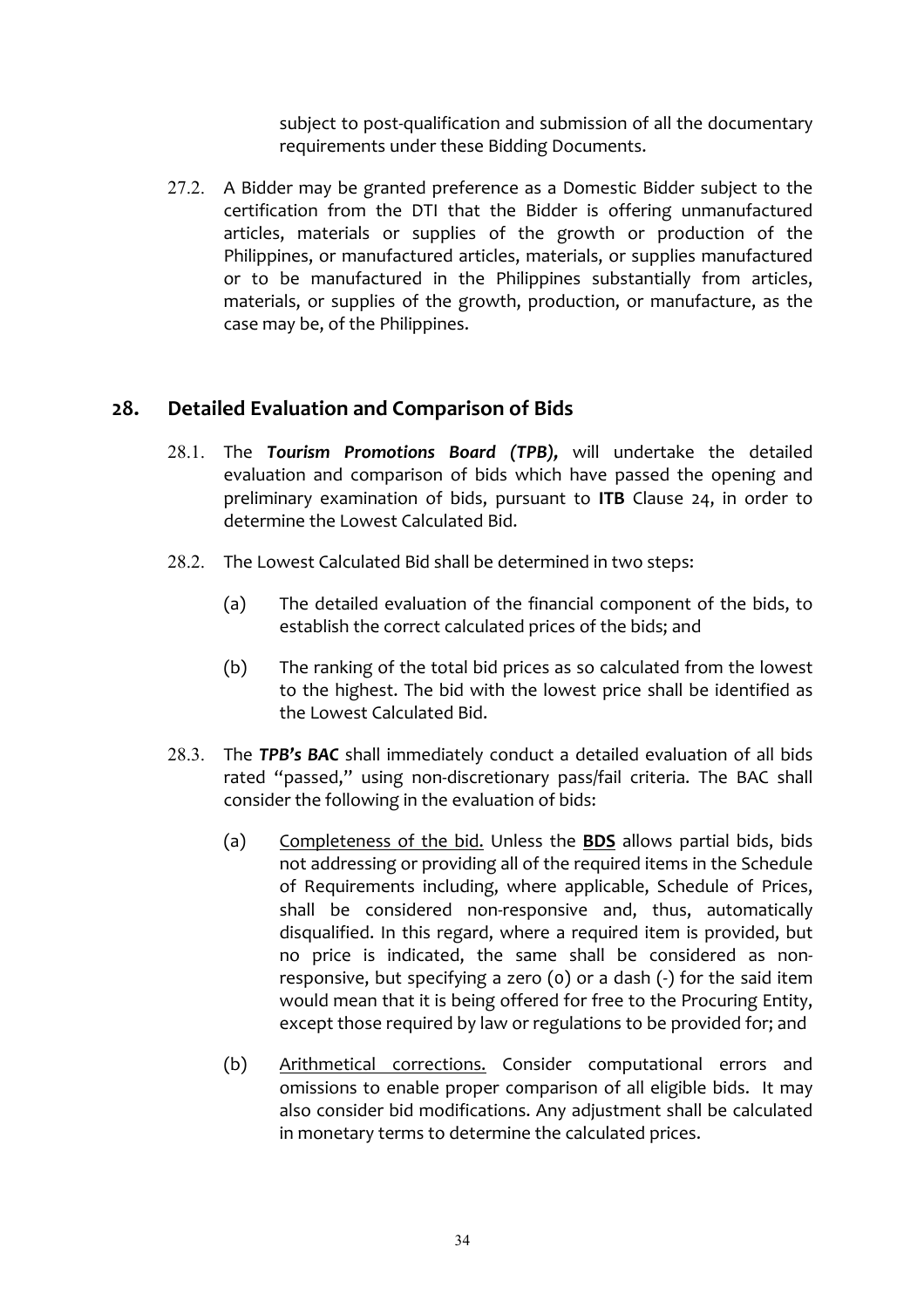subject to post-qualification and submission of all the documentary requirements under these Bidding Documents.

27.2. A Bidder may be granted preference as a Domestic Bidder subject to the certification from the DTI that the Bidder is offering unmanufactured articles, materials or supplies of the growth or production of the Philippines, or manufactured articles, materials, or supplies manufactured or to be manufactured in the Philippines substantially from articles, materials, or supplies of the growth, production, or manufacture, as the case may be, of the Philippines.

## 28. Detailed Evaluation and Comparison of Bids

28.1. The ***Tourism Promotions Board (TPB),*** will undertake the detailed evaluation and comparison of bids which have passed the opening and preliminary examination of bids, pursuant to **ITB** Clause 24, in order to determine the Lowest Calculated Bid.

28.2. The Lowest Calculated Bid shall be determined in two steps:

(a) The detailed evaluation of the financial component of the bids, to establish the correct calculated prices of the bids; and

(b) The ranking of the total bid prices as so calculated from the lowest to the highest. The bid with the lowest price shall be identified as the Lowest Calculated Bid.

28.3. The ***TPB's BAC*** shall immediately conduct a detailed evaluation of all bids rated "passed," using non-discretionary pass/fail criteria. The BAC shall consider the following in the evaluation of bids:

(a) <u>Completeness of the bid.</u> Unless the <u>**BDS**</u> allows partial bids, bids not addressing or providing all of the required items in the Schedule of Requirements including, where applicable, Schedule of Prices, shall be considered non-responsive and, thus, automatically disqualified. In this regard, where a required item is provided, but no price is indicated, the same shall be considered as non-responsive, but specifying a zero (0) or a dash (-) for the said item would mean that it is being offered for free to the Procuring Entity, except those required by law or regulations to be provided for; and

(b) <u>Arithmetical corrections.</u> Consider computational errors and omissions to enable proper comparison of all eligible bids. It may also consider bid modifications. Any adjustment shall be calculated in monetary terms to determine the calculated prices.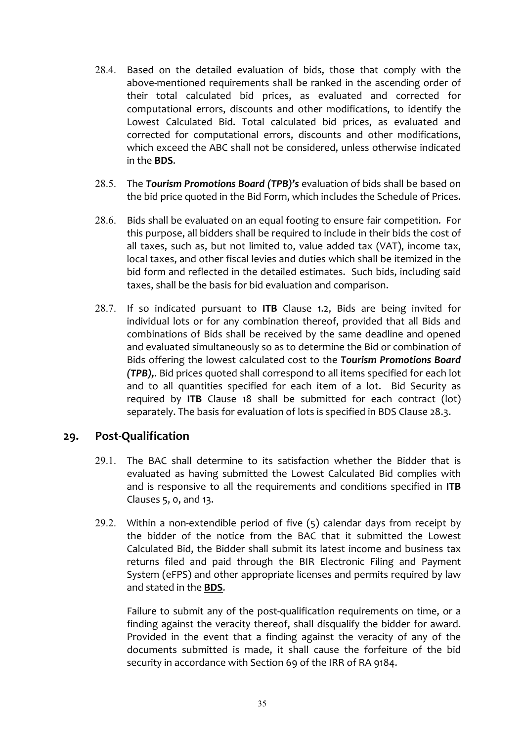28.4. Based on the detailed evaluation of bids, those that comply with the above-mentioned requirements shall be ranked in the ascending order of their total calculated bid prices, as evaluated and corrected for computational errors, discounts and other modifications, to identify the Lowest Calculated Bid. Total calculated bid prices, as evaluated and corrected for computational errors, discounts and other modifications, which exceed the ABC shall not be considered, unless otherwise indicated in the **BDS**.

28.5. The ***Tourism Promotions Board (TPB)'s*** evaluation of bids shall be based on the bid price quoted in the Bid Form, which includes the Schedule of Prices.

28.6. Bids shall be evaluated on an equal footing to ensure fair competition. For this purpose, all bidders shall be required to include in their bids the cost of all taxes, such as, but not limited to, value added tax (VAT), income tax, local taxes, and other fiscal levies and duties which shall be itemized in the bid form and reflected in the detailed estimates. Such bids, including said taxes, shall be the basis for bid evaluation and comparison.

28.7. If so indicated pursuant to **ITB** Clause 1.2, Bids are being invited for individual lots or for any combination thereof, provided that all Bids and combinations of Bids shall be received by the same deadline and opened and evaluated simultaneously so as to determine the Bid or combination of Bids offering the lowest calculated cost to the ***Tourism Promotions Board (TPB),***. Bid prices quoted shall correspond to all items specified for each lot and to all quantities specified for each item of a lot. Bid Security as required by **ITB** Clause 18 shall be submitted for each contract (lot) separately. The basis for evaluation of lots is specified in BDS Clause 28.3.

## 29. Post-Qualification

29.1. The BAC shall determine to its satisfaction whether the Bidder that is evaluated as having submitted the Lowest Calculated Bid complies with and is responsive to all the requirements and conditions specified in **ITB** Clauses 5, 0, and 13.

29.2. Within a non-extendible period of five (5) calendar days from receipt by the bidder of the notice from the BAC that it submitted the Lowest Calculated Bid, the Bidder shall submit its latest income and business tax returns filed and paid through the BIR Electronic Filing and Payment System (eFPS) and other appropriate licenses and permits required by law and stated in the **BDS**.

Failure to submit any of the post-qualification requirements on time, or a finding against the veracity thereof, shall disqualify the bidder for award. Provided in the event that a finding against the veracity of any of the documents submitted is made, it shall cause the forfeiture of the bid security in accordance with Section 69 of the IRR of RA 9184.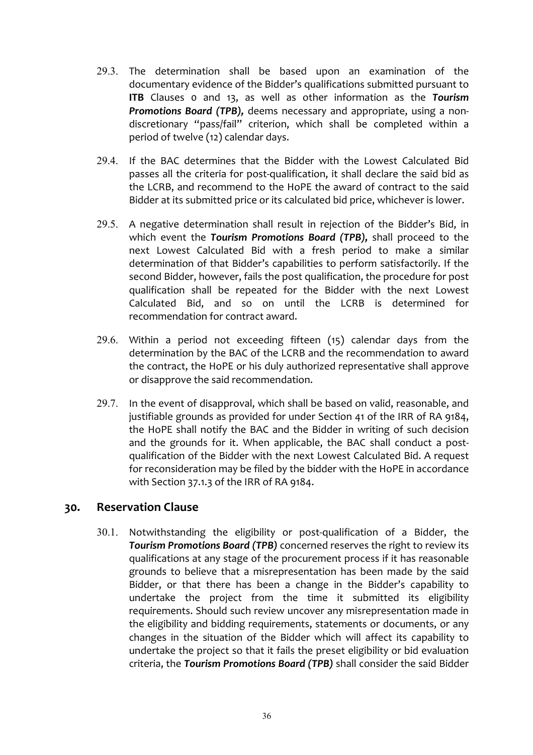29.3. The determination shall be based upon an examination of the documentary evidence of the Bidder's qualifications submitted pursuant to **ITB** Clauses 0 and 13, as well as other information as the ***Tourism Promotions Board (TPB),*** deems necessary and appropriate, using a non-discretionary "pass/fail" criterion, which shall be completed within a period of twelve (12) calendar days.

29.4. If the BAC determines that the Bidder with the Lowest Calculated Bid passes all the criteria for post-qualification, it shall declare the said bid as the LCRB, and recommend to the HoPE the award of contract to the said Bidder at its submitted price or its calculated bid price, whichever is lower.

29.5. A negative determination shall result in rejection of the Bidder's Bid, in which event the ***Tourism Promotions Board (TPB),*** shall proceed to the next Lowest Calculated Bid with a fresh period to make a similar determination of that Bidder's capabilities to perform satisfactorily. If the second Bidder, however, fails the post qualification, the procedure for post qualification shall be repeated for the Bidder with the next Lowest Calculated Bid, and so on until the LCRB is determined for recommendation for contract award.

29.6. Within a period not exceeding fifteen (15) calendar days from the determination by the BAC of the LCRB and the recommendation to award the contract, the HoPE or his duly authorized representative shall approve or disapprove the said recommendation.

29.7. In the event of disapproval, which shall be based on valid, reasonable, and justifiable grounds as provided for under Section 41 of the IRR of RA 9184, the HoPE shall notify the BAC and the Bidder in writing of such decision and the grounds for it. When applicable, the BAC shall conduct a post-qualification of the Bidder with the next Lowest Calculated Bid. A request for reconsideration may be filed by the bidder with the HoPE in accordance with Section 37.1.3 of the IRR of RA 9184.

## 30. Reservation Clause

30.1. Notwithstanding the eligibility or post-qualification of a Bidder, the ***Tourism Promotions Board (TPB)*** concerned reserves the right to review its qualifications at any stage of the procurement process if it has reasonable grounds to believe that a misrepresentation has been made by the said Bidder, or that there has been a change in the Bidder's capability to undertake the project from the time it submitted its eligibility requirements. Should such review uncover any misrepresentation made in the eligibility and bidding requirements, statements or documents, or any changes in the situation of the Bidder which will affect its capability to undertake the project so that it fails the preset eligibility or bid evaluation criteria, the ***Tourism Promotions Board (TPB)*** shall consider the said Bidder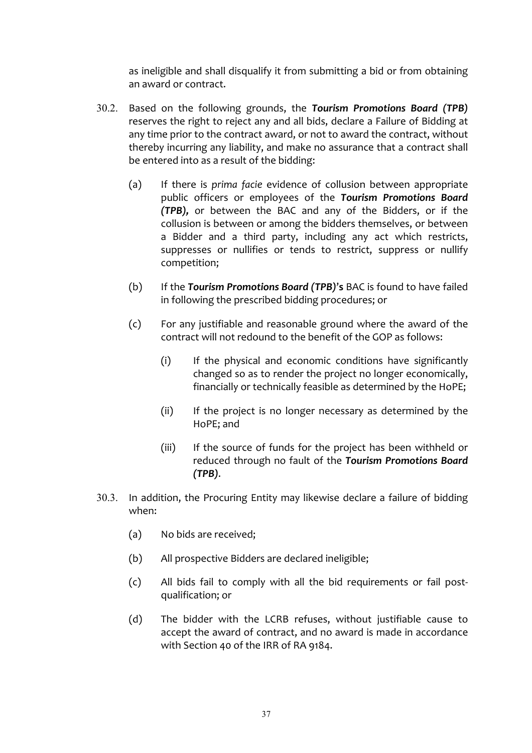as ineligible and shall disqualify it from submitting a bid or from obtaining an award or contract.

30.2. Based on the following grounds, the ***Tourism Promotions Board (TPB)*** reserves the right to reject any and all bids, declare a Failure of Bidding at any time prior to the contract award, or not to award the contract, without thereby incurring any liability, and make no assurance that a contract shall be entered into as a result of the bidding:

(a) If there is *prima facie* evidence of collusion between appropriate public officers or employees of the ***Tourism Promotions Board (TPB),*** or between the BAC and any of the Bidders, or if the collusion is between or among the bidders themselves, or between a Bidder and a third party, including any act which restricts, suppresses or nullifies or tends to restrict, suppress or nullify competition;

(b) If the ***Tourism Promotions Board (TPB)*'s** BAC is found to have failed in following the prescribed bidding procedures; or

(c) For any justifiable and reasonable ground where the award of the contract will not redound to the benefit of the GOP as follows:

(i) If the physical and economic conditions have significantly changed so as to render the project no longer economically, financially or technically feasible as determined by the HoPE;

(ii) If the project is no longer necessary as determined by the HoPE; and

(iii) If the source of funds for the project has been withheld or reduced through no fault of the ***Tourism Promotions Board (TPB)***.

30.3. In addition, the Procuring Entity may likewise declare a failure of bidding when:

(a) No bids are received;

(b) All prospective Bidders are declared ineligible;

(c) All bids fail to comply with all the bid requirements or fail post-qualification; or

(d) The bidder with the LCRB refuses, without justifiable cause to accept the award of contract, and no award is made in accordance with Section 40 of the IRR of RA 9184.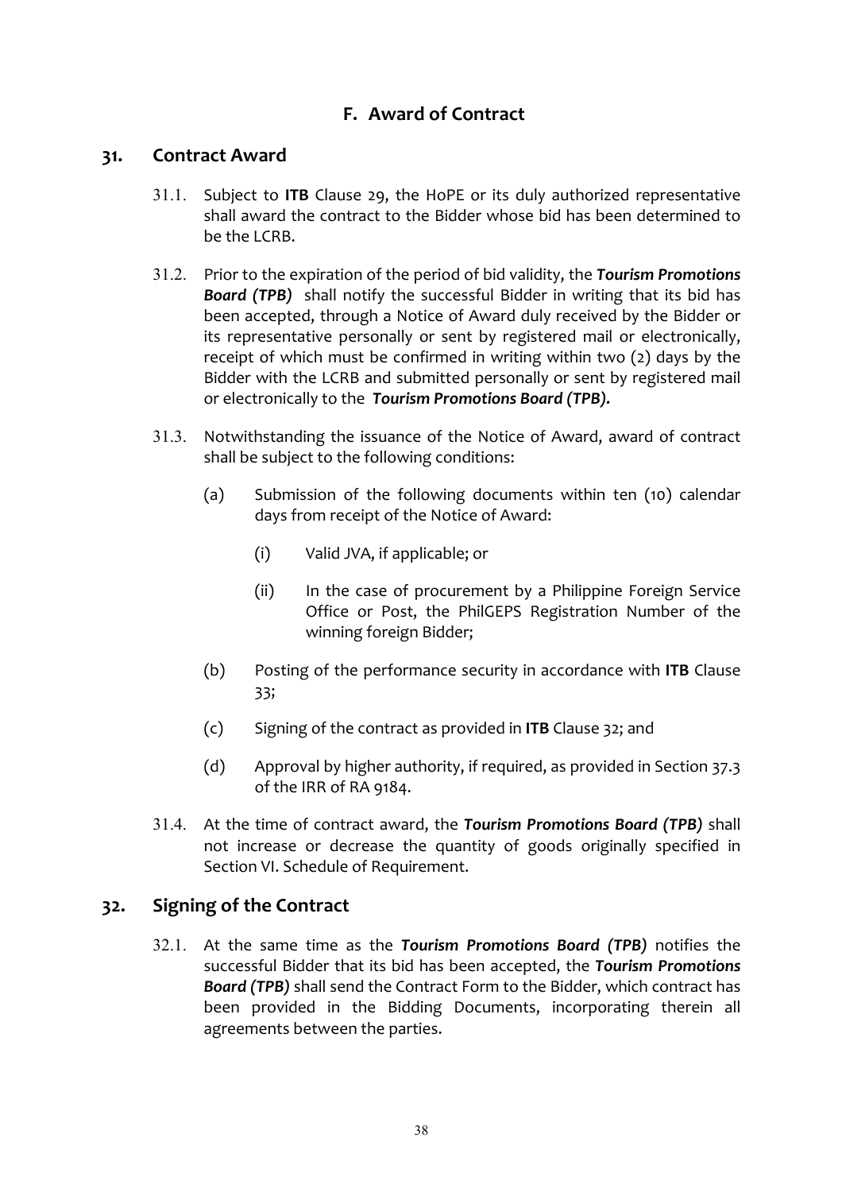## F. Award of Contract

### 31. Contract Award

31.1. Subject to **ITB** Clause 29, the HoPE or its duly authorized representative shall award the contract to the Bidder whose bid has been determined to be the LCRB.

31.2. Prior to the expiration of the period of bid validity, the ***Tourism Promotions Board (TPB)*** shall notify the successful Bidder in writing that its bid has been accepted, through a Notice of Award duly received by the Bidder or its representative personally or sent by registered mail or electronically, receipt of which must be confirmed in writing within two (2) days by the Bidder with the LCRB and submitted personally or sent by registered mail or electronically to the ***Tourism Promotions Board (TPB).***

31.3. Notwithstanding the issuance of the Notice of Award, award of contract shall be subject to the following conditions:

(a) Submission of the following documents within ten (10) calendar days from receipt of the Notice of Award:

(i) Valid JVA, if applicable; or

(ii) In the case of procurement by a Philippine Foreign Service Office or Post, the PhilGEPS Registration Number of the winning foreign Bidder;

(b) Posting of the performance security in accordance with **ITB** Clause 33;

(c) Signing of the contract as provided in **ITB** Clause 32; and

(d) Approval by higher authority, if required, as provided in Section 37.3 of the IRR of RA 9184.

31.4. At the time of contract award, the ***Tourism Promotions Board (TPB)*** shall not increase or decrease the quantity of goods originally specified in Section VI. Schedule of Requirement.

### 32. Signing of the Contract

32.1. At the same time as the ***Tourism Promotions Board (TPB)*** notifies the successful Bidder that its bid has been accepted, the ***Tourism Promotions Board (TPB)*** shall send the Contract Form to the Bidder, which contract has been provided in the Bidding Documents, incorporating therein all agreements between the parties.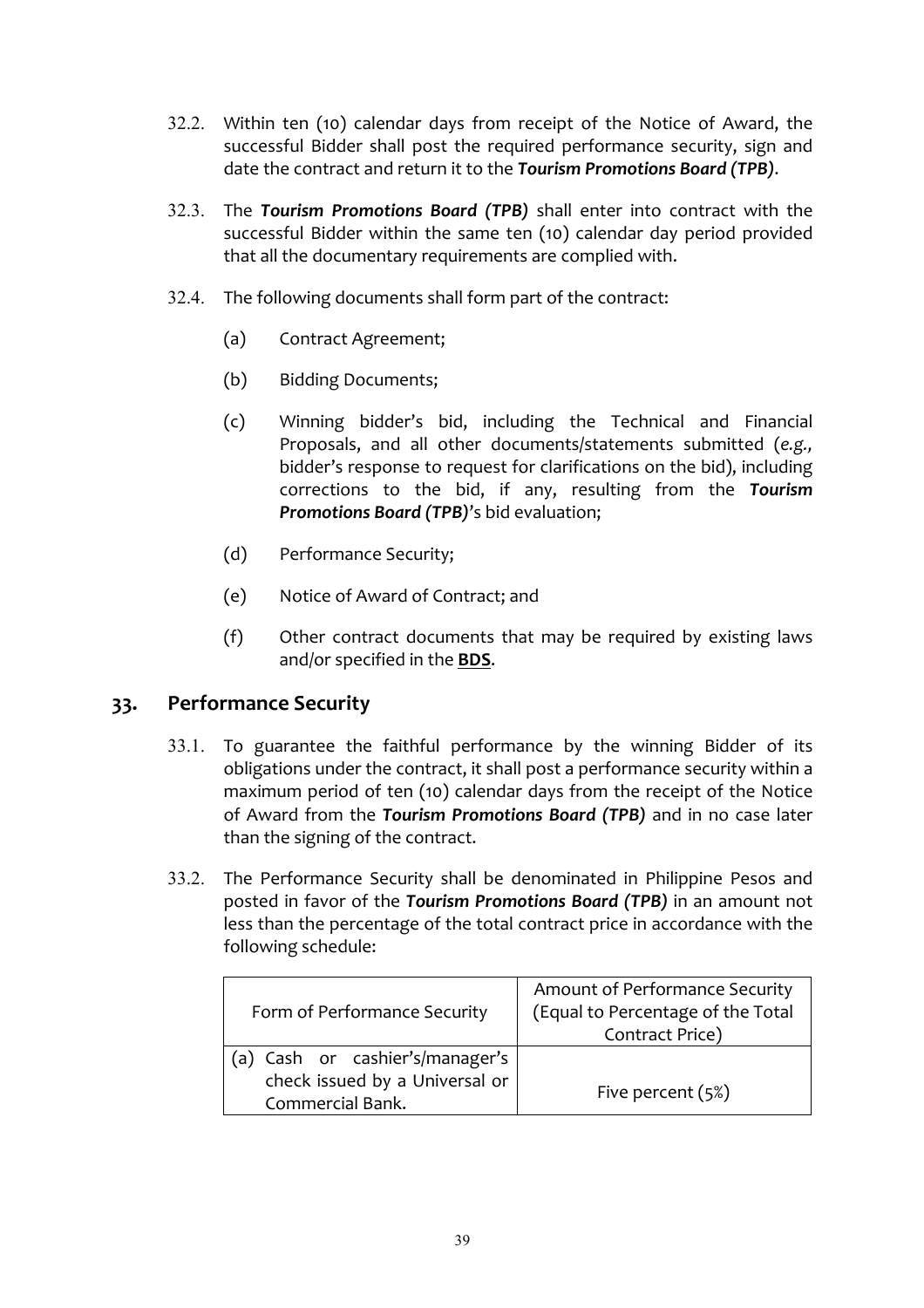32.2. Within ten (10) calendar days from receipt of the Notice of Award, the successful Bidder shall post the required performance security, sign and date the contract and return it to the ***Tourism Promotions Board (TPB)***.

32.3. The ***Tourism Promotions Board (TPB)*** shall enter into contract with the successful Bidder within the same ten (10) calendar day period provided that all the documentary requirements are complied with.

32.4. The following documents shall form part of the contract:

(a) Contract Agreement;

(b) Bidding Documents;

(c) Winning bidder's bid, including the Technical and Financial Proposals, and all other documents/statements submitted (*e.g.,* bidder's response to request for clarifications on the bid), including corrections to the bid, if any, resulting from the ***Tourism Promotions Board (TPB)***'s bid evaluation;

(d) Performance Security;

(e) Notice of Award of Contract; and

(f) Other contract documents that may be required by existing laws and/or specified in the **BDS**.

## 33. Performance Security

33.1. To guarantee the faithful performance by the winning Bidder of its obligations under the contract, it shall post a performance security within a maximum period of ten (10) calendar days from the receipt of the Notice of Award from the ***Tourism Promotions Board (TPB)*** and in no case later than the signing of the contract.

33.2. The Performance Security shall be denominated in Philippine Pesos and posted in favor of the ***Tourism Promotions Board (TPB)*** in an amount not less than the percentage of the total contract price in accordance with the following schedule:

| Form of Performance Security | Amount of Performance Security (Equal to Percentage of the Total Contract Price) |
|---|---|
| (a) Cash or cashier's/manager's check issued by a Universal or Commercial Bank. | Five percent (5%) |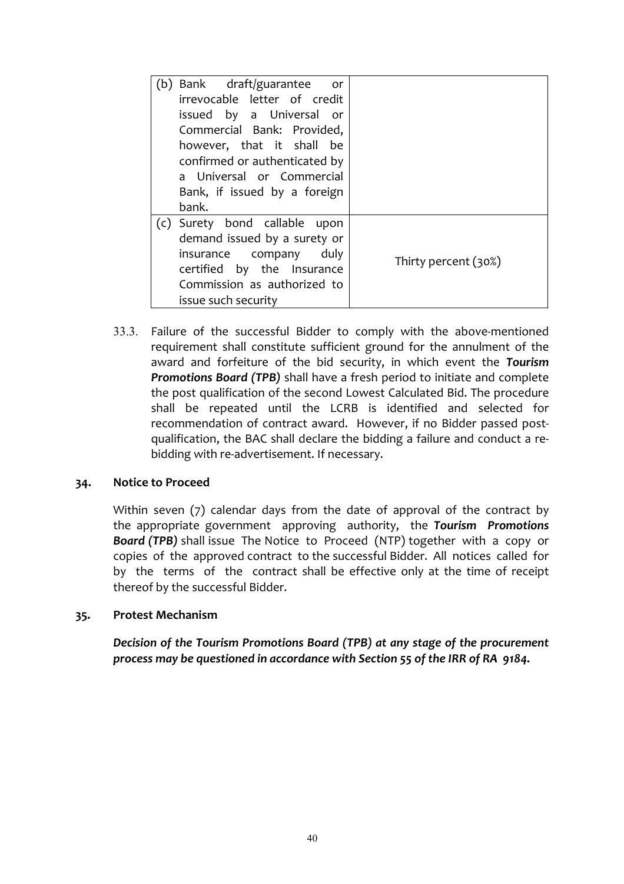| | |
|---|---|
| (b) Bank draft/guarantee or irrevocable letter of credit issued by a Universal or Commercial Bank: Provided, however, that it shall be confirmed or authenticated by a Universal or Commercial Bank, if issued by a foreign bank. | |
| (c) Surety bond callable upon demand issued by a surety or insurance company duly certified by the Insurance Commission as authorized to issue such security | Thirty percent (30%) |

33.3. Failure of the successful Bidder to comply with the above-mentioned requirement shall constitute sufficient ground for the annulment of the award and forfeiture of the bid security, in which event the ***Tourism Promotions Board (TPB)*** shall have a fresh period to initiate and complete the post qualification of the second Lowest Calculated Bid. The procedure shall be repeated until the LCRB is identified and selected for recommendation of contract award. However, if no Bidder passed post-qualification, the BAC shall declare the bidding a failure and conduct a re-bidding with re-advertisement. If necessary.

## 34. Notice to Proceed

Within seven (7) calendar days from the date of approval of the contract by the appropriate government approving authority, the ***Tourism Promotions Board (TPB)*** shall issue The Notice to Proceed (NTP) together with a copy or copies of the approved contract to the successful Bidder. All notices called for by the terms of the contract shall be effective only at the time of receipt thereof by the successful Bidder.

## 35. Protest Mechanism

***Decision of the Tourism Promotions Board (TPB) at any stage of the procurement process may be questioned in accordance with Section 55 of the IRR of RA 9184.***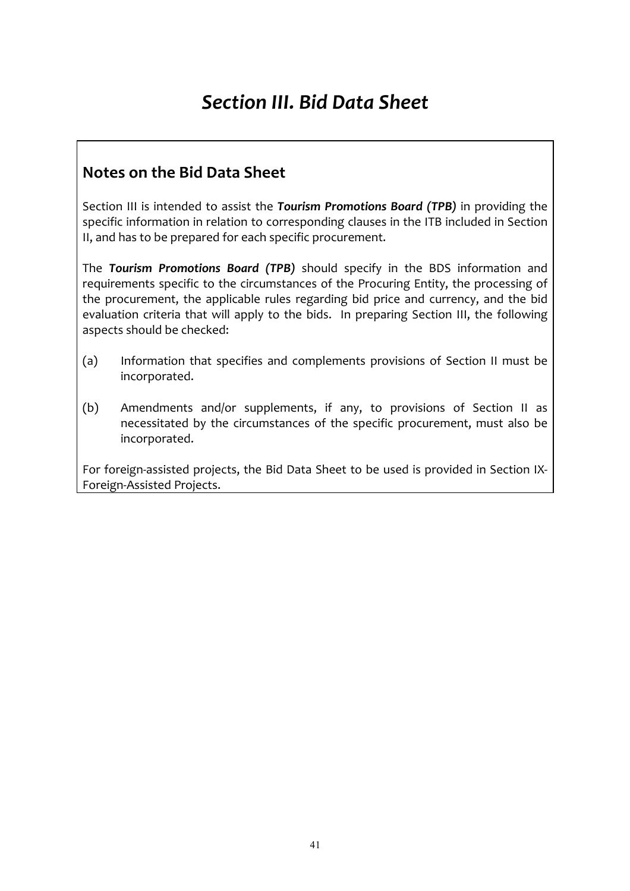# *Section III. Bid Data Sheet*

## Notes on the Bid Data Sheet

Section III is intended to assist the ***Tourism Promotions Board (TPB)*** in providing the specific information in relation to corresponding clauses in the ITB included in Section II, and has to be prepared for each specific procurement.

The ***Tourism Promotions Board (TPB)*** should specify in the BDS information and requirements specific to the circumstances of the Procuring Entity, the processing of the procurement, the applicable rules regarding bid price and currency, and the bid evaluation criteria that will apply to the bids. In preparing Section III, the following aspects should be checked:

(a) Information that specifies and complements provisions of Section II must be incorporated.

(b) Amendments and/or supplements, if any, to provisions of Section II as necessitated by the circumstances of the specific procurement, must also be incorporated.

For foreign-assisted projects, the Bid Data Sheet to be used is provided in Section IX-Foreign-Assisted Projects.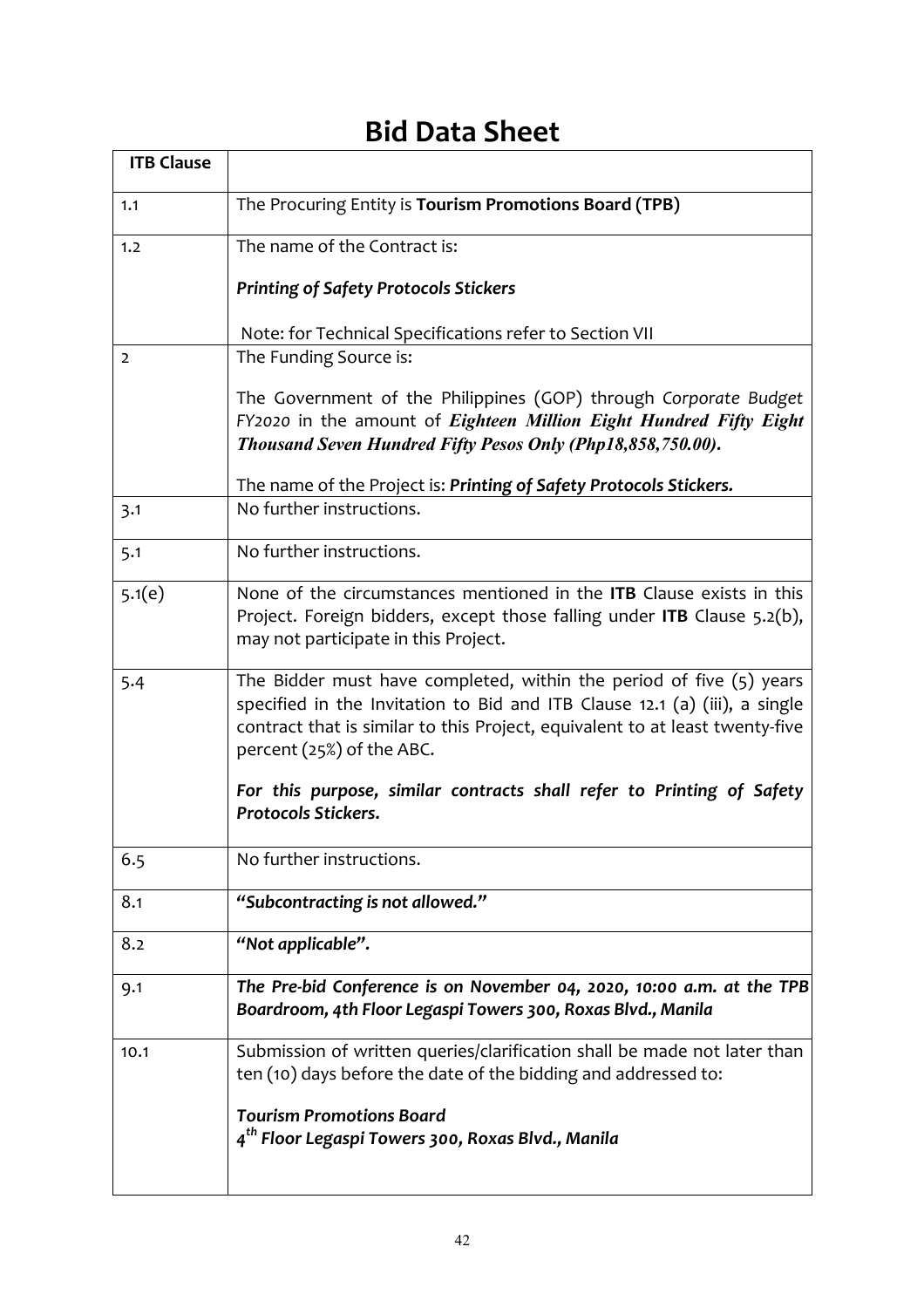# Bid Data Sheet

| ITB Clause | |
|---|---|
| 1.1 | The Procuring Entity is **Tourism Promotions Board (TPB)** |
| 1.2 | The name of the Contract is:<br><br>***Printing of Safety Protocols Stickers***<br><br>Note: for Technical Specifications refer to Section VII |
| 2 | The Funding Source is:<br><br>The Government of the Philippines (GOP) through *Corporate Budget FY2020* in the amount of ***Eighteen Million Eight Hundred Fifty Eight Thousand Seven Hundred Fifty Pesos Only (Php18,858,750.00).***<br><br>The name of the Project is: ***Printing of Safety Protocols Stickers.*** |
| 3.1 | No further instructions. |
| 5.1 | No further instructions. |
| 5.1(e) | None of the circumstances mentioned in the **ITB** Clause exists in this Project. Foreign bidders, except those falling under **ITB** Clause 5.2(b), may not participate in this Project. |
| 5.4 | The Bidder must have completed, within the period of five (5) years specified in the Invitation to Bid and ITB Clause 12.1 (a) (iii), a single contract that is similar to this Project, equivalent to at least twenty-five percent (25%) of the ABC.<br><br>***For this purpose, similar contracts shall refer to Printing of Safety Protocols Stickers.*** |
| 6.5 | No further instructions. |
| 8.1 | ***"Subcontracting is not allowed."*** |
| 8.2 | ***"Not applicable".*** |
| 9.1 | ***The Pre-bid Conference is on November 04, 2020, 10:00 a.m. at the TPB Boardroom, 4th Floor Legaspi Towers 300, Roxas Blvd., Manila*** |
| 10.1 | Submission of written queries/clarification shall be made not later than ten (10) days before the date of the bidding and addressed to:<br><br>***Tourism Promotions Board***<br>***4th Floor Legaspi Towers 300, Roxas Blvd., Manila*** |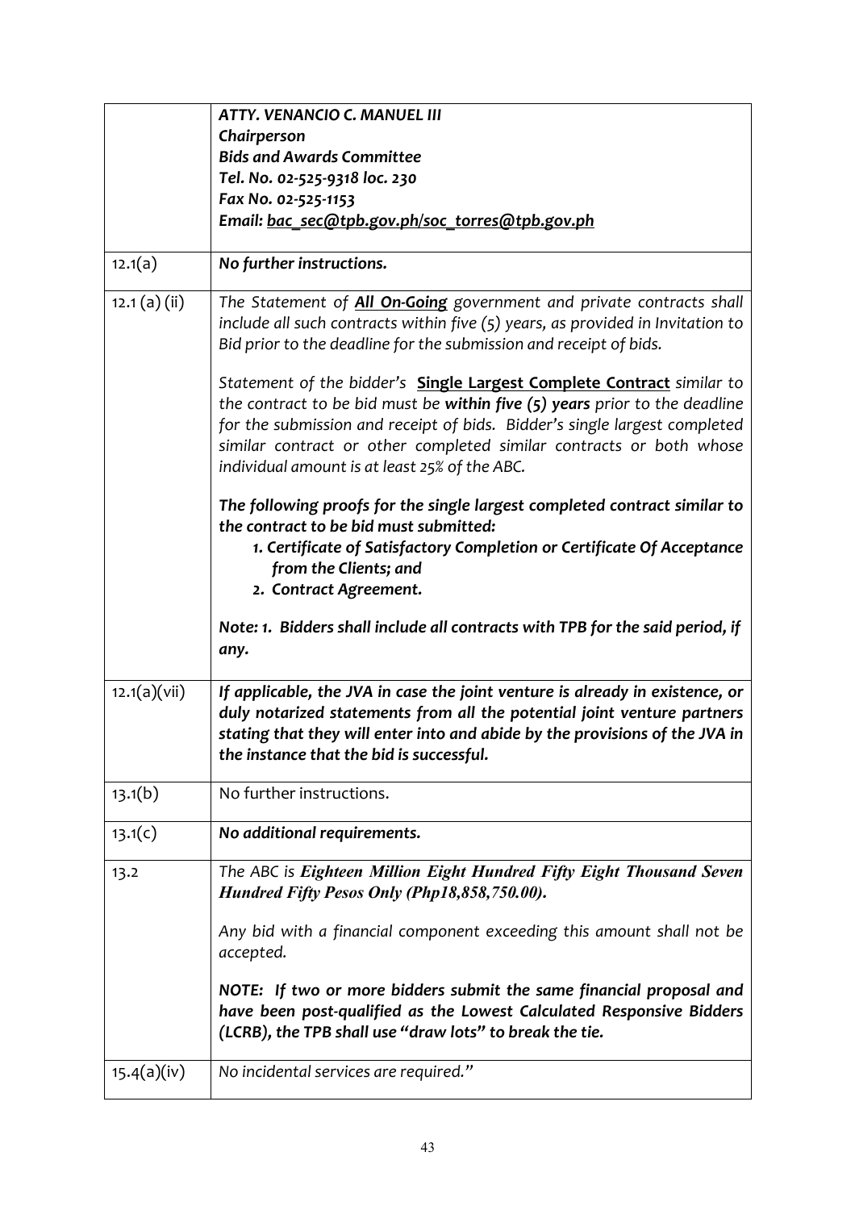| | |
|---|---|
| | ***ATTY. VENANCIO C. MANUEL III***<br>***Chairperson***<br>***Bids and Awards Committee***<br>***Tel. No. 02-525-9318 loc. 230***<br>***Fax No. 02-525-1153***<br>***Email: bac_sec@tpb.gov.ph/soc_torres@tpb.gov.ph*** |
| 12.1(a) | ***No further instructions.*** |
| 12.1 (a) (ii) | *The Statement of* ***All On-Going*** *government and private contracts shall include all such contracts within five (5) years, as provided in Invitation to Bid prior to the deadline for the submission and receipt of bids.*<br><br>*Statement of the bidder's* ***Single Largest Complete Contract*** *similar to the contract to be bid must be* ***within five (5) years*** *prior to the deadline for the submission and receipt of bids. Bidder's single largest completed similar contract or other completed similar contracts or both whose individual amount is at least 25% of the ABC.*<br><br>***The following proofs for the single largest completed contract similar to the contract to be bid must submitted:***<br>***1. Certificate of Satisfactory Completion or Certificate Of Acceptance from the Clients; and***<br>***2. Contract Agreement.***<br><br>***Note: 1. Bidders shall include all contracts with TPB for the said period, if any.*** |
| 12.1(a)(vii) | ***If applicable, the JVA in case the joint venture is already in existence, or duly notarized statements from all the potential joint venture partners stating that they will enter into and abide by the provisions of the JVA in the instance that the bid is successful.*** |
| 13.1(b) | No further instructions. |
| 13.1(c) | ***No additional requirements.*** |
| 13.2 | *The ABC is* ***Eighteen Million Eight Hundred Fifty Eight Thousand Seven Hundred Fifty Pesos Only (Php18,858,750.00).***<br><br>*Any bid with a financial component exceeding this amount shall not be accepted.*<br><br>***NOTE: If two or more bidders submit the same financial proposal and have been post-qualified as the Lowest Calculated Responsive Bidders (LCRB), the TPB shall use "draw lots" to break the tie.*** |
| 15.4(a)(iv) | *No incidental services are required."* |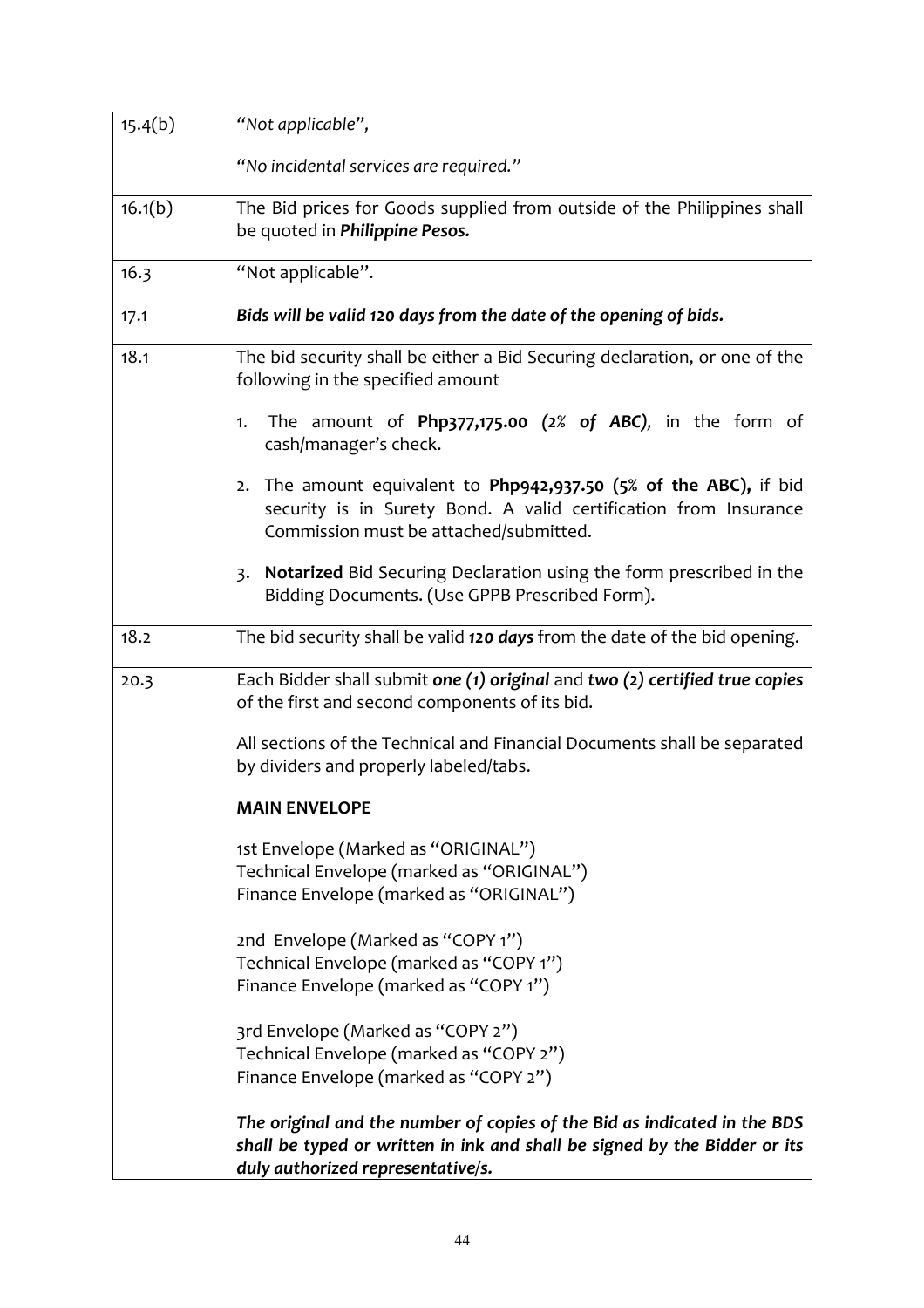| | |
|---|---|
| 15.4(b) | "*Not applicable*",<br><br>"*No incidental services are required.*" |
| 16.1(b) | The Bid prices for Goods supplied from outside of the Philippines shall be quoted in ***Philippine Pesos.*** |
| 16.3 | "Not applicable". |
| 17.1 | ***Bids will be valid 120 days from the date of the opening of bids.*** |
| 18.1 | The bid security shall be either a Bid Securing declaration, or one of the following in the specified amount<br><br>1. The amount of **Php377,175.00** ***(2% of ABC)***, in the form of cash/manager's check.<br><br>2. The amount equivalent to **Php942,937.50 (5% of the ABC),** if bid security is in Surety Bond. A valid certification from Insurance Commission must be attached/submitted.<br><br>3. **Notarized** Bid Securing Declaration using the form prescribed in the Bidding Documents. (Use GPPB Prescribed Form). |
| 18.2 | The bid security shall be valid ***120 days*** from the date of the bid opening. |
| 20.3 | Each Bidder shall submit ***one (1) original*** and ***two (2) certified true copies*** of the first and second components of its bid.<br><br>All sections of the Technical and Financial Documents shall be separated by dividers and properly labeled/tabs.<br><br>**MAIN ENVELOPE**<br><br>1st Envelope (Marked as "ORIGINAL")<br>Technical Envelope (marked as "ORIGINAL")<br>Finance Envelope (marked as "ORIGINAL")<br><br>2nd Envelope (Marked as "COPY 1")<br>Technical Envelope (marked as "COPY 1")<br>Finance Envelope (marked as "COPY 1")<br><br>3rd Envelope (Marked as "COPY 2")<br>Technical Envelope (marked as "COPY 2")<br>Finance Envelope (marked as "COPY 2")<br><br>***The original and the number of copies of the Bid as indicated in the BDS shall be typed or written in ink and shall be signed by the Bidder or its duly authorized representative/s.*** |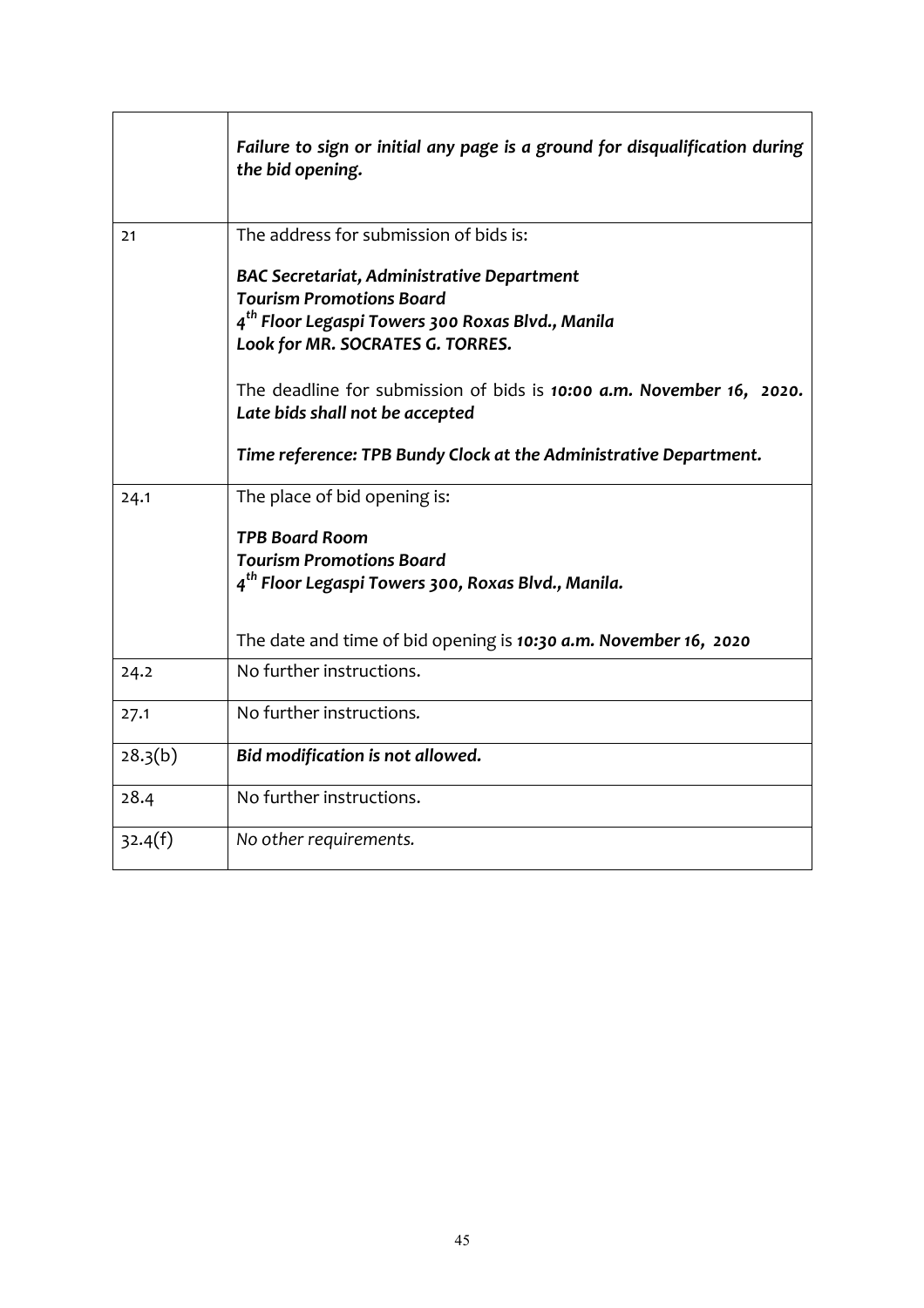| | |
|---|---|
| | ***Failure to sign or initial any page is a ground for disqualification during the bid opening.*** |
| 21 | The address for submission of bids is:<br><br>***BAC Secretariat, Administrative Department***<br>***Tourism Promotions Board***<br>***4th Floor Legaspi Towers 300 Roxas Blvd., Manila***<br>***Look for MR. SOCRATES G. TORRES.***<br><br>The deadline for submission of bids is ***10:00 a.m. November 16, 2020. Late bids shall not be accepted***<br><br>***Time reference: TPB Bundy Clock at the Administrative Department.*** |
| 24.1 | The place of bid opening is:<br><br>***TPB Board Room***<br>***Tourism Promotions Board***<br>***4th Floor Legaspi Towers 300, Roxas Blvd., Manila.***<br><br>The date and time of bid opening is ***10:30 a.m. November 16, 2020*** |
| 24.2 | No further instructions. |
| 27.1 | No further instructions. |
| 28.3(b) | ***Bid modification is not allowed.*** |
| 28.4 | No further instructions. |
| 32.4(f) | *No other requirements.* |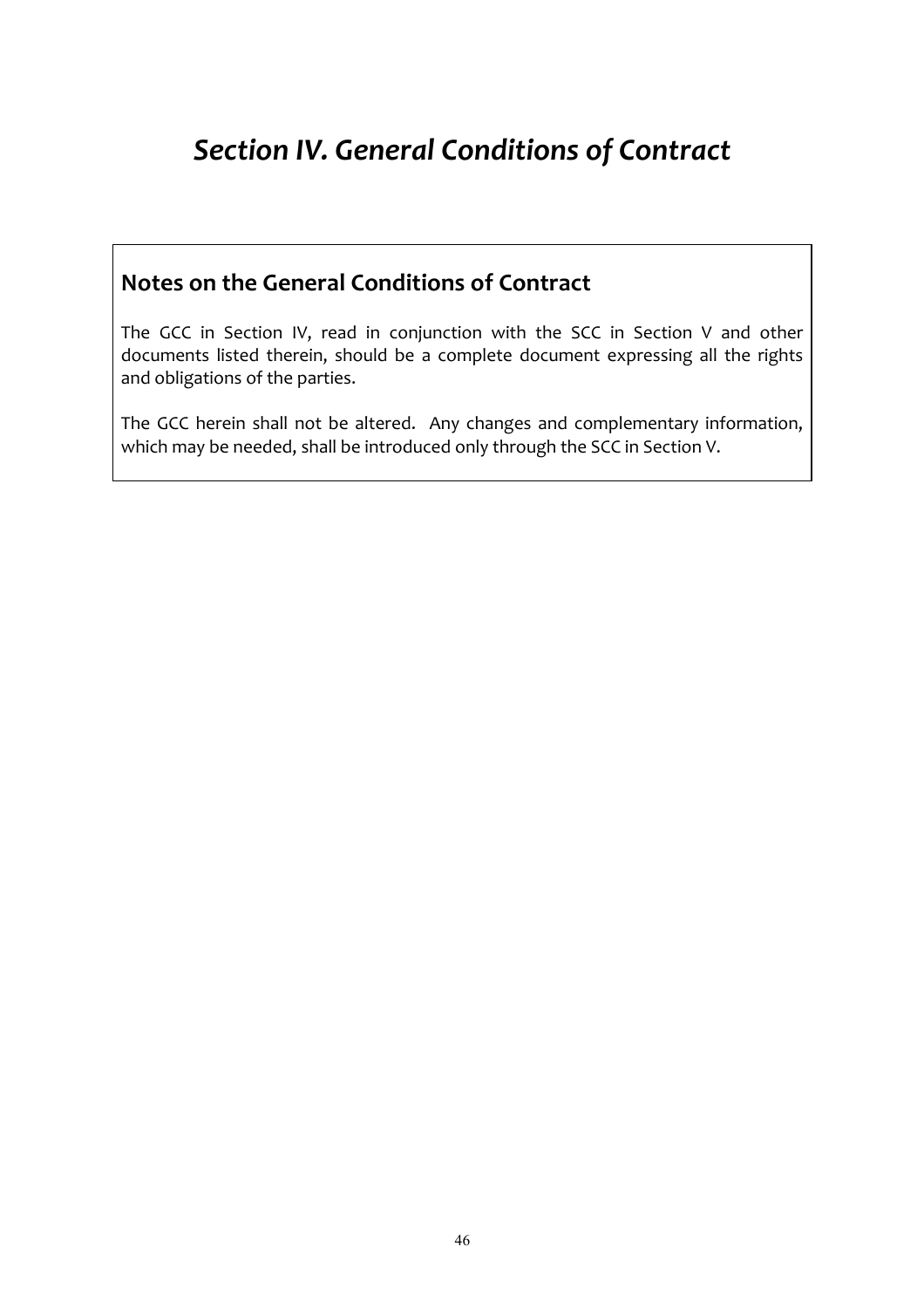# *Section IV. General Conditions of Contract*

## Notes on the General Conditions of Contract

The GCC in Section IV, read in conjunction with the SCC in Section V and other documents listed therein, should be a complete document expressing all the rights and obligations of the parties.

The GCC herein shall not be altered. Any changes and complementary information, which may be needed, shall be introduced only through the SCC in Section V.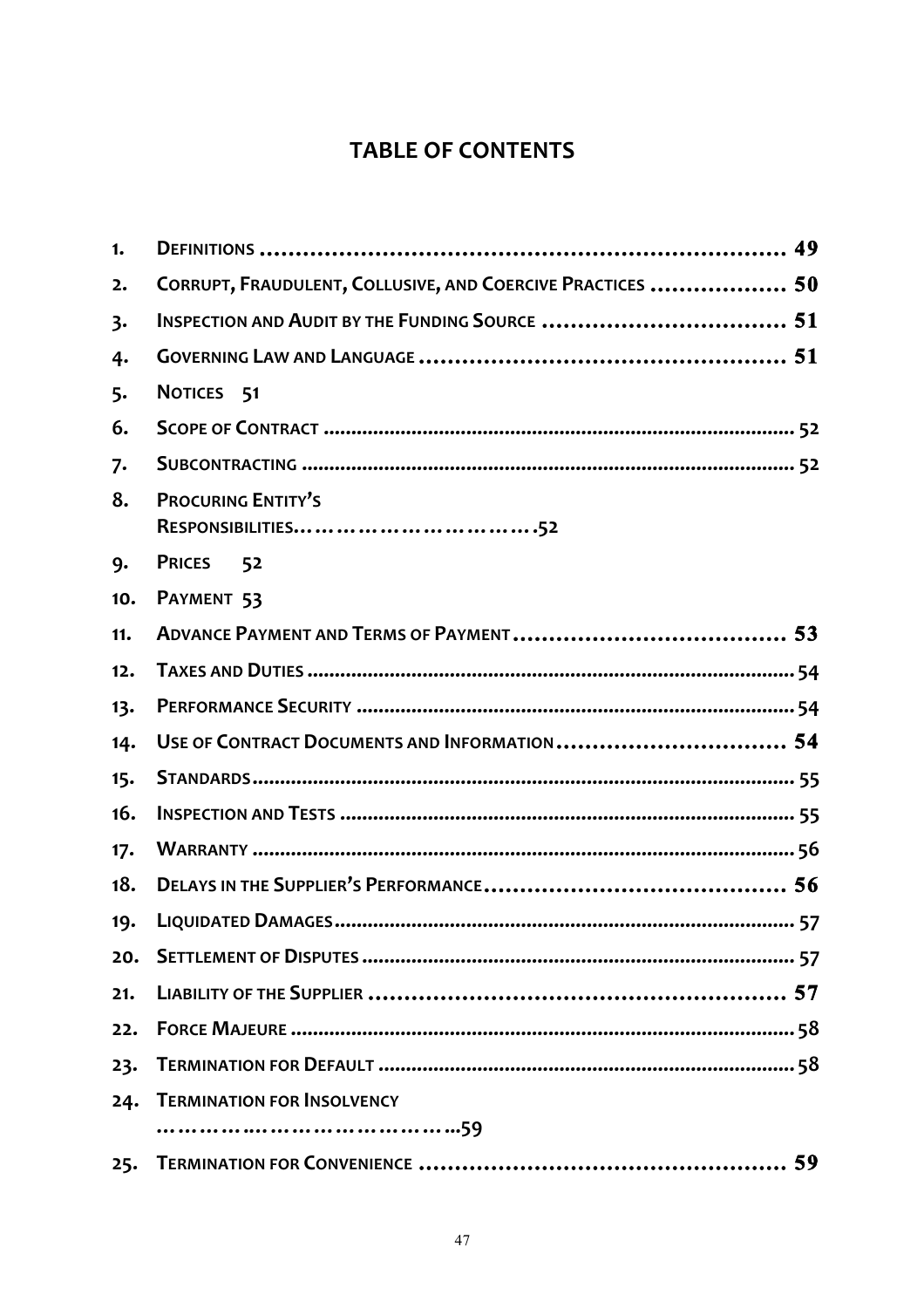# TABLE OF CONTENTS

1. DEFINITIONS ........................................................................ 49
2. CORRUPT, FRAUDULENT, COLLUSIVE, AND COERCIVE PRACTICES .................. 50
3. INSPECTION AND AUDIT BY THE FUNDING SOURCE ................................ 51
4. GOVERNING LAW AND LANGUAGE .................................................. 51
5. NOTICES 51
6. SCOPE OF CONTRACT ................................................................................ 52
7. SUBCONTRACTING .................................................................................... 52
8. PROCURING ENTITY'S RESPONSIBILITIES…………………………….52
9. PRICES 52
10. PAYMENT 53
11. ADVANCE PAYMENT AND TERMS OF PAYMENT ..................................... 53
12. TAXES AND DUTIES ................................................................................... 54
13. PERFORMANCE SECURITY .......................................................................... 54
14. USE OF CONTRACT DOCUMENTS AND INFORMATION ............................... 54
15. STANDARDS ............................................................................................. 55
16. INSPECTION AND TESTS ............................................................................. 55
17. WARRANTY .............................................................................................. 56
18. DELAYS IN THE SUPPLIER'S PERFORMANCE ......................................... 56
19. LIQUIDATED DAMAGES .............................................................................. 57
20. SETTLEMENT OF DISPUTES ......................................................................... 57
21. LIABILITY OF THE SUPPLIER ......................................................... 57
22. FORCE MAJEURE ....................................................................................... 58
23. TERMINATION FOR DEFAULT ...................................................................... 58
24. TERMINATION FOR INSOLVENCY ……………..…………………………...59
25. TERMINATION FOR CONVENIENCE .................................................. 59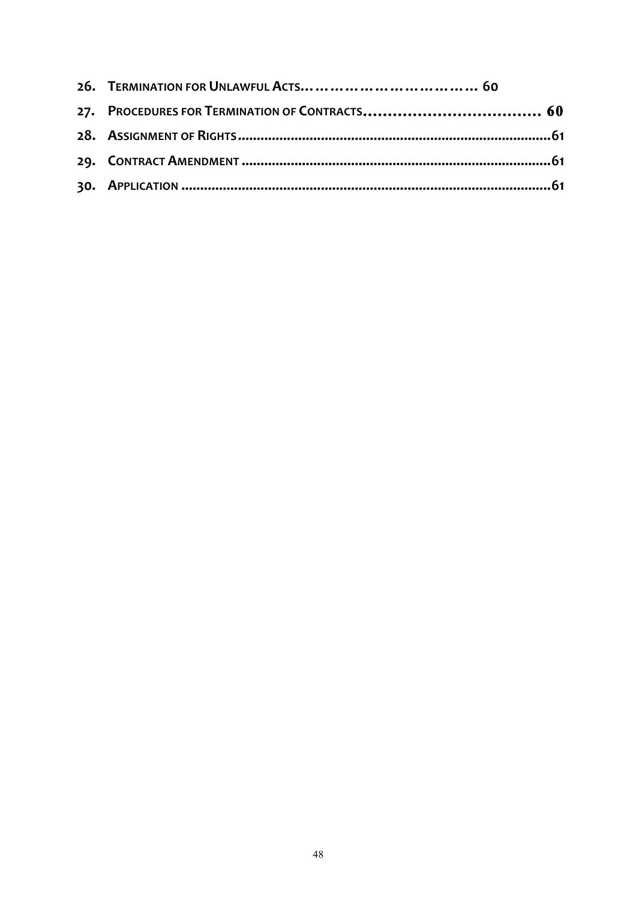26. **Termination for Unlawful Acts……………………………… 60**
27. **Procedures for Termination of Contracts.................................... 60**
28. **Assignment of Rights...................................................................................61**
29. **Contract Amendment .................................................................................61**
30. **Application .................................................................................................61**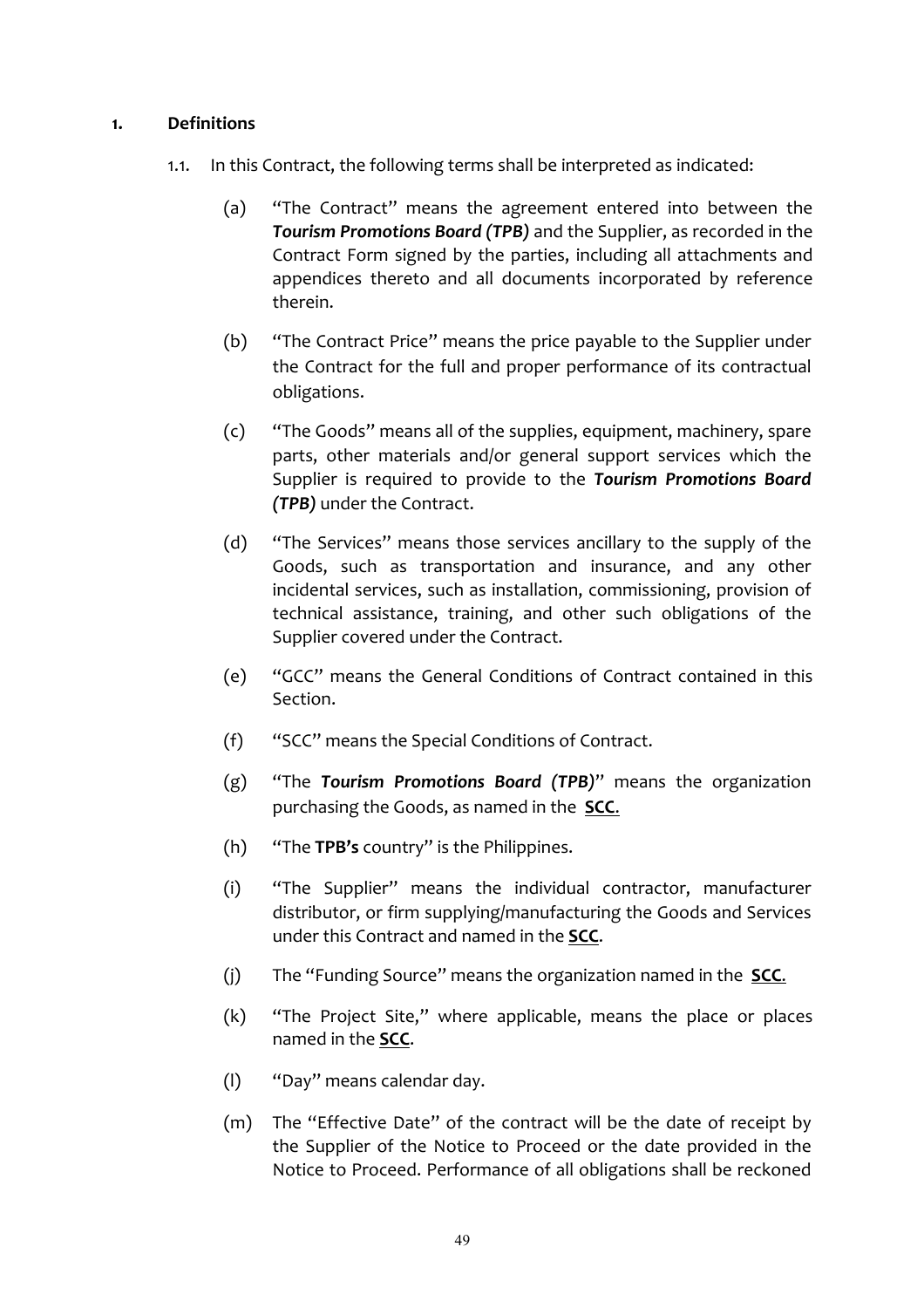## 1. Definitions

1.1. In this Contract, the following terms shall be interpreted as indicated:

(a) "The Contract" means the agreement entered into between the ***Tourism Promotions Board (TPB)*** and the Supplier, as recorded in the Contract Form signed by the parties, including all attachments and appendices thereto and all documents incorporated by reference therein.

(b) "The Contract Price" means the price payable to the Supplier under the Contract for the full and proper performance of its contractual obligations.

(c) "The Goods" means all of the supplies, equipment, machinery, spare parts, other materials and/or general support services which the Supplier is required to provide to the ***Tourism Promotions Board (TPB)*** under the Contract.

(d) "The Services" means those services ancillary to the supply of the Goods, such as transportation and insurance, and any other incidental services, such as installation, commissioning, provision of technical assistance, training, and other such obligations of the Supplier covered under the Contract.

(e) "GCC" means the General Conditions of Contract contained in this Section.

(f) "SCC" means the Special Conditions of Contract.

(g) "The ***Tourism Promotions Board (TPB)***" means the organization purchasing the Goods, as named in the **SCC**.

(h) "The **TPB's** country" is the Philippines.

(i) "The Supplier" means the individual contractor, manufacturer distributor, or firm supplying/manufacturing the Goods and Services under this Contract and named in the **SCC**.

(j) The "Funding Source" means the organization named in the **SCC**.

(k) "The Project Site," where applicable, means the place or places named in the **SCC**.

(l) "Day" means calendar day.

(m) The "Effective Date" of the contract will be the date of receipt by the Supplier of the Notice to Proceed or the date provided in the Notice to Proceed. Performance of all obligations shall be reckoned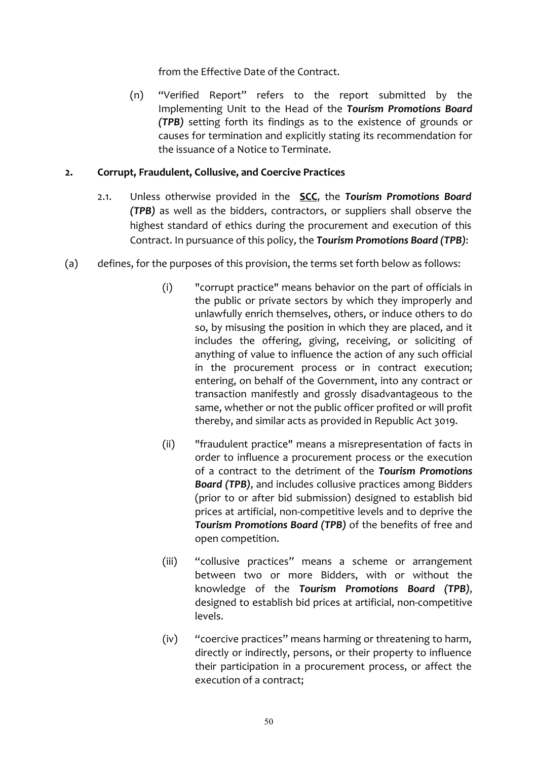from the Effective Date of the Contract.

(n) "Verified Report" refers to the report submitted by the Implementing Unit to the Head of the ***Tourism Promotions Board (TPB)*** setting forth its findings as to the existence of grounds or causes for termination and explicitly stating its recommendation for the issuance of a Notice to Terminate.

**2. Corrupt, Fraudulent, Collusive, and Coercive Practices**

2.1. Unless otherwise provided in the **SCC**, the ***Tourism Promotions Board (TPB)*** as well as the bidders, contractors, or suppliers shall observe the highest standard of ethics during the procurement and execution of this Contract. In pursuance of this policy, the ***Tourism Promotions Board (TPB)***:

(a) defines, for the purposes of this provision, the terms set forth below as follows:

(i) "corrupt practice" means behavior on the part of officials in the public or private sectors by which they improperly and unlawfully enrich themselves, others, or induce others to do so, by misusing the position in which they are placed, and it includes the offering, giving, receiving, or soliciting of anything of value to influence the action of any such official in the procurement process or in contract execution; entering, on behalf of the Government, into any contract or transaction manifestly and grossly disadvantageous to the same, whether or not the public officer profited or will profit thereby, and similar acts as provided in Republic Act 3019.

(ii) "fraudulent practice" means a misrepresentation of facts in order to influence a procurement process or the execution of a contract to the detriment of the ***Tourism Promotions Board (TPB)***, and includes collusive practices among Bidders (prior to or after bid submission) designed to establish bid prices at artificial, non-competitive levels and to deprive the ***Tourism Promotions Board (TPB)*** of the benefits of free and open competition.

(iii) "collusive practices" means a scheme or arrangement between two or more Bidders, with or without the knowledge of the ***Tourism Promotions Board (TPB)***, designed to establish bid prices at artificial, non-competitive levels.

(iv) "coercive practices" means harming or threatening to harm, directly or indirectly, persons, or their property to influence their participation in a procurement process, or affect the execution of a contract;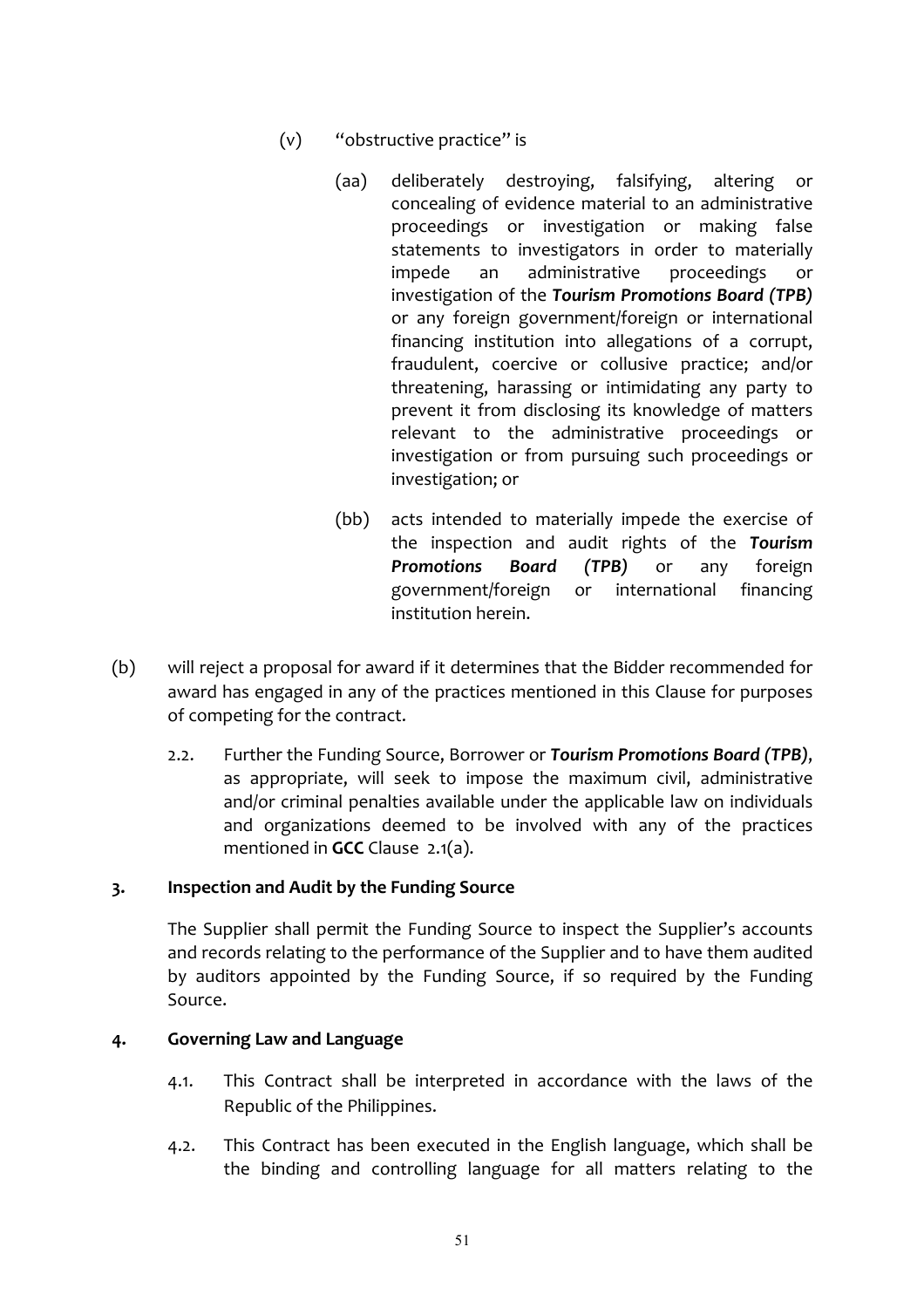(v) "obstructive practice" is

(aa) deliberately destroying, falsifying, altering or concealing of evidence material to an administrative proceedings or investigation or making false statements to investigators in order to materially impede an administrative proceedings or investigation of the ***Tourism Promotions Board (TPB)*** or any foreign government/foreign or international financing institution into allegations of a corrupt, fraudulent, coercive or collusive practice; and/or threatening, harassing or intimidating any party to prevent it from disclosing its knowledge of matters relevant to the administrative proceedings or investigation or from pursuing such proceedings or investigation; or

(bb) acts intended to materially impede the exercise of the inspection and audit rights of the ***Tourism Promotions Board (TPB)*** or any foreign government/foreign or international financing institution herein.

(b) will reject a proposal for award if it determines that the Bidder recommended for award has engaged in any of the practices mentioned in this Clause for purposes of competing for the contract.

2.2. Further the Funding Source, Borrower or ***Tourism Promotions Board (TPB)***, as appropriate, will seek to impose the maximum civil, administrative and/or criminal penalties available under the applicable law on individuals and organizations deemed to be involved with any of the practices mentioned in **GCC** Clause 2.1(a).

### 3. Inspection and Audit by the Funding Source

The Supplier shall permit the Funding Source to inspect the Supplier's accounts and records relating to the performance of the Supplier and to have them audited by auditors appointed by the Funding Source, if so required by the Funding Source.

### 4. Governing Law and Language

4.1. This Contract shall be interpreted in accordance with the laws of the Republic of the Philippines.

4.2. This Contract has been executed in the English language, which shall be the binding and controlling language for all matters relating to the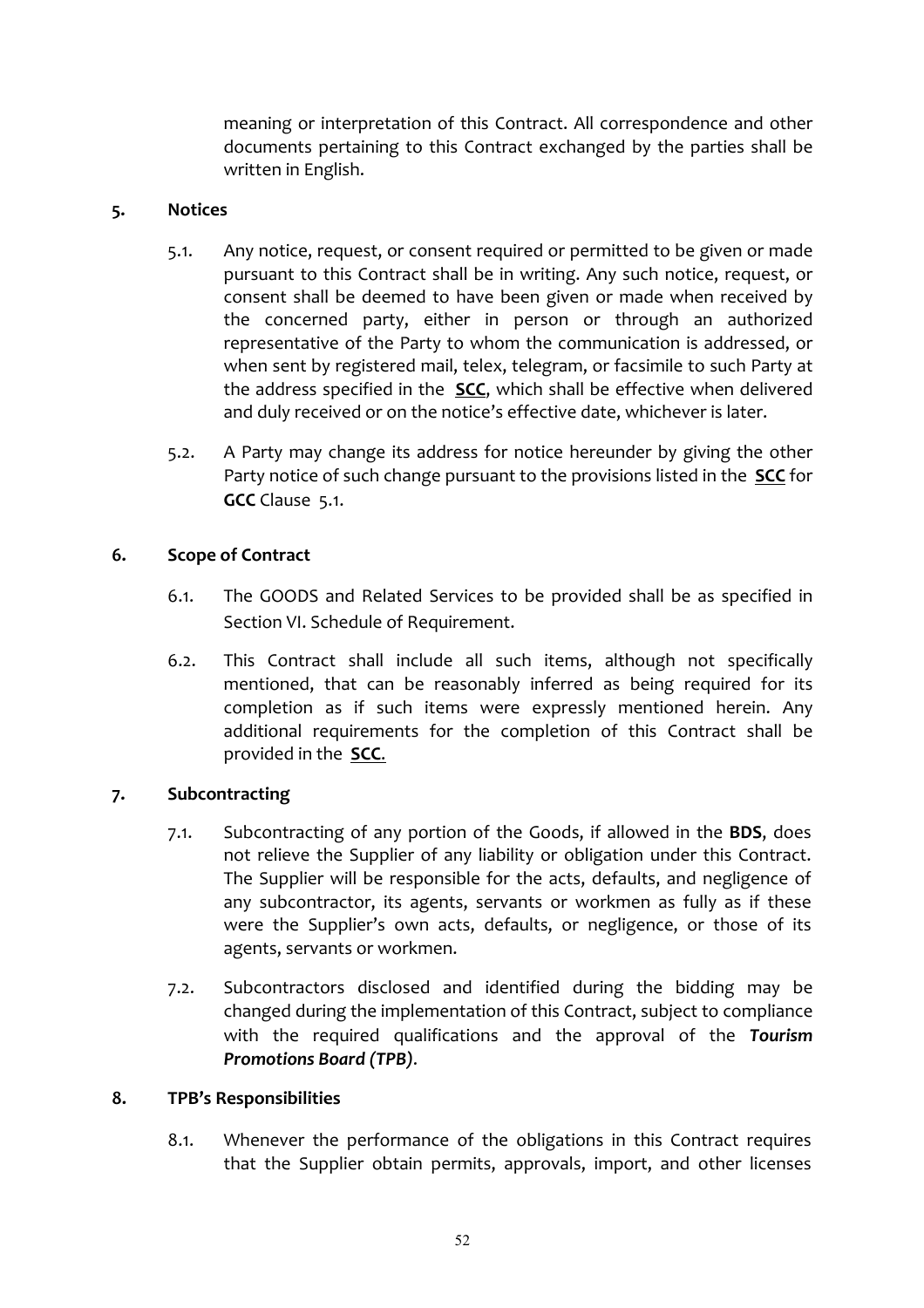meaning or interpretation of this Contract. All correspondence and other documents pertaining to this Contract exchanged by the parties shall be written in English.

**5. Notices**

5.1. Any notice, request, or consent required or permitted to be given or made pursuant to this Contract shall be in writing. Any such notice, request, or consent shall be deemed to have been given or made when received by the concerned party, either in person or through an authorized representative of the Party to whom the communication is addressed, or when sent by registered mail, telex, telegram, or facsimile to such Party at the address specified in the **SCC**, which shall be effective when delivered and duly received or on the notice's effective date, whichever is later.

5.2. A Party may change its address for notice hereunder by giving the other Party notice of such change pursuant to the provisions listed in the **SCC** for **GCC** Clause 5.1.

**6. Scope of Contract**

6.1. The GOODS and Related Services to be provided shall be as specified in Section VI. Schedule of Requirement.

6.2. This Contract shall include all such items, although not specifically mentioned, that can be reasonably inferred as being required for its completion as if such items were expressly mentioned herein. Any additional requirements for the completion of this Contract shall be provided in the **SCC**.

**7. Subcontracting**

7.1. Subcontracting of any portion of the Goods, if allowed in the **BDS**, does not relieve the Supplier of any liability or obligation under this Contract. The Supplier will be responsible for the acts, defaults, and negligence of any subcontractor, its agents, servants or workmen as fully as if these were the Supplier's own acts, defaults, or negligence, or those of its agents, servants or workmen.

7.2. Subcontractors disclosed and identified during the bidding may be changed during the implementation of this Contract, subject to compliance with the required qualifications and the approval of the ***Tourism Promotions Board (TPB)***.

**8. TPB's Responsibilities**

8.1. Whenever the performance of the obligations in this Contract requires that the Supplier obtain permits, approvals, import, and other licenses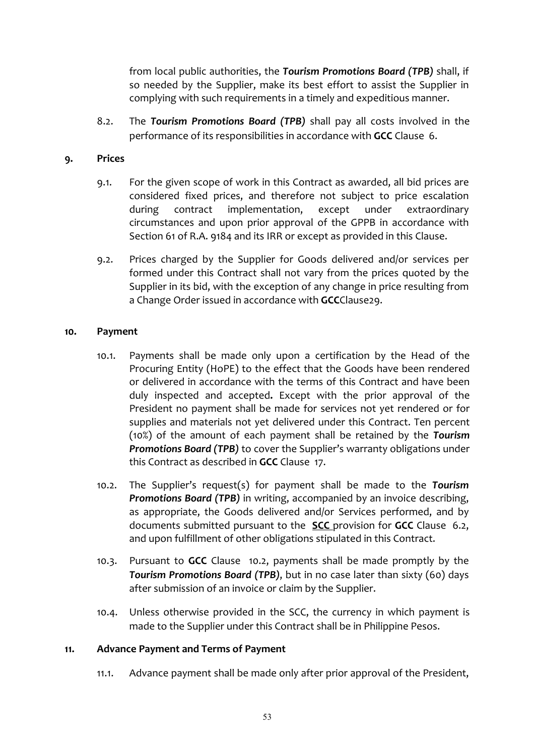from local public authorities, the ***Tourism Promotions Board (TPB)*** shall, if so needed by the Supplier, make its best effort to assist the Supplier in complying with such requirements in a timely and expeditious manner.

8.2. The ***Tourism Promotions Board (TPB)*** shall pay all costs involved in the performance of its responsibilities in accordance with **GCC** Clause 6.

**9. Prices**

9.1. For the given scope of work in this Contract as awarded, all bid prices are considered fixed prices, and therefore not subject to price escalation during contract implementation, except under extraordinary circumstances and upon prior approval of the GPPB in accordance with Section 61 of R.A. 9184 and its IRR or except as provided in this Clause.

9.2. Prices charged by the Supplier for Goods delivered and/or services per formed under this Contract shall not vary from the prices quoted by the Supplier in its bid, with the exception of any change in price resulting from a Change Order issued in accordance with **GCC**Clause29.

**10. Payment**

10.1. Payments shall be made only upon a certification by the Head of the Procuring Entity (HoPE) to the effect that the Goods have been rendered or delivered in accordance with the terms of this Contract and have been duly inspected and accepted**.** Except with the prior approval of the President no payment shall be made for services not yet rendered or for supplies and materials not yet delivered under this Contract. Ten percent (10%) of the amount of each payment shall be retained by the ***Tourism Promotions Board (TPB)*** to cover the Supplier's warranty obligations under this Contract as described in **GCC** Clause 17.

10.2. The Supplier's request(s) for payment shall be made to the ***Tourism Promotions Board (TPB)*** in writing, accompanied by an invoice describing, as appropriate, the Goods delivered and/or Services performed, and by documents submitted pursuant to the **SCC** provision for **GCC** Clause 6.2, and upon fulfillment of other obligations stipulated in this Contract.

10.3. Pursuant to **GCC** Clause 10.2, payments shall be made promptly by the ***Tourism Promotions Board (TPB)***, but in no case later than sixty (60) days after submission of an invoice or claim by the Supplier.

10.4. Unless otherwise provided in the SCC, the currency in which payment is made to the Supplier under this Contract shall be in Philippine Pesos.

**11. Advance Payment and Terms of Payment**

11.1. Advance payment shall be made only after prior approval of the President,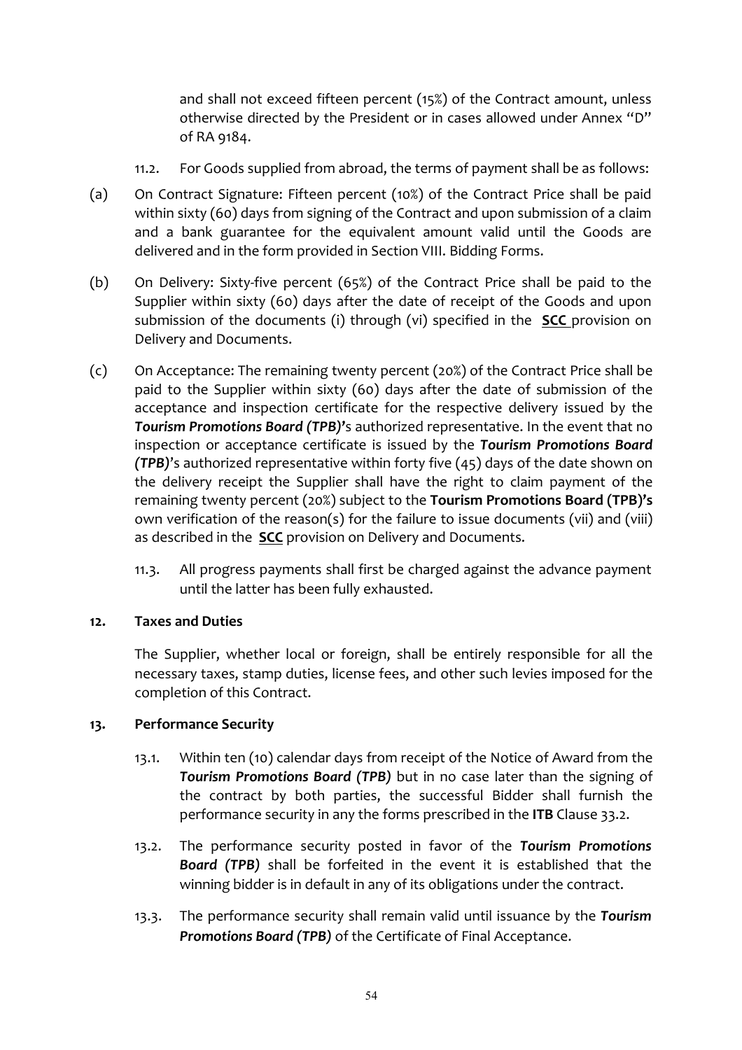and shall not exceed fifteen percent (15%) of the Contract amount, unless otherwise directed by the President or in cases allowed under Annex "D" of RA 9184.

11.2. For Goods supplied from abroad, the terms of payment shall be as follows:

(a) On Contract Signature: Fifteen percent (10%) of the Contract Price shall be paid within sixty (60) days from signing of the Contract and upon submission of a claim and a bank guarantee for the equivalent amount valid until the Goods are delivered and in the form provided in Section VIII. Bidding Forms.

(b) On Delivery: Sixty-five percent (65%) of the Contract Price shall be paid to the Supplier within sixty (60) days after the date of receipt of the Goods and upon submission of the documents (i) through (vi) specified in the **SCC** provision on Delivery and Documents.

(c) On Acceptance: The remaining twenty percent (20%) of the Contract Price shall be paid to the Supplier within sixty (60) days after the date of submission of the acceptance and inspection certificate for the respective delivery issued by the ***Tourism Promotions Board (TPB)'***s authorized representative. In the event that no inspection or acceptance certificate is issued by the ***Tourism Promotions Board (TPB)***'s authorized representative within forty five (45) days of the date shown on the delivery receipt the Supplier shall have the right to claim payment of the remaining twenty percent (20%) subject to the **Tourism Promotions Board (TPB)'s** own verification of the reason(s) for the failure to issue documents (vii) and (viii) as described in the **SCC** provision on Delivery and Documents.

11.3. All progress payments shall first be charged against the advance payment until the latter has been fully exhausted.

**12. Taxes and Duties**

The Supplier, whether local or foreign, shall be entirely responsible for all the necessary taxes, stamp duties, license fees, and other such levies imposed for the completion of this Contract.

**13. Performance Security**

13.1. Within ten (10) calendar days from receipt of the Notice of Award from the ***Tourism Promotions Board (TPB)*** but in no case later than the signing of the contract by both parties, the successful Bidder shall furnish the performance security in any the forms prescribed in the **ITB** Clause 33.2.

13.2. The performance security posted in favor of the ***Tourism Promotions Board (TPB)*** shall be forfeited in the event it is established that the winning bidder is in default in any of its obligations under the contract.

13.3. The performance security shall remain valid until issuance by the ***Tourism Promotions Board (TPB)*** of the Certificate of Final Acceptance.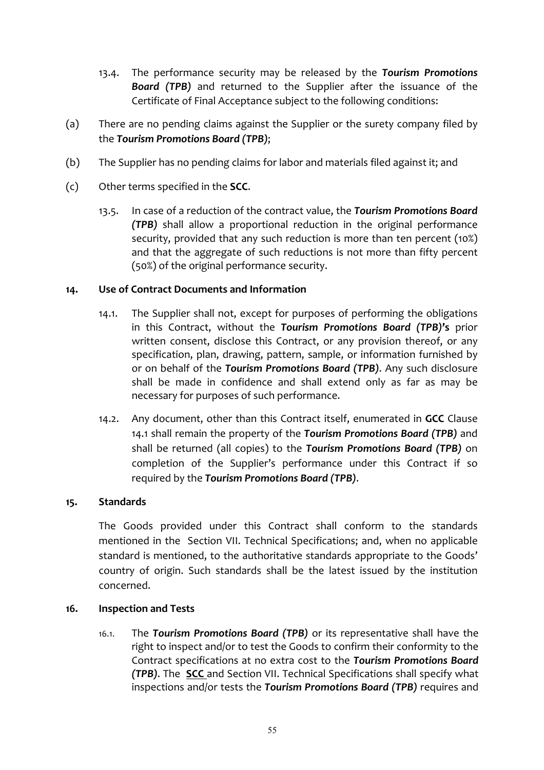13.4. The performance security may be released by the ***Tourism Promotions Board (TPB)*** and returned to the Supplier after the issuance of the Certificate of Final Acceptance subject to the following conditions:

(a) There are no pending claims against the Supplier or the surety company filed by the ***Tourism Promotions Board (TPB)***;

(b) The Supplier has no pending claims for labor and materials filed against it; and

(c) Other terms specified in the **SCC**.

13.5. In case of a reduction of the contract value, the ***Tourism Promotions Board (TPB)*** shall allow a proportional reduction in the original performance security, provided that any such reduction is more than ten percent (10%) and that the aggregate of such reductions is not more than fifty percent (50%) of the original performance security.

**14. Use of Contract Documents and Information**

14.1. The Supplier shall not, except for purposes of performing the obligations in this Contract, without the ***Tourism Promotions Board (TPB)*'s** prior written consent, disclose this Contract, or any provision thereof, or any specification, plan, drawing, pattern, sample, or information furnished by or on behalf of the ***Tourism Promotions Board (TPB)***. Any such disclosure shall be made in confidence and shall extend only as far as may be necessary for purposes of such performance.

14.2. Any document, other than this Contract itself, enumerated in **GCC** Clause 14.1 shall remain the property of the ***Tourism Promotions Board (TPB)*** and shall be returned (all copies) to the ***Tourism Promotions Board (TPB)*** on completion of the Supplier's performance under this Contract if so required by the ***Tourism Promotions Board (TPB)***.

**15. Standards**

The Goods provided under this Contract shall conform to the standards mentioned in the Section VII. Technical Specifications; and, when no applicable standard is mentioned, to the authoritative standards appropriate to the Goods' country of origin. Such standards shall be the latest issued by the institution concerned.

**16. Inspection and Tests**

16.1. The ***Tourism Promotions Board (TPB)*** or its representative shall have the right to inspect and/or to test the Goods to confirm their conformity to the Contract specifications at no extra cost to the ***Tourism Promotions Board (TPB)***. The **SCC** and Section VII. Technical Specifications shall specify what inspections and/or tests the ***Tourism Promotions Board (TPB)*** requires and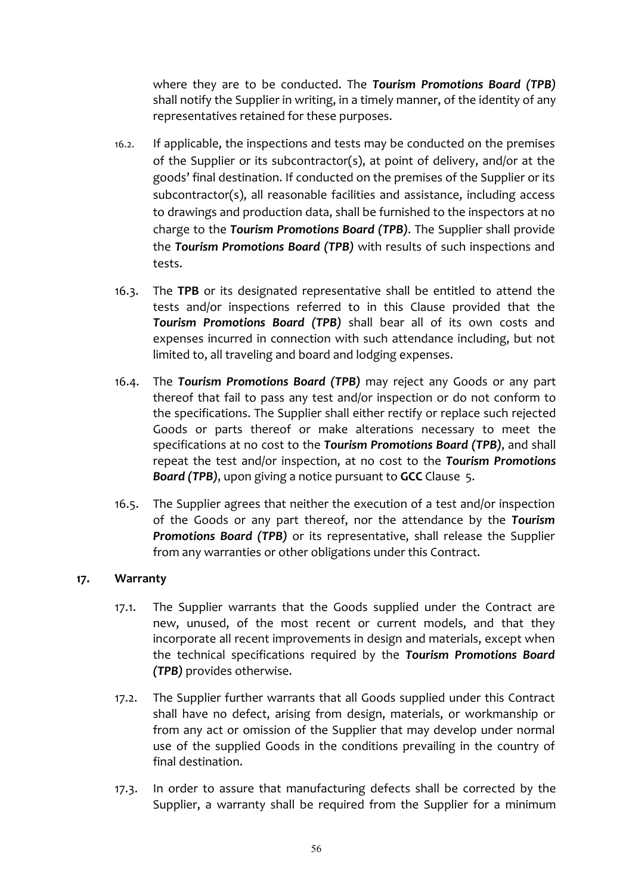where they are to be conducted. The ***Tourism Promotions Board (TPB)*** shall notify the Supplier in writing, in a timely manner, of the identity of any representatives retained for these purposes.

16.2. If applicable, the inspections and tests may be conducted on the premises of the Supplier or its subcontractor(s), at point of delivery, and/or at the goods' final destination. If conducted on the premises of the Supplier or its subcontractor(s), all reasonable facilities and assistance, including access to drawings and production data, shall be furnished to the inspectors at no charge to the ***Tourism Promotions Board (TPB)***. The Supplier shall provide the ***Tourism Promotions Board (TPB)*** with results of such inspections and tests.

16.3. The **TPB** or its designated representative shall be entitled to attend the tests and/or inspections referred to in this Clause provided that the ***Tourism Promotions Board (TPB)*** shall bear all of its own costs and expenses incurred in connection with such attendance including, but not limited to, all traveling and board and lodging expenses.

16.4. The ***Tourism Promotions Board (TPB)*** may reject any Goods or any part thereof that fail to pass any test and/or inspection or do not conform to the specifications. The Supplier shall either rectify or replace such rejected Goods or parts thereof or make alterations necessary to meet the specifications at no cost to the ***Tourism Promotions Board (TPB)***, and shall repeat the test and/or inspection, at no cost to the ***Tourism Promotions Board (TPB)***, upon giving a notice pursuant to **GCC** Clause 5.

16.5. The Supplier agrees that neither the execution of a test and/or inspection of the Goods or any part thereof, nor the attendance by the ***Tourism Promotions Board (TPB)*** or its representative, shall release the Supplier from any warranties or other obligations under this Contract.

**17. Warranty**

17.1. The Supplier warrants that the Goods supplied under the Contract are new, unused, of the most recent or current models, and that they incorporate all recent improvements in design and materials, except when the technical specifications required by the ***Tourism Promotions Board (TPB)*** provides otherwise.

17.2. The Supplier further warrants that all Goods supplied under this Contract shall have no defect, arising from design, materials, or workmanship or from any act or omission of the Supplier that may develop under normal use of the supplied Goods in the conditions prevailing in the country of final destination.

17.3. In order to assure that manufacturing defects shall be corrected by the Supplier, a warranty shall be required from the Supplier for a minimum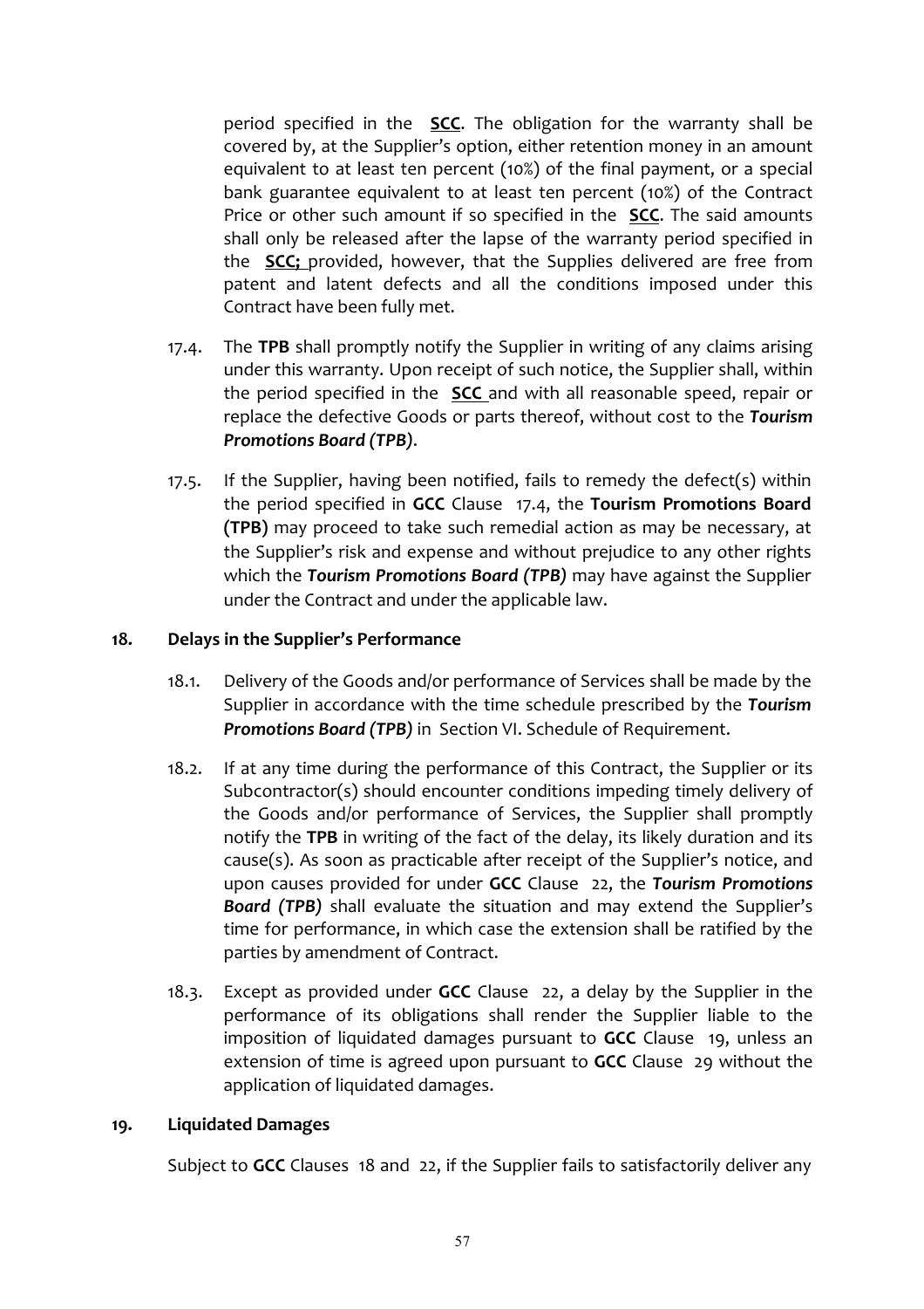period specified in the **SCC**. The obligation for the warranty shall be covered by, at the Supplier's option, either retention money in an amount equivalent to at least ten percent (10%) of the final payment, or a special bank guarantee equivalent to at least ten percent (10%) of the Contract Price or other such amount if so specified in the **SCC**. The said amounts shall only be released after the lapse of the warranty period specified in the **SCC;** provided, however, that the Supplies delivered are free from patent and latent defects and all the conditions imposed under this Contract have been fully met.

17.4. The **TPB** shall promptly notify the Supplier in writing of any claims arising under this warranty. Upon receipt of such notice, the Supplier shall, within the period specified in the **SCC** and with all reasonable speed, repair or replace the defective Goods or parts thereof, without cost to the ***Tourism Promotions Board (TPB)***.

17.5. If the Supplier, having been notified, fails to remedy the defect(s) within the period specified in **GCC** Clause 17.4, the **Tourism Promotions Board (TPB)** may proceed to take such remedial action as may be necessary, at the Supplier's risk and expense and without prejudice to any other rights which the ***Tourism Promotions Board (TPB)*** may have against the Supplier under the Contract and under the applicable law.

## 18. Delays in the Supplier's Performance

18.1. Delivery of the Goods and/or performance of Services shall be made by the Supplier in accordance with the time schedule prescribed by the ***Tourism Promotions Board (TPB)*** in Section VI. Schedule of Requirement.

18.2. If at any time during the performance of this Contract, the Supplier or its Subcontractor(s) should encounter conditions impeding timely delivery of the Goods and/or performance of Services, the Supplier shall promptly notify the **TPB** in writing of the fact of the delay, its likely duration and its cause(s). As soon as practicable after receipt of the Supplier's notice, and upon causes provided for under **GCC** Clause 22, the ***Tourism Promotions Board (TPB)*** shall evaluate the situation and may extend the Supplier's time for performance, in which case the extension shall be ratified by the parties by amendment of Contract.

18.3. Except as provided under **GCC** Clause 22, a delay by the Supplier in the performance of its obligations shall render the Supplier liable to the imposition of liquidated damages pursuant to **GCC** Clause 19, unless an extension of time is agreed upon pursuant to **GCC** Clause 29 without the application of liquidated damages.

## 19. Liquidated Damages

Subject to **GCC** Clauses 18 and 22, if the Supplier fails to satisfactorily deliver any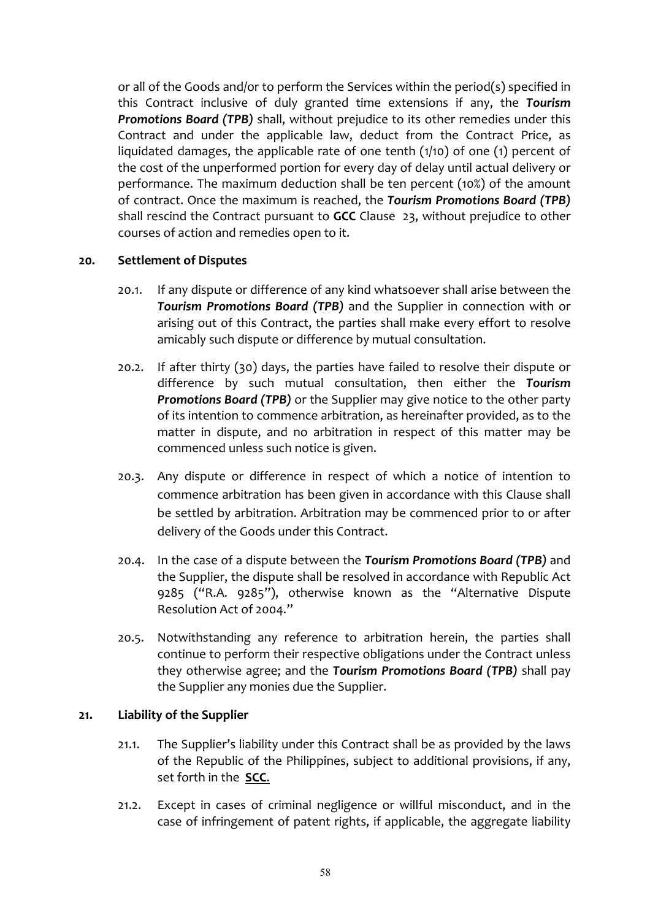or all of the Goods and/or to perform the Services within the period(s) specified in this Contract inclusive of duly granted time extensions if any, the ***Tourism Promotions Board (TPB)*** shall, without prejudice to its other remedies under this Contract and under the applicable law, deduct from the Contract Price, as liquidated damages, the applicable rate of one tenth (1/10) of one (1) percent of the cost of the unperformed portion for every day of delay until actual delivery or performance. The maximum deduction shall be ten percent (10%) of the amount of contract. Once the maximum is reached, the ***Tourism Promotions Board (TPB)*** shall rescind the Contract pursuant to **GCC** Clause 23, without prejudice to other courses of action and remedies open to it.

**20. Settlement of Disputes**

20.1. If any dispute or difference of any kind whatsoever shall arise between the ***Tourism Promotions Board (TPB)*** and the Supplier in connection with or arising out of this Contract, the parties shall make every effort to resolve amicably such dispute or difference by mutual consultation.

20.2. If after thirty (30) days, the parties have failed to resolve their dispute or difference by such mutual consultation, then either the ***Tourism Promotions Board (TPB)*** or the Supplier may give notice to the other party of its intention to commence arbitration, as hereinafter provided, as to the matter in dispute, and no arbitration in respect of this matter may be commenced unless such notice is given.

20.3. Any dispute or difference in respect of which a notice of intention to commence arbitration has been given in accordance with this Clause shall be settled by arbitration. Arbitration may be commenced prior to or after delivery of the Goods under this Contract.

20.4. In the case of a dispute between the ***Tourism Promotions Board (TPB)*** and the Supplier, the dispute shall be resolved in accordance with Republic Act 9285 ("R.A. 9285"), otherwise known as the "Alternative Dispute Resolution Act of 2004."

20.5. Notwithstanding any reference to arbitration herein, the parties shall continue to perform their respective obligations under the Contract unless they otherwise agree; and the ***Tourism Promotions Board (TPB)*** shall pay the Supplier any monies due the Supplier.

**21. Liability of the Supplier**

21.1. The Supplier's liability under this Contract shall be as provided by the laws of the Republic of the Philippines, subject to additional provisions, if any, set forth in the **SCC**.

21.2. Except in cases of criminal negligence or willful misconduct, and in the case of infringement of patent rights, if applicable, the aggregate liability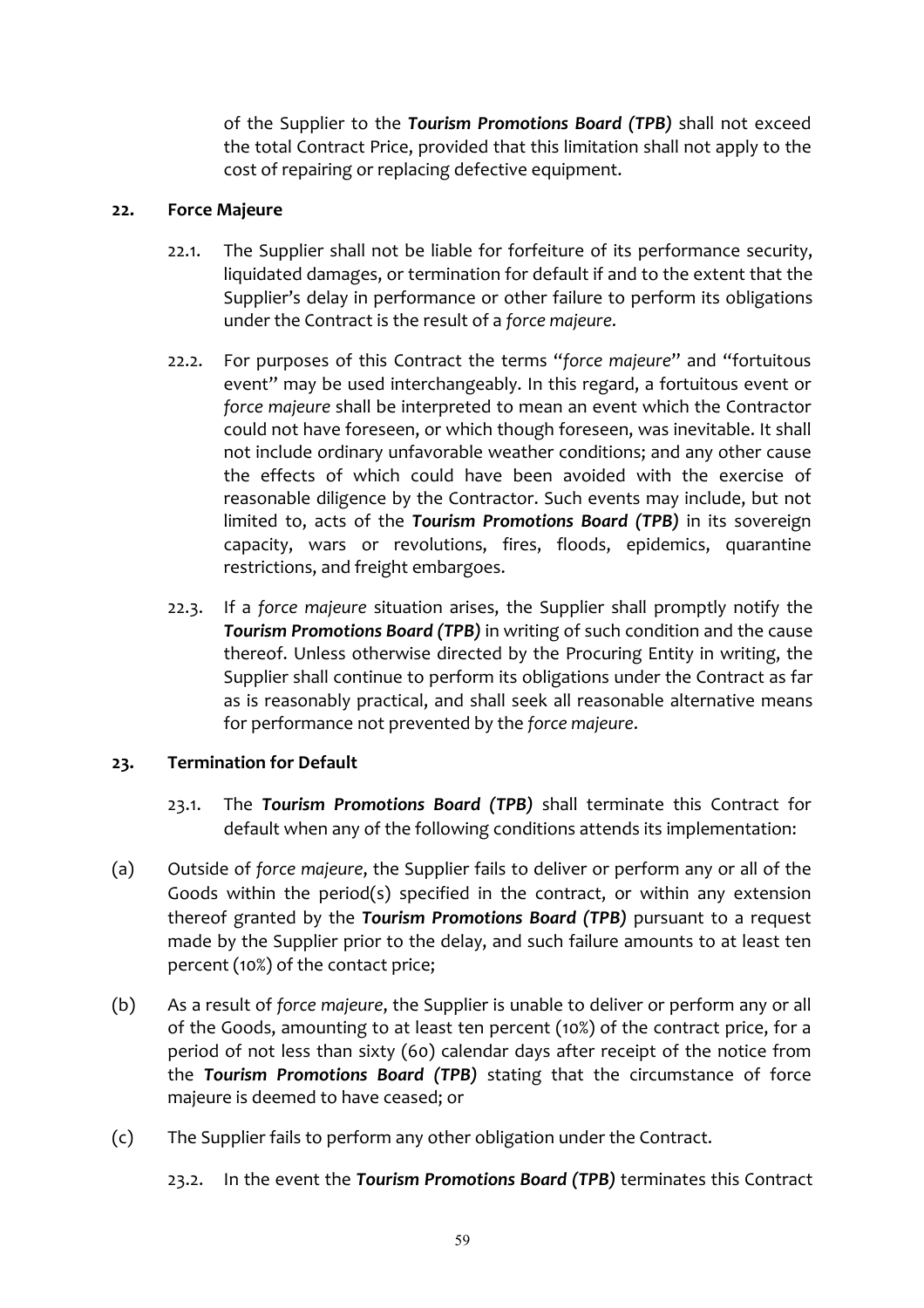of the Supplier to the ***Tourism Promotions Board (TPB)*** shall not exceed the total Contract Price, provided that this limitation shall not apply to the cost of repairing or replacing defective equipment.

**22. Force Majeure**

22.1. The Supplier shall not be liable for forfeiture of its performance security, liquidated damages, or termination for default if and to the extent that the Supplier's delay in performance or other failure to perform its obligations under the Contract is the result of a *force majeure*.

22.2. For purposes of this Contract the terms "*force majeure*" and "fortuitous event" may be used interchangeably. In this regard, a fortuitous event or *force majeure* shall be interpreted to mean an event which the Contractor could not have foreseen, or which though foreseen, was inevitable. It shall not include ordinary unfavorable weather conditions; and any other cause the effects of which could have been avoided with the exercise of reasonable diligence by the Contractor. Such events may include, but not limited to, acts of the ***Tourism Promotions Board (TPB)*** in its sovereign capacity, wars or revolutions, fires, floods, epidemics, quarantine restrictions, and freight embargoes.

22.3. If a *force majeure* situation arises, the Supplier shall promptly notify the ***Tourism Promotions Board (TPB)*** in writing of such condition and the cause thereof. Unless otherwise directed by the Procuring Entity in writing, the Supplier shall continue to perform its obligations under the Contract as far as is reasonably practical, and shall seek all reasonable alternative means for performance not prevented by the *force majeure*.

**23. Termination for Default**

23.1. The ***Tourism Promotions Board (TPB)*** shall terminate this Contract for default when any of the following conditions attends its implementation:

(a) Outside of *force majeure*, the Supplier fails to deliver or perform any or all of the Goods within the period(s) specified in the contract, or within any extension thereof granted by the ***Tourism Promotions Board (TPB)*** pursuant to a request made by the Supplier prior to the delay, and such failure amounts to at least ten percent (10%) of the contact price;

(b) As a result of *force majeure*, the Supplier is unable to deliver or perform any or all of the Goods, amounting to at least ten percent (10%) of the contract price, for a period of not less than sixty (60) calendar days after receipt of the notice from the ***Tourism Promotions Board (TPB)*** stating that the circumstance of force majeure is deemed to have ceased; or

(c) The Supplier fails to perform any other obligation under the Contract.

23.2. In the event the ***Tourism Promotions Board (TPB)*** terminates this Contract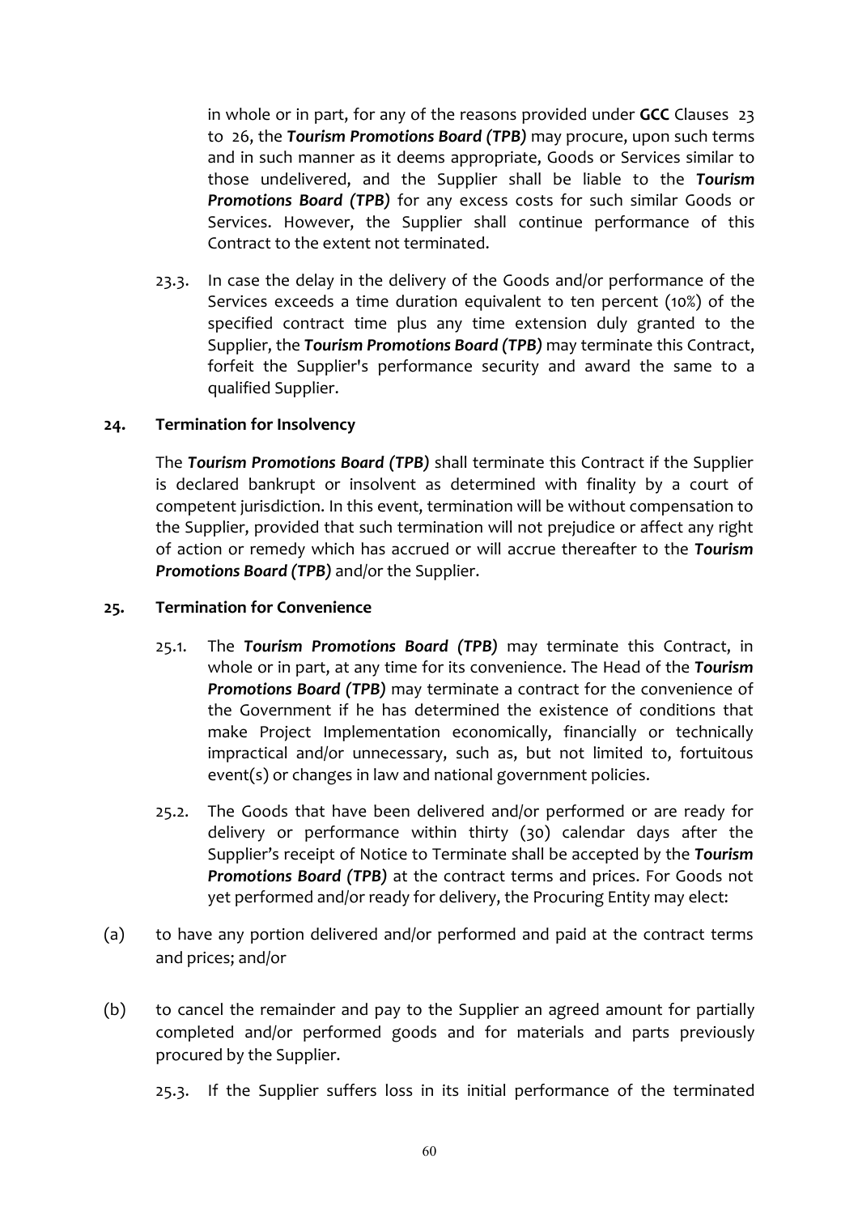in whole or in part, for any of the reasons provided under **GCC** Clauses 23 to 26, the ***Tourism Promotions Board (TPB)*** may procure, upon such terms and in such manner as it deems appropriate, Goods or Services similar to those undelivered, and the Supplier shall be liable to the ***Tourism Promotions Board (TPB)*** for any excess costs for such similar Goods or Services. However, the Supplier shall continue performance of this Contract to the extent not terminated.

23.3. In case the delay in the delivery of the Goods and/or performance of the Services exceeds a time duration equivalent to ten percent (10%) of the specified contract time plus any time extension duly granted to the Supplier, the ***Tourism Promotions Board (TPB)*** may terminate this Contract, forfeit the Supplier's performance security and award the same to a qualified Supplier.

## 24. Termination for Insolvency

The ***Tourism Promotions Board (TPB)*** shall terminate this Contract if the Supplier is declared bankrupt or insolvent as determined with finality by a court of competent jurisdiction. In this event, termination will be without compensation to the Supplier, provided that such termination will not prejudice or affect any right of action or remedy which has accrued or will accrue thereafter to the ***Tourism Promotions Board (TPB)*** and/or the Supplier.

## 25. Termination for Convenience

25.1. The ***Tourism Promotions Board (TPB)*** may terminate this Contract, in whole or in part, at any time for its convenience. The Head of the ***Tourism Promotions Board (TPB)*** may terminate a contract for the convenience of the Government if he has determined the existence of conditions that make Project Implementation economically, financially or technically impractical and/or unnecessary, such as, but not limited to, fortuitous event(s) or changes in law and national government policies.

25.2. The Goods that have been delivered and/or performed or are ready for delivery or performance within thirty (30) calendar days after the Supplier's receipt of Notice to Terminate shall be accepted by the ***Tourism Promotions Board (TPB)*** at the contract terms and prices. For Goods not yet performed and/or ready for delivery, the Procuring Entity may elect:

(a) to have any portion delivered and/or performed and paid at the contract terms and prices; and/or

(b) to cancel the remainder and pay to the Supplier an agreed amount for partially completed and/or performed goods and for materials and parts previously procured by the Supplier.

25.3. If the Supplier suffers loss in its initial performance of the terminated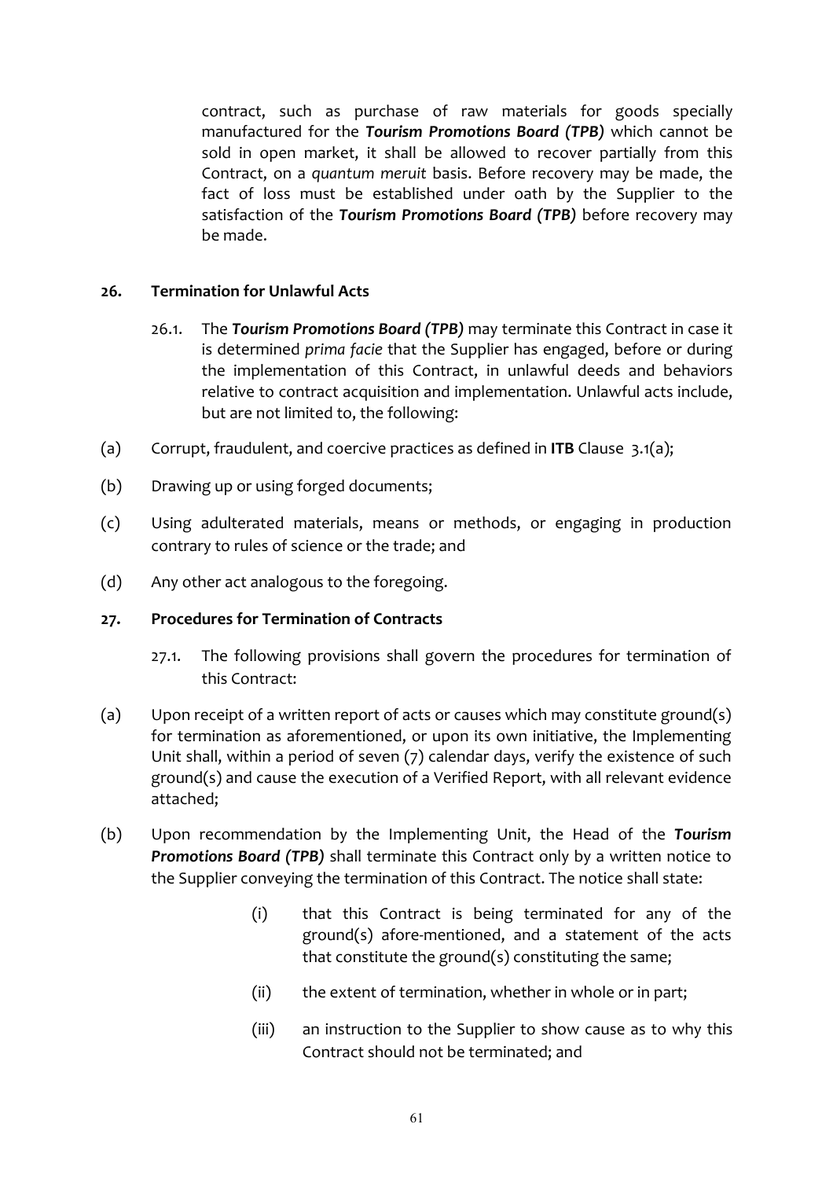contract, such as purchase of raw materials for goods specially manufactured for the ***Tourism Promotions Board (TPB)*** which cannot be sold in open market, it shall be allowed to recover partially from this Contract, on a *quantum meruit* basis. Before recovery may be made, the fact of loss must be established under oath by the Supplier to the satisfaction of the ***Tourism Promotions Board (TPB)*** before recovery may be made.

**26. Termination for Unlawful Acts**

26.1. The ***Tourism Promotions Board (TPB)*** may terminate this Contract in case it is determined *prima facie* that the Supplier has engaged, before or during the implementation of this Contract, in unlawful deeds and behaviors relative to contract acquisition and implementation. Unlawful acts include, but are not limited to, the following:

(a) Corrupt, fraudulent, and coercive practices as defined in **ITB** Clause 3.1(a);

(b) Drawing up or using forged documents;

(c) Using adulterated materials, means or methods, or engaging in production contrary to rules of science or the trade; and

(d) Any other act analogous to the foregoing.

**27. Procedures for Termination of Contracts**

27.1. The following provisions shall govern the procedures for termination of this Contract:

(a) Upon receipt of a written report of acts or causes which may constitute ground(s) for termination as aforementioned, or upon its own initiative, the Implementing Unit shall, within a period of seven (7) calendar days, verify the existence of such ground(s) and cause the execution of a Verified Report, with all relevant evidence attached;

(b) Upon recommendation by the Implementing Unit, the Head of the ***Tourism Promotions Board (TPB)*** shall terminate this Contract only by a written notice to the Supplier conveying the termination of this Contract. The notice shall state:

(i) that this Contract is being terminated for any of the ground(s) afore-mentioned, and a statement of the acts that constitute the ground(s) constituting the same;

(ii) the extent of termination, whether in whole or in part;

(iii) an instruction to the Supplier to show cause as to why this Contract should not be terminated; and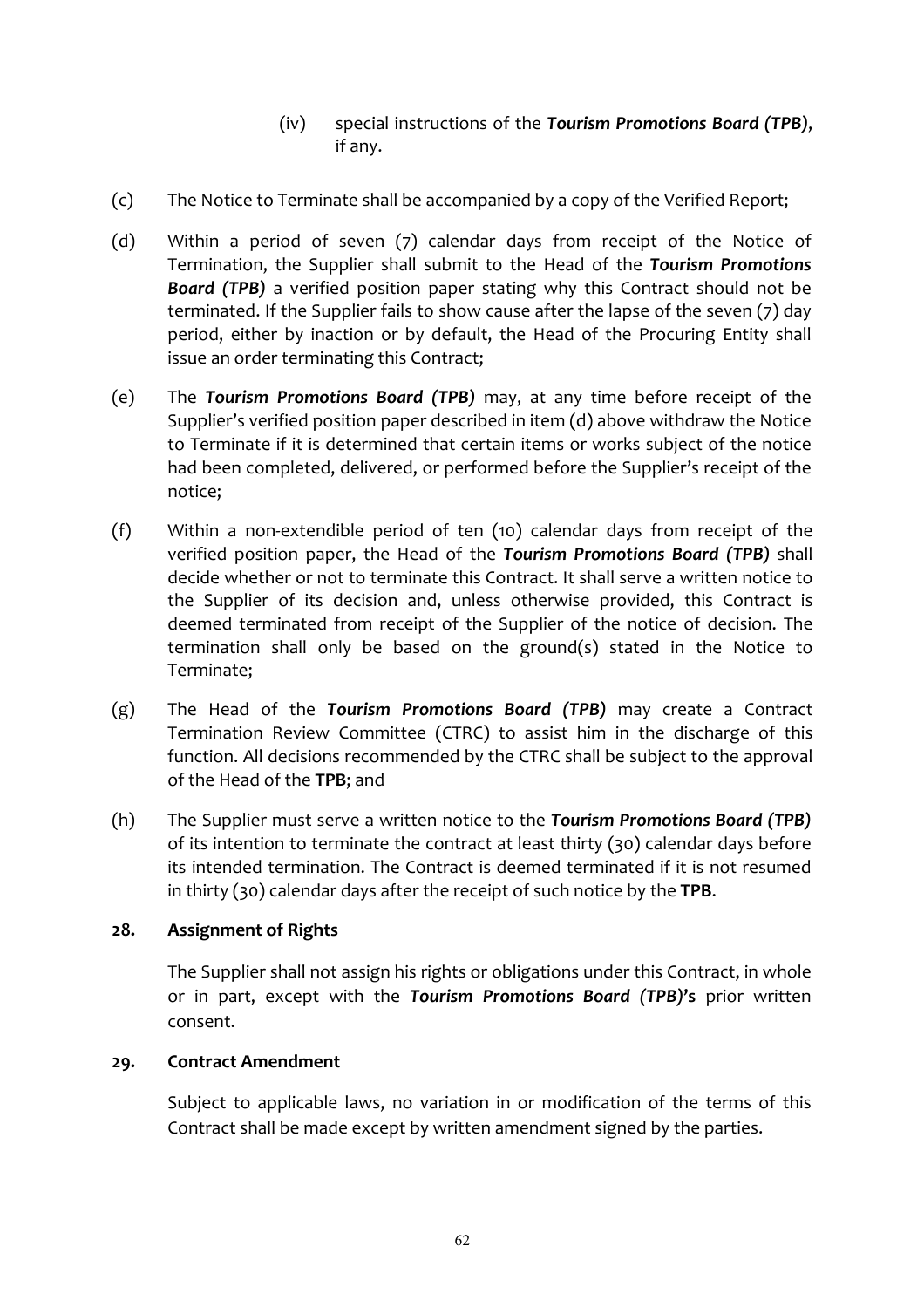(iv) special instructions of the ***Tourism Promotions Board (TPB)***, if any.

(c) The Notice to Terminate shall be accompanied by a copy of the Verified Report;

(d) Within a period of seven (7) calendar days from receipt of the Notice of Termination, the Supplier shall submit to the Head of the ***Tourism Promotions Board (TPB)*** a verified position paper stating why this Contract should not be terminated. If the Supplier fails to show cause after the lapse of the seven (7) day period, either by inaction or by default, the Head of the Procuring Entity shall issue an order terminating this Contract;

(e) The ***Tourism Promotions Board (TPB)*** may, at any time before receipt of the Supplier's verified position paper described in item (d) above withdraw the Notice to Terminate if it is determined that certain items or works subject of the notice had been completed, delivered, or performed before the Supplier's receipt of the notice;

(f) Within a non-extendible period of ten (10) calendar days from receipt of the verified position paper, the Head of the ***Tourism Promotions Board (TPB)*** shall decide whether or not to terminate this Contract. It shall serve a written notice to the Supplier of its decision and, unless otherwise provided, this Contract is deemed terminated from receipt of the Supplier of the notice of decision. The termination shall only be based on the ground(s) stated in the Notice to Terminate;

(g) The Head of the ***Tourism Promotions Board (TPB)*** may create a Contract Termination Review Committee (CTRC) to assist him in the discharge of this function. All decisions recommended by the CTRC shall be subject to the approval of the Head of the **TPB**; and

(h) The Supplier must serve a written notice to the ***Tourism Promotions Board (TPB)*** of its intention to terminate the contract at least thirty (30) calendar days before its intended termination. The Contract is deemed terminated if it is not resumed in thirty (30) calendar days after the receipt of such notice by the **TPB**.

**28. Assignment of Rights**

The Supplier shall not assign his rights or obligations under this Contract, in whole or in part, except with the ***Tourism Promotions Board (TPB)*'s** prior written consent.

**29. Contract Amendment**

Subject to applicable laws, no variation in or modification of the terms of this Contract shall be made except by written amendment signed by the parties.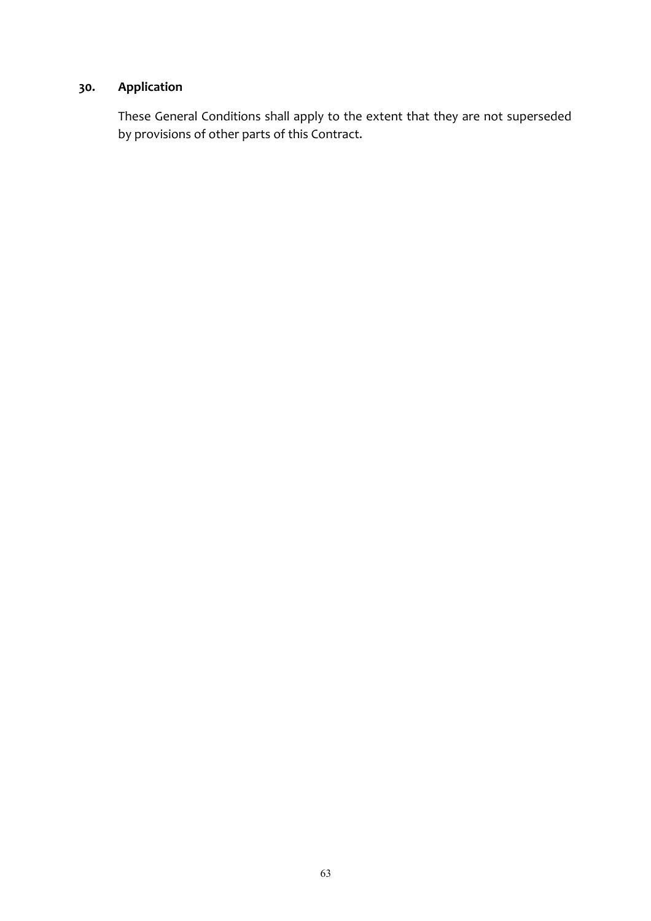## 30. Application

These General Conditions shall apply to the extent that they are not superseded by provisions of other parts of this Contract.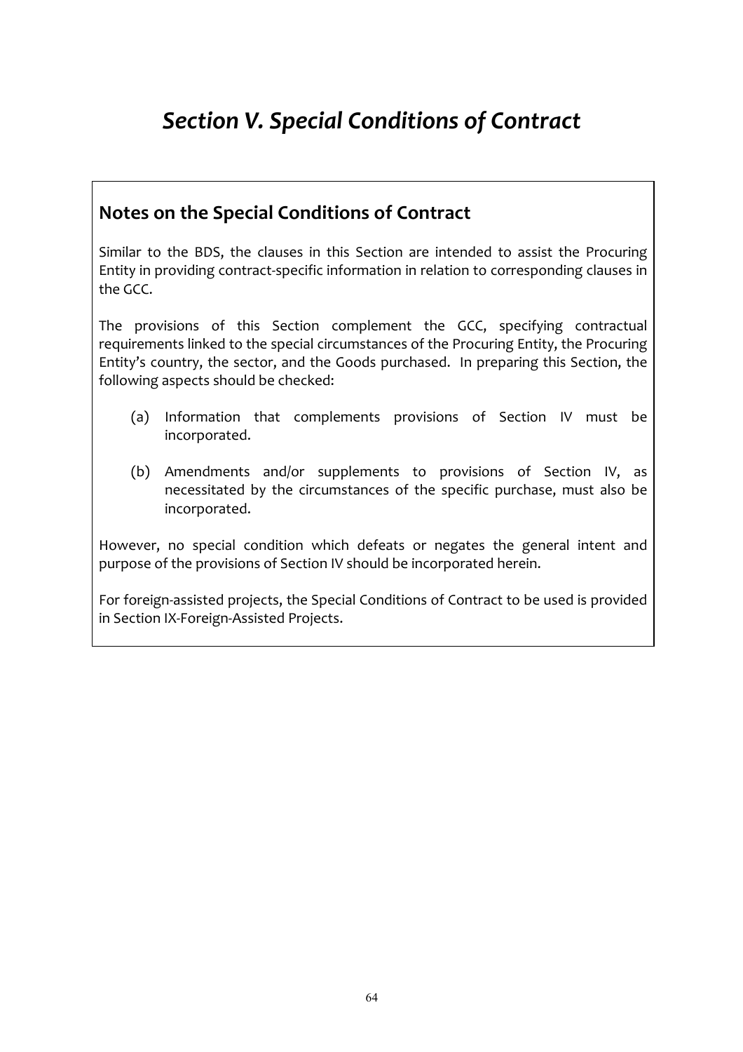# *Section V. Special Conditions of Contract*

## Notes on the Special Conditions of Contract

Similar to the BDS, the clauses in this Section are intended to assist the Procuring Entity in providing contract-specific information in relation to corresponding clauses in the GCC.

The provisions of this Section complement the GCC, specifying contractual requirements linked to the special circumstances of the Procuring Entity, the Procuring Entity's country, the sector, and the Goods purchased. In preparing this Section, the following aspects should be checked:

(a) Information that complements provisions of Section IV must be incorporated.

(b) Amendments and/or supplements to provisions of Section IV, as necessitated by the circumstances of the specific purchase, must also be incorporated.

However, no special condition which defeats or negates the general intent and purpose of the provisions of Section IV should be incorporated herein.

For foreign-assisted projects, the Special Conditions of Contract to be used is provided in Section IX-Foreign-Assisted Projects.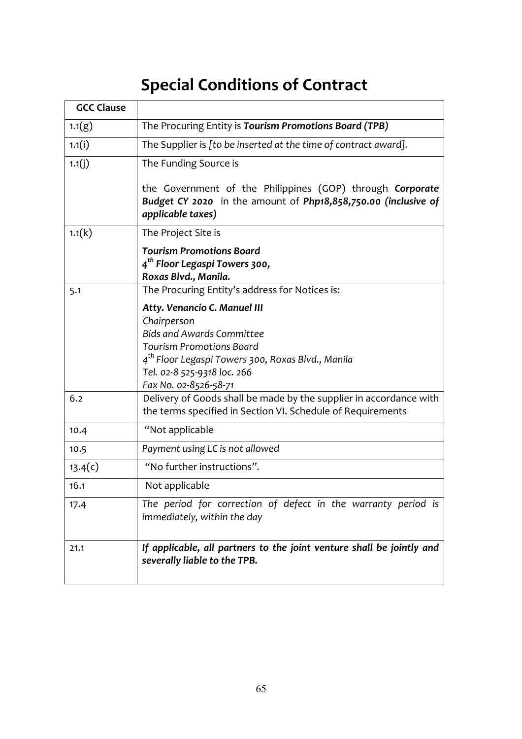# Special Conditions of Contract

| GCC Clause | |
|---|---|
| 1.1(g) | The Procuring Entity is ***Tourism Promotions Board (TPB)*** |
| 1.1(i) | The Supplier is *[to be inserted at the time of contract award].* |
| 1.1(j) | The Funding Source is<br><br>the Government of the Philippines (GOP) through ***Corporate Budget CY 2020*** in the amount of ***Php18,858,750.00 (inclusive of applicable taxes)*** |
| 1.1(k) | The Project Site is<br><br>***Tourism Promotions Board***<br>***4th Floor Legaspi Towers 300,***<br>***Roxas Blvd., Manila.*** |
| 5.1 | The Procuring Entity's address for Notices is:<br><br>***Atty. Venancio C. Manuel III***<br>*Chairperson*<br>*Bids and Awards Committee*<br>*Tourism Promotions Board*<br>*4th Floor Legaspi Towers 300, Roxas Blvd., Manila*<br>*Tel. 02-8 525-9318 loc. 266*<br>*Fax No. 02-8526-58-71* |
| 6.2 | Delivery of Goods shall be made by the supplier in accordance with the terms specified in Section VI. Schedule of Requirements |
| 10.4 | "Not applicable |
| 10.5 | *Payment using LC is not allowed* |
| 13.4(c) | "No further instructions". |
| 16.1 | Not applicable |
| 17.4 | *The period for correction of defect in the warranty period is immediately, within the day* |
| 21.1 | ***If applicable, all partners to the joint venture shall be jointly and severally liable to the TPB.*** |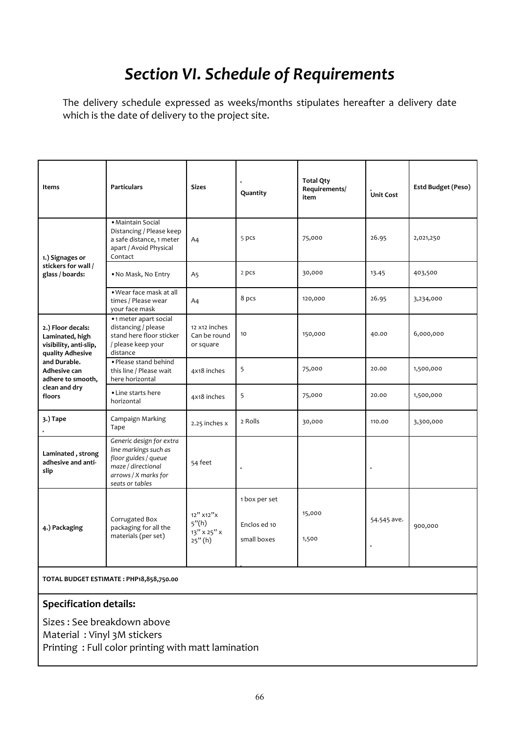# *Section VI. Schedule of Requirements*

The delivery schedule expressed as weeks/months stipulates hereafter a delivery date which is the date of delivery to the project site.

| Items | Particulars | Sizes | Quantity | Total Qty Requirements/ item | Unit Cost | Estd Budget (Peso) |
|---|---|---|---|---|---|---|
| **1.) Signages or stickers for wall / glass / boards:** | • Maintain Social Distancing / Please keep a safe distance, 1 meter apart / Avoid Physical Contact | A4 | 5 pcs | 75,000 | 26.95 | 2,021,250 |
| | • No Mask, No Entry | A5 | 2 pcs | 30,000 | 13.45 | 403,500 |
| | • Wear face mask at all times / Please wear your face mask | A4 | 8 pcs | 120,000 | 26.95 | 3,234,000 |
| **2.) Floor decals: Laminated, high visibility, anti-slip, quality Adhesive and Durable. Adhesive can adhere to smooth, clean and dry floors** | • 1 meter apart social distancing / please stand here floor sticker / please keep your distance | 12 x12 inches Can be round or square | 10 | 150,000 | 40.00 | 6,000,000 |
| | • Please stand behind this line / Please wait here horizontal | 4x18 inches | 5 | 75,000 | 20.00 | 1,500,000 |
| | • Line starts here horizontal | 4x18 inches | 5 | 75,000 | 20.00 | 1,500,000 |
| **3.) Tape** | Campaign Marking Tape | 2.25 inches x | 2 Rolls | 30,000 | 110.00 | 3,300,000 |
| **Laminated , strong adhesive and anti-slip** | *Generic design for extra line markings such as floor guides / queue maze / directional arrows / X marks for seats or tables* | 54 feet | | | | |
| **4.) Packaging** | Corrugated Box packaging for all the materials (per set) | 12" x12"x 5"(h) 13" x 25" x 25" (h) | 1 box per set<br>Enclos ed 10 small boxes | 15,000<br>1,500 | 54.545 ave. | 900,000 |
| **TOTAL BUDGET ESTIMATE : PHP18,858,750.00** | | | | | | |

**Specification details:**

Sizes : See breakdown above
Material : Vinyl 3M stickers
Printing : Full color printing with matt lamination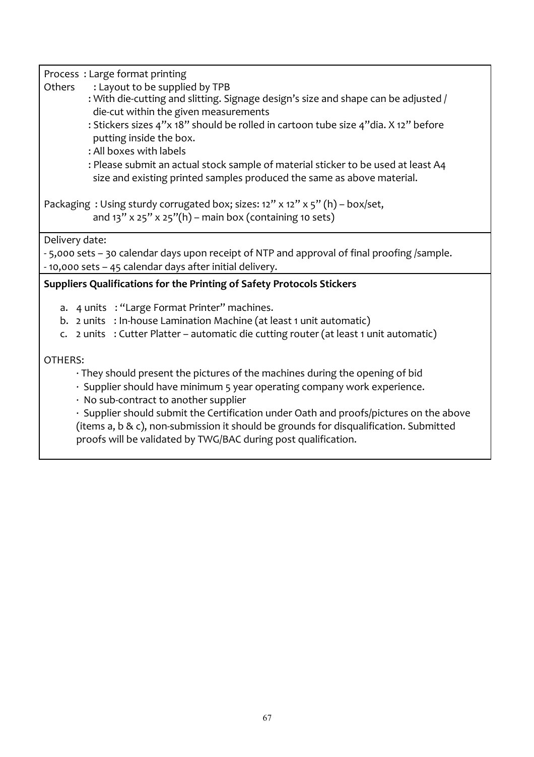Process : Large format printing

Others : Layout to be supplied by TPB

: With die-cutting and slitting. Signage design's size and shape can be adjusted / die-cut within the given measurements

: Stickers sizes 4"x 18" should be rolled in cartoon tube size 4"dia. X 12" before putting inside the box.

: All boxes with labels

: Please submit an actual stock sample of material sticker to be used at least A4 size and existing printed samples produced the same as above material.

Packaging : Using sturdy corrugated box; sizes: 12" x 12" x 5" (h) – box/set, and 13" x 25" x 25"(h) – main box (containing 10 sets)

Delivery date:

- 5,000 sets – 30 calendar days upon receipt of NTP and approval of final proofing /sample.
- 10,000 sets – 45 calendar days after initial delivery.

**Suppliers Qualifications for the Printing of Safety Protocols Stickers**

a. 4 units : "Large Format Printer" machines.
b. 2 units : In-house Lamination Machine (at least 1 unit automatic)
c. 2 units : Cutter Platter – automatic die cutting router (at least 1 unit automatic)

OTHERS:

- They should present the pictures of the machines during the opening of bid
- Supplier should have minimum 5 year operating company work experience.
- No sub-contract to another supplier
- Supplier should submit the Certification under Oath and proofs/pictures on the above (items a, b & c), non-submission it should be grounds for disqualification. Submitted proofs will be validated by TWG/BAC during post qualification.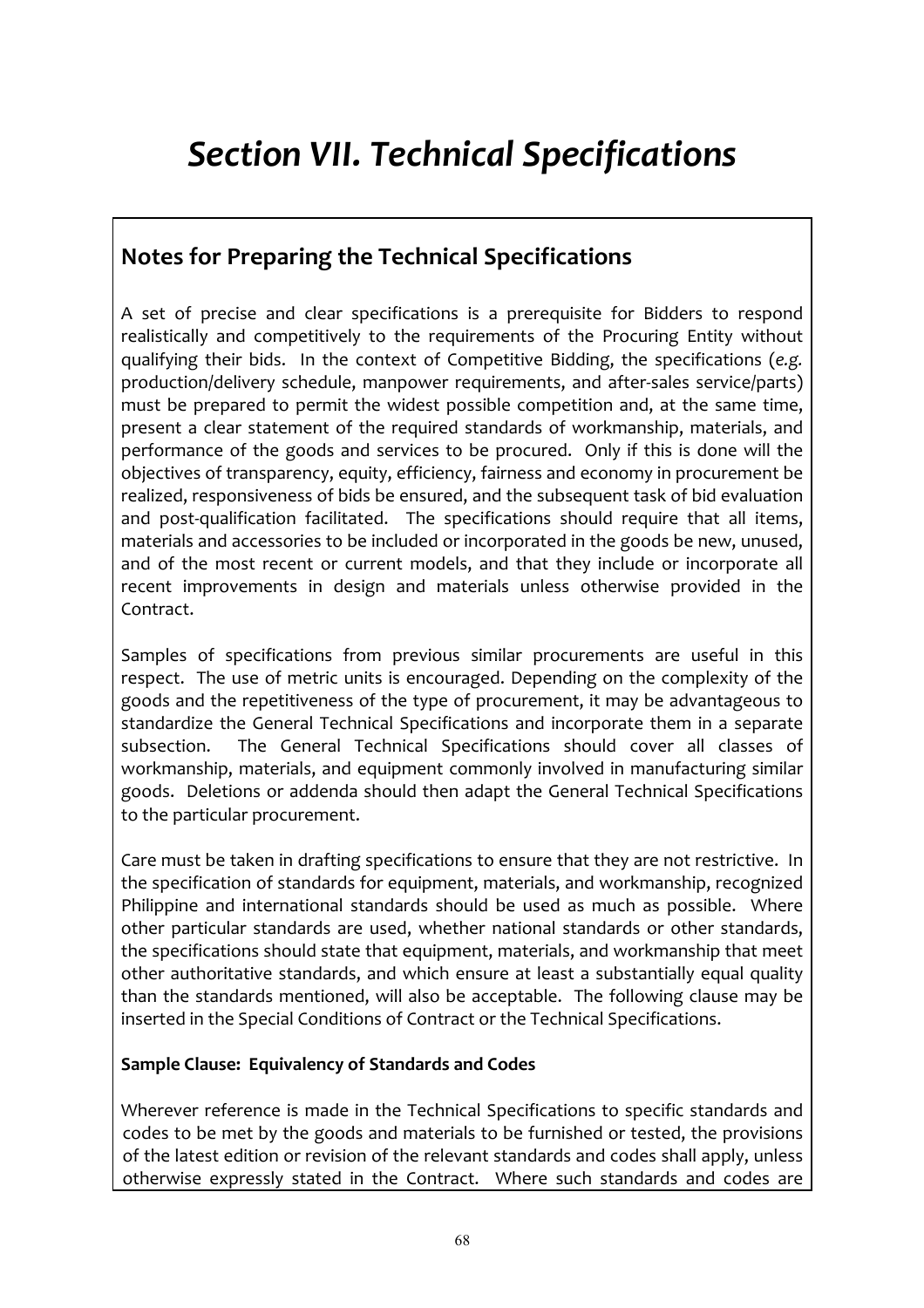# *Section VII. Technical Specifications*

## Notes for Preparing the Technical Specifications

A set of precise and clear specifications is a prerequisite for Bidders to respond realistically and competitively to the requirements of the Procuring Entity without qualifying their bids. In the context of Competitive Bidding, the specifications (*e.g.* production/delivery schedule, manpower requirements, and after-sales service/parts) must be prepared to permit the widest possible competition and, at the same time, present a clear statement of the required standards of workmanship, materials, and performance of the goods and services to be procured. Only if this is done will the objectives of transparency, equity, efficiency, fairness and economy in procurement be realized, responsiveness of bids be ensured, and the subsequent task of bid evaluation and post-qualification facilitated. The specifications should require that all items, materials and accessories to be included or incorporated in the goods be new, unused, and of the most recent or current models, and that they include or incorporate all recent improvements in design and materials unless otherwise provided in the Contract.

Samples of specifications from previous similar procurements are useful in this respect. The use of metric units is encouraged. Depending on the complexity of the goods and the repetitiveness of the type of procurement, it may be advantageous to standardize the General Technical Specifications and incorporate them in a separate subsection. The General Technical Specifications should cover all classes of workmanship, materials, and equipment commonly involved in manufacturing similar goods. Deletions or addenda should then adapt the General Technical Specifications to the particular procurement.

Care must be taken in drafting specifications to ensure that they are not restrictive. In the specification of standards for equipment, materials, and workmanship, recognized Philippine and international standards should be used as much as possible. Where other particular standards are used, whether national standards or other standards, the specifications should state that equipment, materials, and workmanship that meet other authoritative standards, and which ensure at least a substantially equal quality than the standards mentioned, will also be acceptable. The following clause may be inserted in the Special Conditions of Contract or the Technical Specifications.

**Sample Clause: Equivalency of Standards and Codes**

Wherever reference is made in the Technical Specifications to specific standards and codes to be met by the goods and materials to be furnished or tested, the provisions of the latest edition or revision of the relevant standards and codes shall apply, unless otherwise expressly stated in the Contract. Where such standards and codes are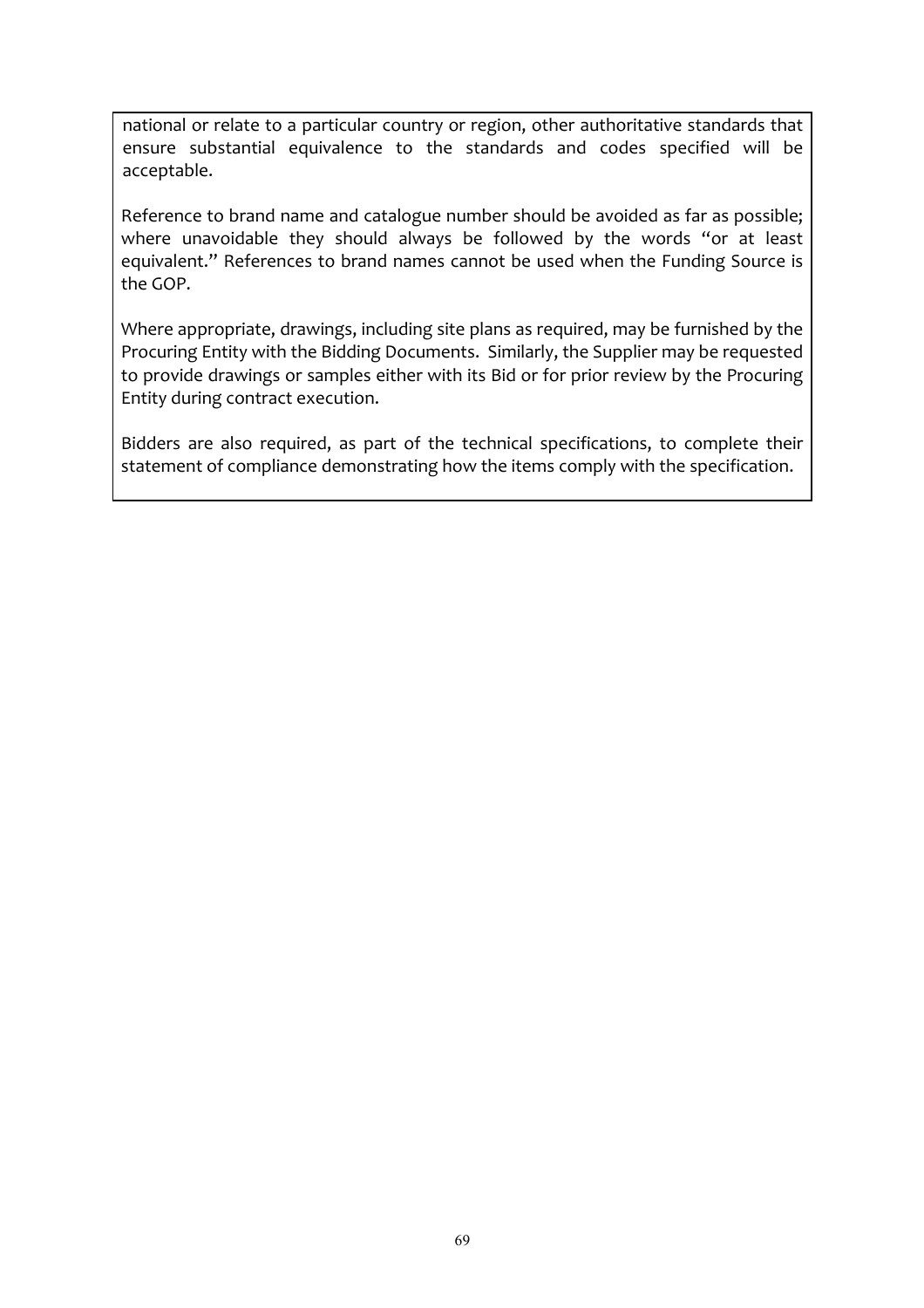national or relate to a particular country or region, other authoritative standards that ensure substantial equivalence to the standards and codes specified will be acceptable.

Reference to brand name and catalogue number should be avoided as far as possible; where unavoidable they should always be followed by the words "or at least equivalent." References to brand names cannot be used when the Funding Source is the GOP.

Where appropriate, drawings, including site plans as required, may be furnished by the Procuring Entity with the Bidding Documents. Similarly, the Supplier may be requested to provide drawings or samples either with its Bid or for prior review by the Procuring Entity during contract execution.

Bidders are also required, as part of the technical specifications, to complete their statement of compliance demonstrating how the items comply with the specification.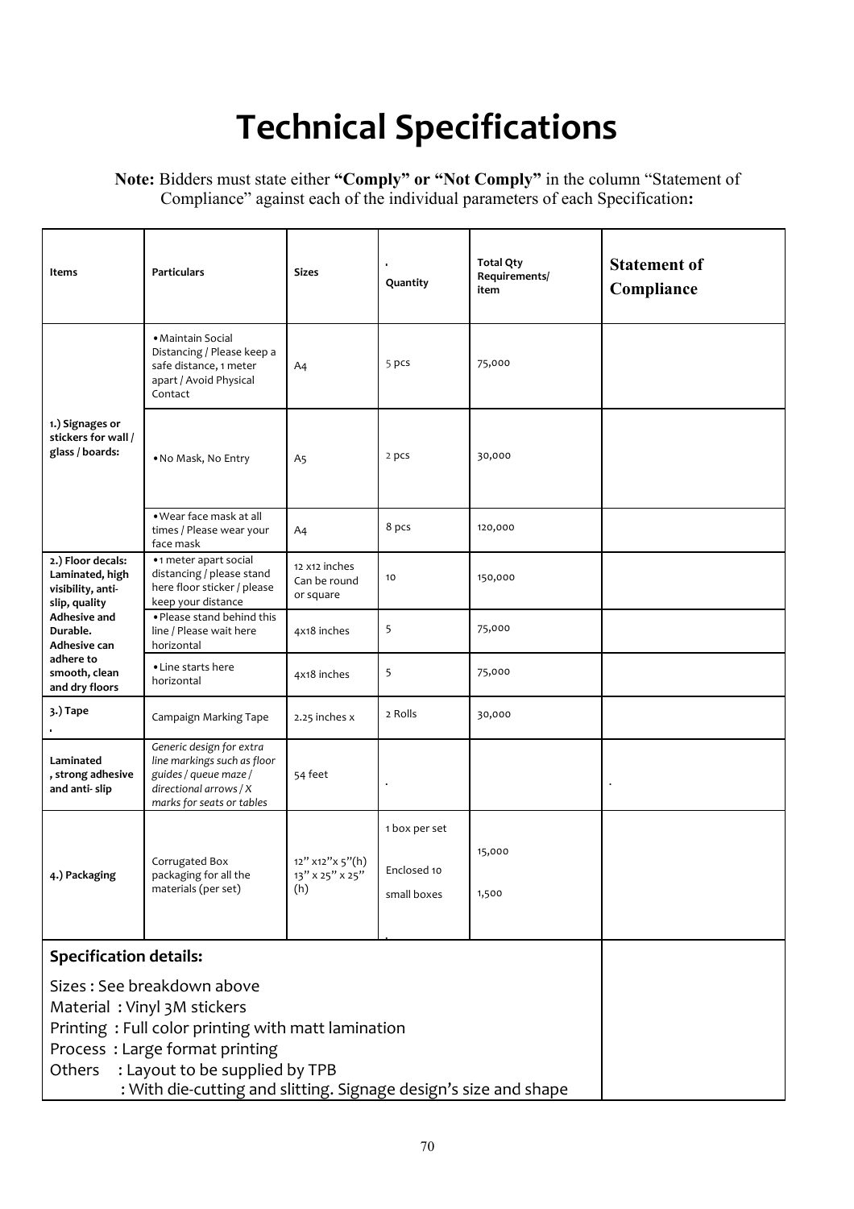# Technical Specifications

**Note:** Bidders must state either **"Comply" or "Not Comply"** in the column "Statement of Compliance" against each of the individual parameters of each Specification**:**

| Items | Particulars | Sizes | Quantity | Total Qty Requirements/ item | Statement of Compliance |
|---|---|---|---|---|---|
| **1.) Signages or stickers for wall / glass / boards:** | • Maintain Social Distancing / Please keep a safe distance, 1 meter apart / Avoid Physical Contact | A4 | 5 pcs | 75,000 | |
| | • No Mask, No Entry | A5 | 2 pcs | 30,000 | |
| | • Wear face mask at all times / Please wear your face mask | A4 | 8 pcs | 120,000 | |
| **2.) Floor decals: Laminated, high visibility, anti-slip, quality Adhesive and Durable. Adhesive can adhere to smooth, clean and dry floors** | • 1 meter apart social distancing / please stand here floor sticker / please keep your distance | 12 x12 inches Can be round or square | 10 | 150,000 | |
| | • Please stand behind this line / Please wait here horizontal | 4x18 inches | 5 | 75,000 | |
| | • Line starts here horizontal | 4x18 inches | 5 | 75,000 | |
| **3.) Tape** | Campaign Marking Tape | 2.25 inches x | 2 Rolls | 30,000 | |
| **Laminated , strong adhesive and anti- slip** | *Generic design for extra line markings such as floor guides / queue maze / directional arrows / X marks for seats or tables* | 54 feet | . | | . |
| **4.) Packaging** | Corrugated Box packaging for all the materials (per set) | 12" x12"x 5"(h) 13" x 25" x 25" (h) | 1 box per set<br>Enclosed 10 small boxes | 15,000<br>1,500 | |

| **Specification details:**<br><br>Sizes : See breakdown above<br>Material : Vinyl 3M stickers<br>Printing : Full color printing with matt lamination<br>Process : Large format printing<br>Others : Layout to be supplied by TPB<br>: With die-cutting and slitting. Signage design's size and shape | |
|---|---|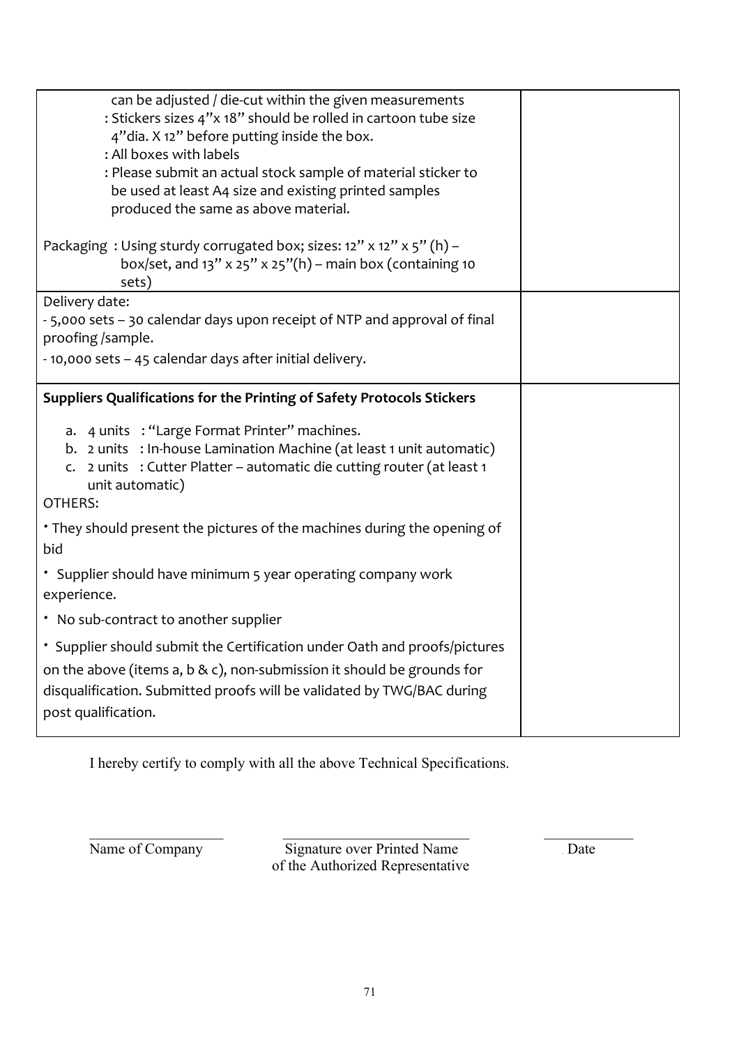| | |
|---|---|
| can be adjusted / die-cut within the given measurements<br>: Stickers sizes 4"x 18" should be rolled in cartoon tube size 4"dia. X 12" before putting inside the box.<br>: All boxes with labels<br>: Please submit an actual stock sample of material sticker to be used at least A4 size and existing printed samples produced the same as above material.<br><br>Packaging : Using sturdy corrugated box; sizes: 12" x 12" x 5" (h) – box/set, and 13" x 25" x 25"(h) – main box (containing 10 sets) | |
| Delivery date:<br>- 5,000 sets – 30 calendar days upon receipt of NTP and approval of final proofing /sample.<br>- 10,000 sets – 45 calendar days after initial delivery. | |
| **Suppliers Qualifications for the Printing of Safety Protocols Stickers**<br><br>a. 4 units : "Large Format Printer" machines.<br>b. 2 units : In-house Lamination Machine (at least 1 unit automatic)<br>c. 2 units : Cutter Platter – automatic die cutting router (at least 1 unit automatic)<br><br>OTHERS:<br><br>• They should present the pictures of the machines during the opening of bid<br><br>• Supplier should have minimum 5 year operating company work experience.<br><br>• No sub-contract to another supplier<br><br>• Supplier should submit the Certification under Oath and proofs/pictures on the above (items a, b & c), non-submission it should be grounds for disqualification. Submitted proofs will be validated by TWG/BAC during post qualification. | |

I hereby certify to comply with all the above Technical Specifications.

| ___________________ | __________________________ | ____________ |
|---|---|---|
| Name of Company | Signature over Printed Name of the Authorized Representative | Date |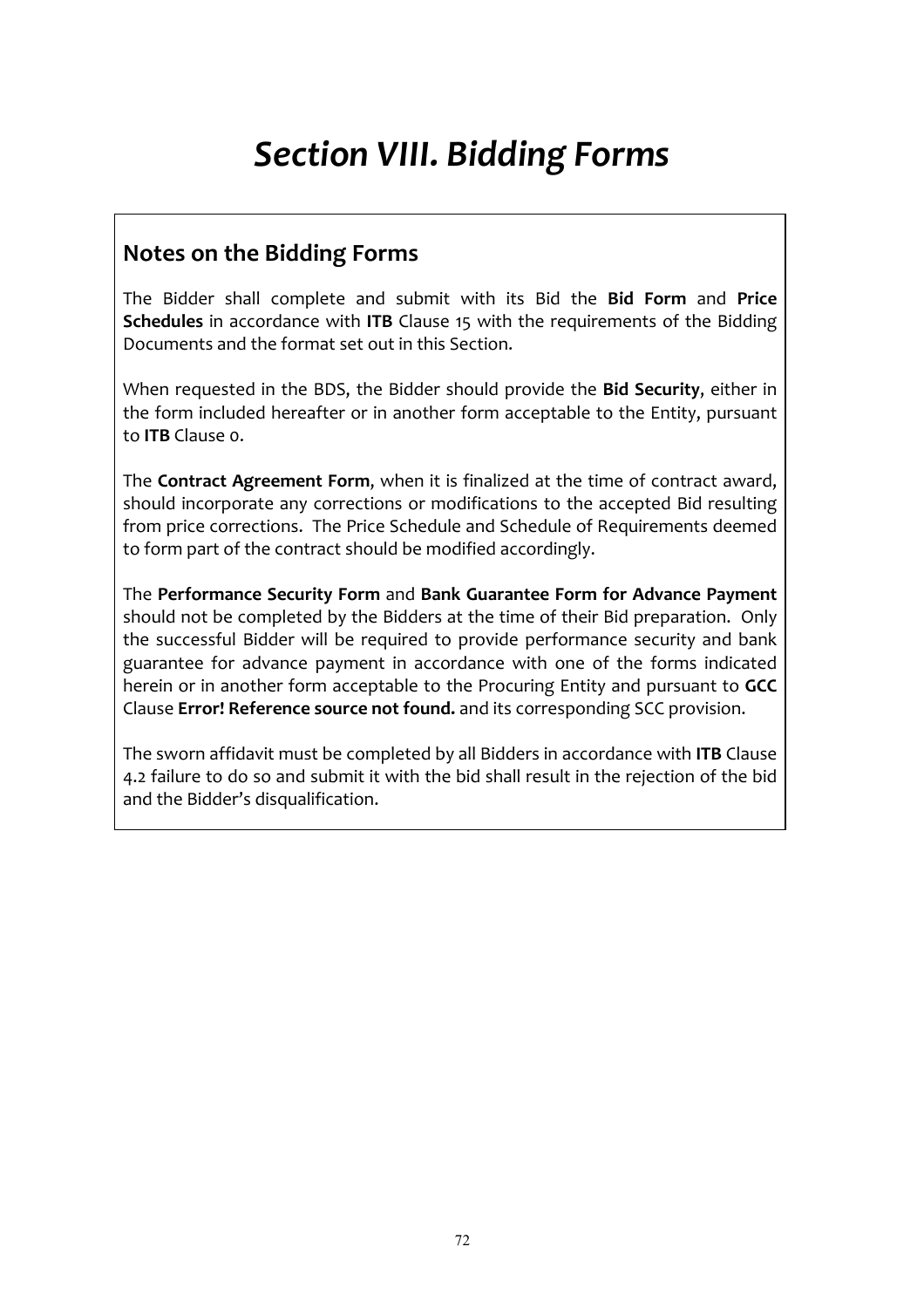# *Section VIII. Bidding Forms*

## Notes on the Bidding Forms

The Bidder shall complete and submit with its Bid the **Bid Form** and **Price Schedules** in accordance with **ITB** Clause 15 with the requirements of the Bidding Documents and the format set out in this Section.

When requested in the BDS, the Bidder should provide the **Bid Security**, either in the form included hereafter or in another form acceptable to the Entity, pursuant to **ITB** Clause 0.

The **Contract Agreement Form**, when it is finalized at the time of contract award, should incorporate any corrections or modifications to the accepted Bid resulting from price corrections. The Price Schedule and Schedule of Requirements deemed to form part of the contract should be modified accordingly.

The **Performance Security Form** and **Bank Guarantee Form for Advance Payment** should not be completed by the Bidders at the time of their Bid preparation. Only the successful Bidder will be required to provide performance security and bank guarantee for advance payment in accordance with one of the forms indicated herein or in another form acceptable to the Procuring Entity and pursuant to **GCC** Clause **Error! Reference source not found.** and its corresponding SCC provision.

The sworn affidavit must be completed by all Bidders in accordance with **ITB** Clause 4.2 failure to do so and submit it with the bid shall result in the rejection of the bid and the Bidder's disqualification.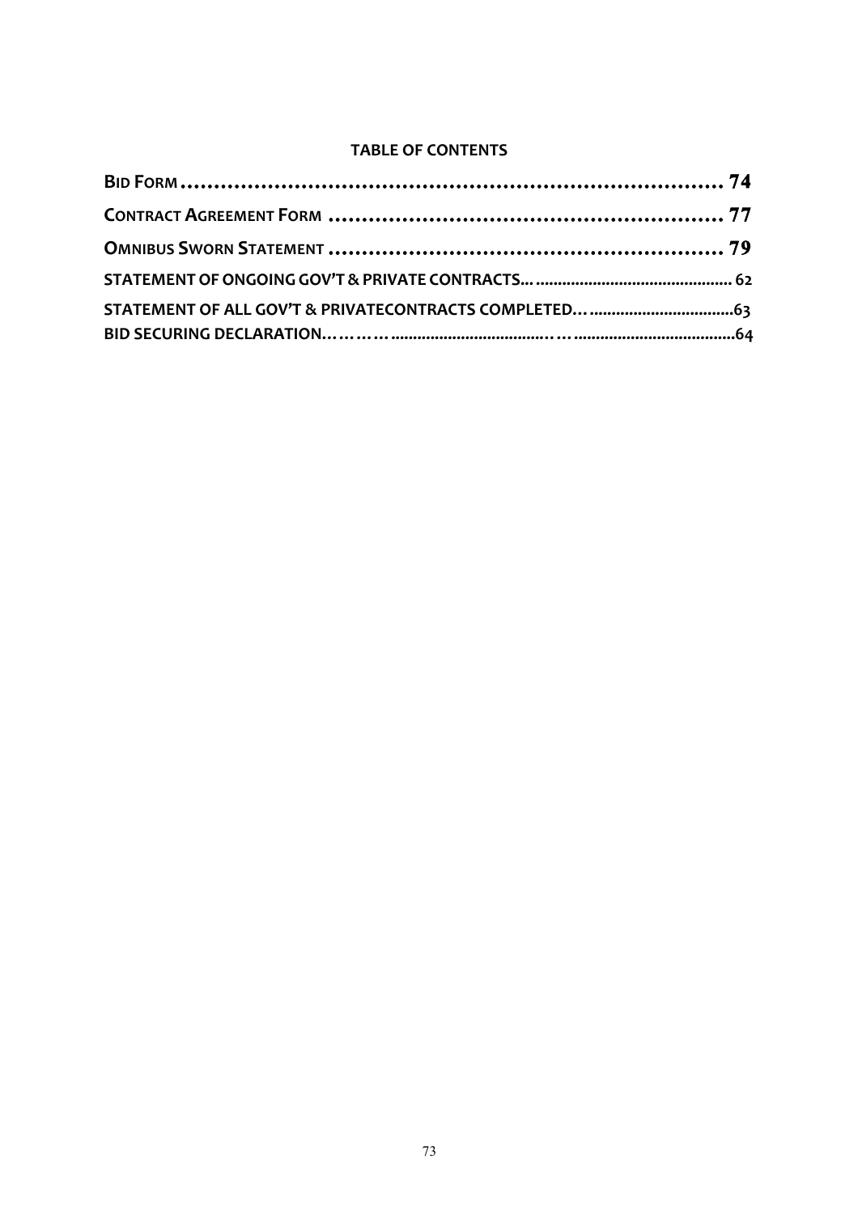**TABLE OF CONTENTS**

**BID FORM ........................................................................ 74**

**CONTRACT AGREEMENT FORM ................................................ 77**

**OMNIBUS SWORN STATEMENT ................................................ 79**

**STATEMENT OF ONGOING GOV'T & PRIVATE CONTRACTS... ............................................ 62**

**STATEMENT OF ALL GOV'T & PRIVATECONTRACTS COMPLETED… ................................63**

**BID SECURING DECLARATION……… ..................................... … .....................................64**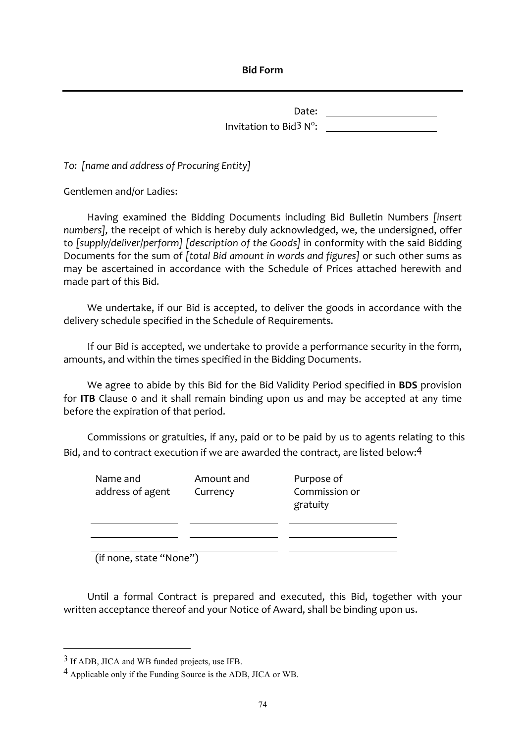**Bid Form**

---

Date: \_\_\_\_\_\_\_\_\_\_\_\_\_\_\_\_\_\_\_\_

Invitation to Bid[3] N°: \_\_\_\_\_\_\_\_\_\_\_\_\_\_\_\_\_\_\_\_

*To: [name and address of Procuring Entity]*

Gentlemen and/or Ladies:

Having examined the Bidding Documents including Bid Bulletin Numbers *[insert numbers]*, the receipt of which is hereby duly acknowledged, we, the undersigned, offer to *[supply/deliver/perform] [description of the Goods]* in conformity with the said Bidding Documents for the sum of *[total Bid amount in words and figures]* or such other sums as may be ascertained in accordance with the Schedule of Prices attached herewith and made part of this Bid.

We undertake, if our Bid is accepted, to deliver the goods in accordance with the delivery schedule specified in the Schedule of Requirements.

If our Bid is accepted, we undertake to provide a performance security in the form, amounts, and within the times specified in the Bidding Documents.

We agree to abide by this Bid for the Bid Validity Period specified in **BDS** provision for **ITB** Clause 0 and it shall remain binding upon us and may be accepted at any time before the expiration of that period.

Commissions or gratuities, if any, paid or to be paid by us to agents relating to this Bid, and to contract execution if we are awarded the contract, are listed below:[4]

| Name and address of agent | Amount and Currency | Purpose of Commission or gratuity |
|---|---|---|
| | | |
| | | |
| | | |

(if none, state "None")

Until a formal Contract is prepared and executed, this Bid, together with your written acceptance thereof and your Notice of Award, shall be binding upon us.

---

[3] If ADB, JICA and WB funded projects, use IFB.

[4] Applicable only if the Funding Source is the ADB, JICA or WB.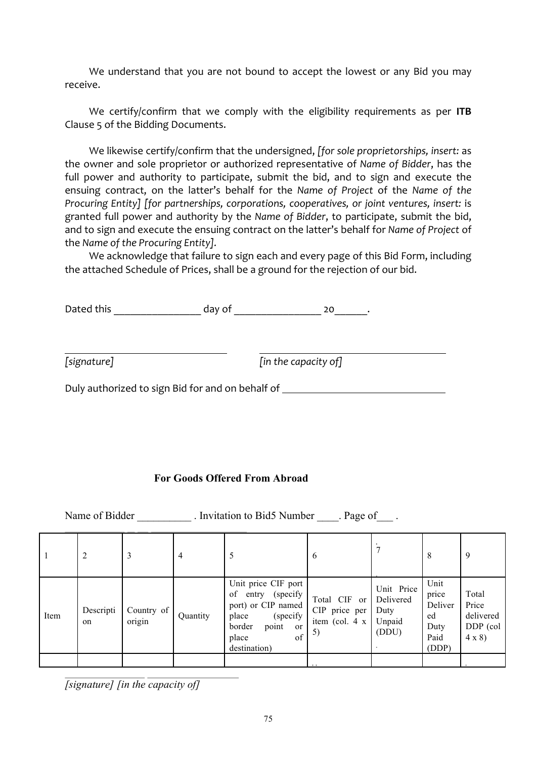We understand that you are not bound to accept the lowest or any Bid you may receive.

We certify/confirm that we comply with the eligibility requirements as per **ITB** Clause 5 of the Bidding Documents.

We likewise certify/confirm that the undersigned, *[for sole proprietorships, insert:* as the owner and sole proprietor or authorized representative of *Name of Bidder*, has the full power and authority to participate, submit the bid, and to sign and execute the ensuing contract, on the latter's behalf for the *Name of Project* of the *Name of the Procuring Entity] [for partnerships, corporations, cooperatives, or joint ventures, insert:* is granted full power and authority by the *Name of Bidder*, to participate, submit the bid, and to sign and execute the ensuing contract on the latter's behalf for *Name of Project* of the *Name of the Procuring Entity].*

We acknowledge that failure to sign each and every page of this Bid Form, including the attached Schedule of Prices, shall be a ground for the rejection of our bid.

Dated this \_\_\_\_\_\_\_\_\_\_\_\_\_\_\_\_ day of \_\_\_\_\_\_\_\_\_\_\_\_\_\_\_\_ 20\_\_\_\_\_\_.

\_\_\_\_\_\_\_\_\_\_\_\_\_\_\_\_\_\_\_\_\_\_\_\_\_\_\_\_\_\_ \_\_\_\_\_\_\_\_\_\_\_\_\_\_\_\_\_\_\_\_\_\_\_\_\_\_\_\_\_\_\_\_\_\_

*[signature]* *[in the capacity of]*

Duly authorized to sign Bid for and on behalf of \_\_\_\_\_\_\_\_\_\_\_\_\_\_\_\_\_\_\_\_\_\_\_\_\_\_\_\_\_\_

**For Goods Offered From Abroad**

Name of Bidder \_\_\_\_\_\_\_\_\_\_ . Invitation to Bid5 Number \_\_\_\_. Page of\_\_\_ .

| 1 | 2 | 3 | 4 | 5 | 6 | 7 | 8 | 9 |
|---|---|---|---|---|---|---|---|---|
| Item | Description | Country of origin | Quantity | Unit price CIF port of entry (specify port) or CIP named place (specify border point or place of destination) | Total CIF or CIP price per item (col. 4 x 5) | Unit Price Delivered Duty Unpaid (DDU) | Unit price Delivered Duty Paid (DDP) | Total Price delivered DDP (col 4 x 8) |
| | | | | | | | | |

*[signature] [in the capacity of]*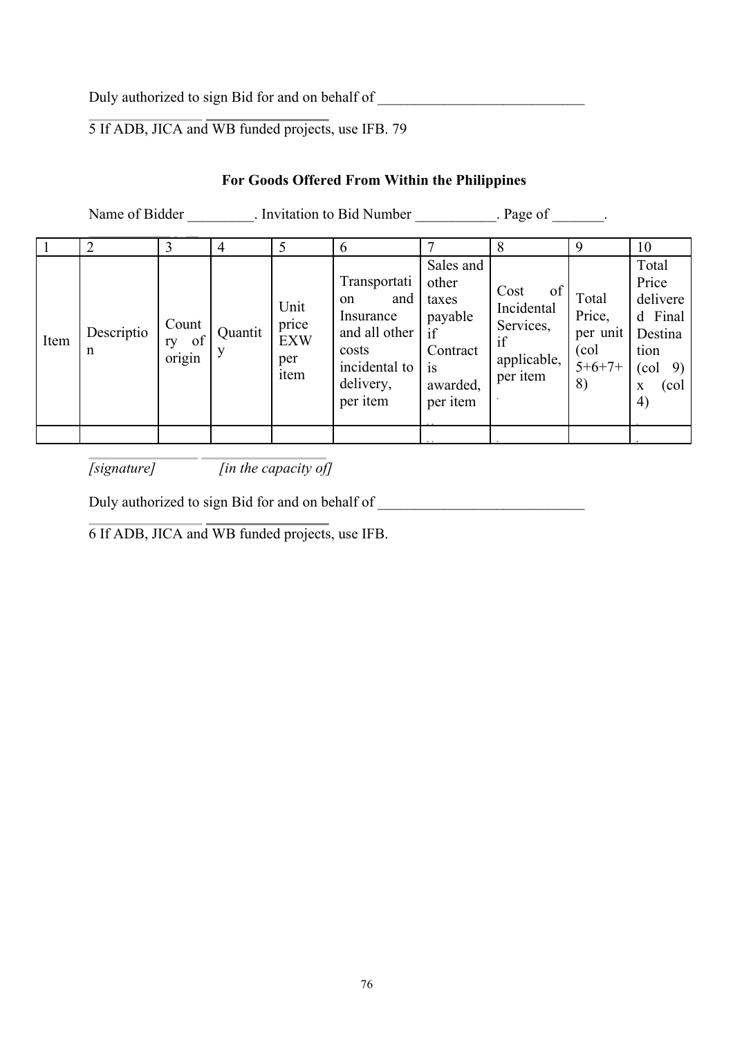Duly authorized to sign Bid for and on behalf of ____________________________

5 If ADB, JICA and WB funded projects, use IFB. 79

**For Goods Offered From Within the Philippines**

Name of Bidder _________. Invitation to Bid Number ___________. Page of _______.

| 1 | 2 | 3 | 4 | 5 | 6 | 7 | 8 | 9 | 10 |
|---|---|---|---|---|---|---|---|---|---|
| Item | Description | Country of origin | Quantity | Unit price EXW per item | Transportation and Insurance and all other costs incidental to delivery, per item | Sales and other taxes payable if Contract is awarded, per item | Cost of Incidental Services, if applicable, per item | Total Price, per unit (col 5+6+7+8) | Total Price delivered Final Destination (col 9) x (col 4) |
| | | | | | | | | | |

*[signature]* *[in the capacity of]*

Duly authorized to sign Bid for and on behalf of ____________________________

6 If ADB, JICA and WB funded projects, use IFB.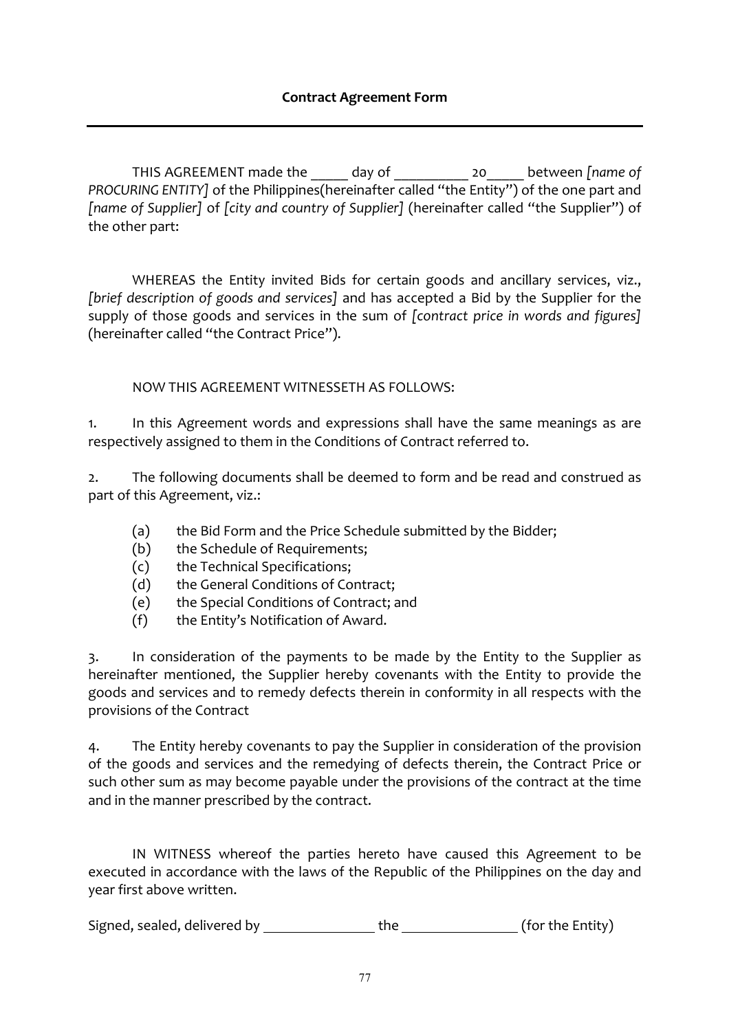**Contract Agreement Form**

---

THIS AGREEMENT made the _____ day of __________ 20_____ between *[name of PROCURING ENTITY]* of the Philippines(hereinafter called "the Entity") of the one part and *[name of Supplier]* of *[city and country of Supplier]* (hereinafter called "the Supplier") of the other part:

WHEREAS the Entity invited Bids for certain goods and ancillary services, viz., *[brief description of goods and services]* and has accepted a Bid by the Supplier for the supply of those goods and services in the sum of *[contract price in words and figures]* (hereinafter called "the Contract Price").

NOW THIS AGREEMENT WITNESSETH AS FOLLOWS:

1. In this Agreement words and expressions shall have the same meanings as are respectively assigned to them in the Conditions of Contract referred to.

2. The following documents shall be deemed to form and be read and construed as part of this Agreement, viz.:

   (a) the Bid Form and the Price Schedule submitted by the Bidder;
   (b) the Schedule of Requirements;
   (c) the Technical Specifications;
   (d) the General Conditions of Contract;
   (e) the Special Conditions of Contract; and
   (f) the Entity's Notification of Award.

3. In consideration of the payments to be made by the Entity to the Supplier as hereinafter mentioned, the Supplier hereby covenants with the Entity to provide the goods and services and to remedy defects therein in conformity in all respects with the provisions of the Contract

4. The Entity hereby covenants to pay the Supplier in consideration of the provision of the goods and services and the remedying of defects therein, the Contract Price or such other sum as may become payable under the provisions of the contract at the time and in the manner prescribed by the contract.

IN WITNESS whereof the parties hereto have caused this Agreement to be executed in accordance with the laws of the Republic of the Philippines on the day and year first above written.

Signed, sealed, delivered by ________________ the ________________ (for the Entity)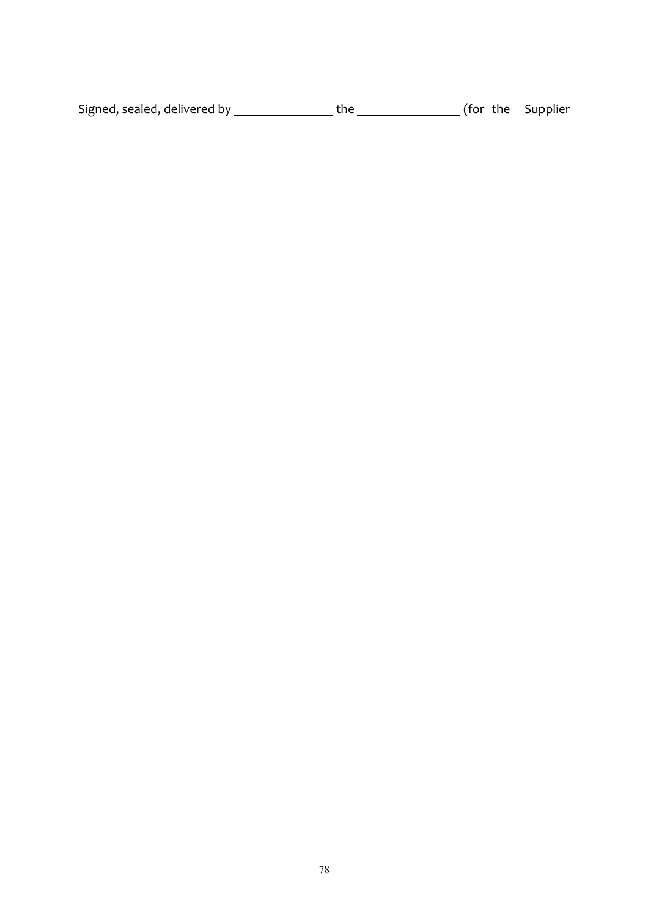Signed, sealed, delivered by ________________ the ________________ (for the Supplier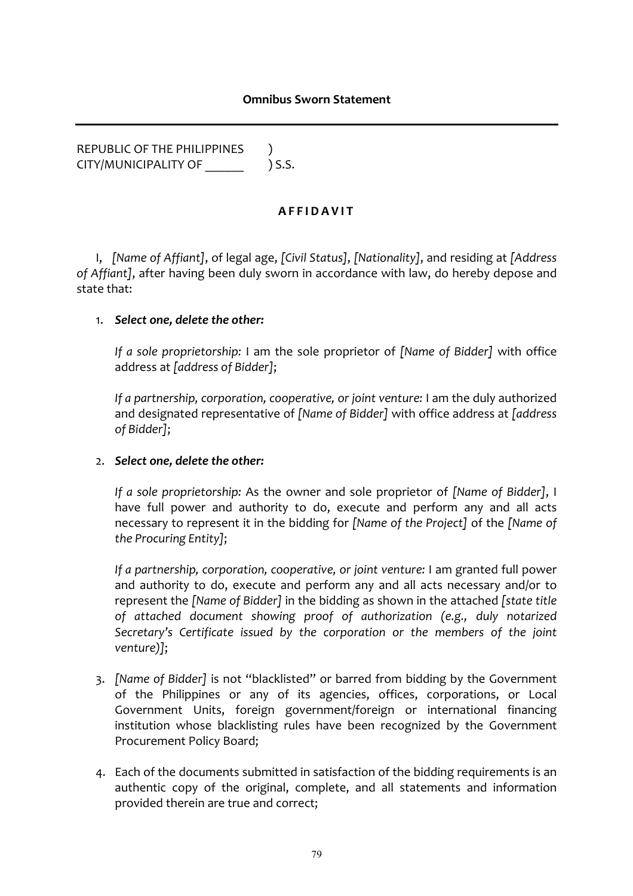**Omnibus Sworn Statement**

---

REPUBLIC OF THE PHILIPPINES )
CITY/MUNICIPALITY OF ______ ) S.S.

**A F F I D A V I T**

I, *[Name of Affiant]*, of legal age, *[Civil Status]*, *[Nationality]*, and residing at *[Address of Affiant]*, after having been duly sworn in accordance with law, do hereby depose and state that:

1. ***Select one, delete the other:***

   *If a sole proprietorship:* I am the sole proprietor of *[Name of Bidder]* with office address at *[address of Bidder]*;

   *If a partnership, corporation, cooperative, or joint venture:* I am the duly authorized and designated representative of *[Name of Bidder]* with office address at *[address of Bidder]*;

2. ***Select one, delete the other:***

   *If a sole proprietorship:* As the owner and sole proprietor of *[Name of Bidder]*, I have full power and authority to do, execute and perform any and all acts necessary to represent it in the bidding for *[Name of the Project]* of the *[Name of the Procuring Entity]*;

   *If a partnership, corporation, cooperative, or joint venture:* I am granted full power and authority to do, execute and perform any and all acts necessary and/or to represent the *[Name of Bidder]* in the bidding as shown in the attached *[state title of attached document showing proof of authorization (e.g., duly notarized Secretary's Certificate issued by the corporation or the members of the joint venture)]*;

3. *[Name of Bidder]* is not "blacklisted" or barred from bidding by the Government of the Philippines or any of its agencies, offices, corporations, or Local Government Units, foreign government/foreign or international financing institution whose blacklisting rules have been recognized by the Government Procurement Policy Board;

4. Each of the documents submitted in satisfaction of the bidding requirements is an authentic copy of the original, complete, and all statements and information provided therein are true and correct;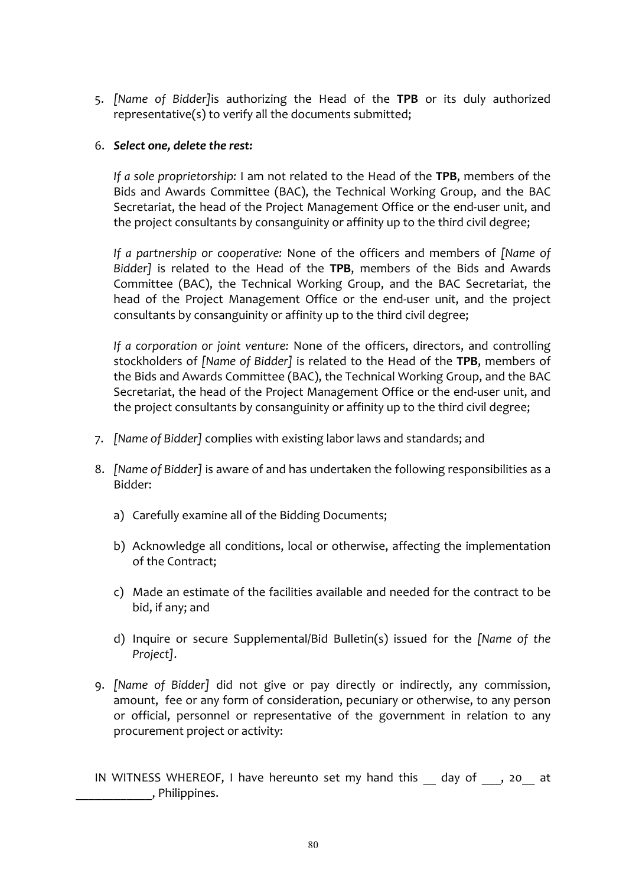5. *[Name of Bidder]*is authorizing the Head of the **TPB** or its duly authorized representative(s) to verify all the documents submitted;

6. ***Select one, delete the rest:***

   *If a sole proprietorship:* I am not related to the Head of the **TPB**, members of the Bids and Awards Committee (BAC), the Technical Working Group, and the BAC Secretariat, the head of the Project Management Office or the end-user unit, and the project consultants by consanguinity or affinity up to the third civil degree;

   *If a partnership or cooperative:* None of the officers and members of *[Name of Bidder]* is related to the Head of the **TPB**, members of the Bids and Awards Committee (BAC), the Technical Working Group, and the BAC Secretariat, the head of the Project Management Office or the end-user unit, and the project consultants by consanguinity or affinity up to the third civil degree;

   *If a corporation or joint venture:* None of the officers, directors, and controlling stockholders of *[Name of Bidder]* is related to the Head of the **TPB**, members of the Bids and Awards Committee (BAC), the Technical Working Group, and the BAC Secretariat, the head of the Project Management Office or the end-user unit, and the project consultants by consanguinity or affinity up to the third civil degree;

7. *[Name of Bidder]* complies with existing labor laws and standards; and

8. *[Name of Bidder]* is aware of and has undertaken the following responsibilities as a Bidder:

   a) Carefully examine all of the Bidding Documents;

   b) Acknowledge all conditions, local or otherwise, affecting the implementation of the Contract;

   c) Made an estimate of the facilities available and needed for the contract to be bid, if any; and

   d) Inquire or secure Supplemental/Bid Bulletin(s) issued for the *[Name of the Project]*.

9. *[Name of Bidder]* did not give or pay directly or indirectly, any commission, amount, fee or any form of consideration, pecuniary or otherwise, to any person or official, personnel or representative of the government in relation to any procurement project or activity:

IN WITNESS WHEREOF, I have hereunto set my hand this __ day of ___, 20__ at ____________, Philippines.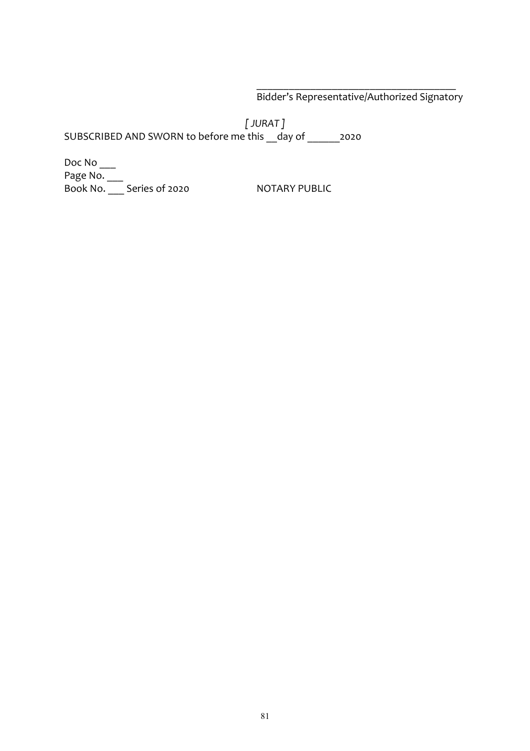_______________________________________
Bidder's Representative/Authorized Signatory

*[ JURAT ]*

SUBSCRIBED AND SWORN to before me this __day of ______2020

Doc No ___
Page No. ___
Book No. ___ Series of 2020 NOTARY PUBLIC